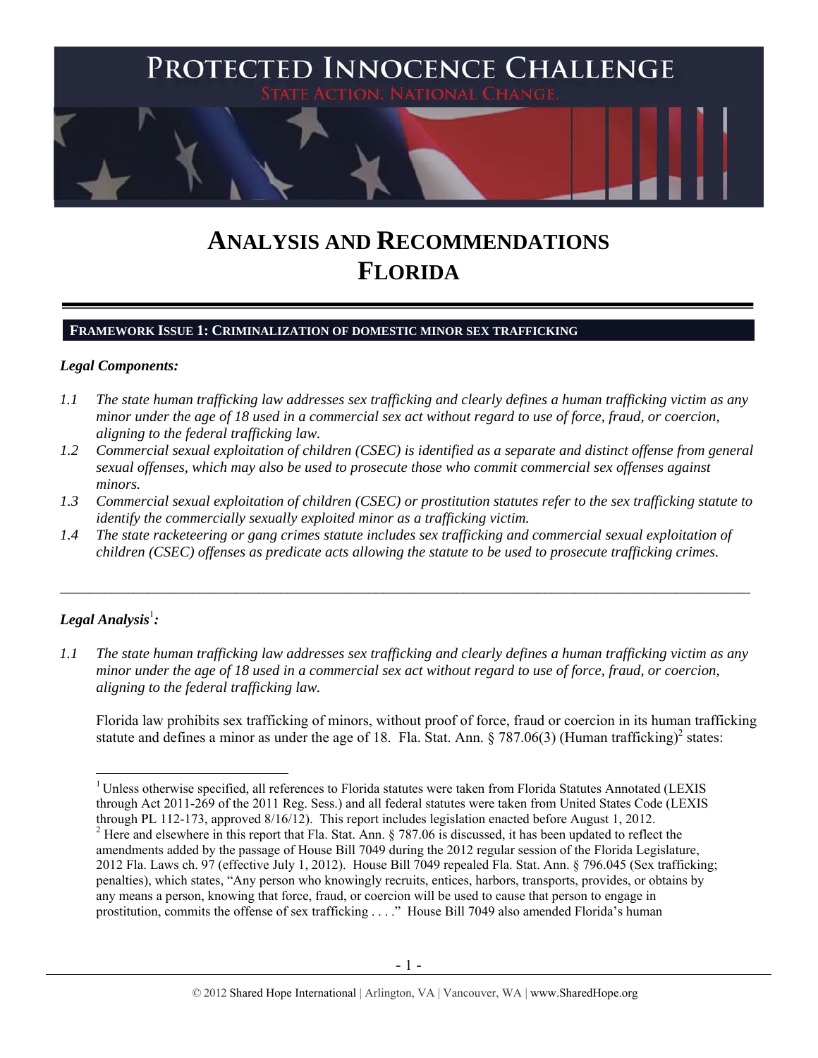# PROTECTED INNOCENCE CHALLENGE

STATE ACTION. NATIONAL CHANGE.

# ANALYSIS AND RECOMMENDATIONS
# FLORIDA

## FRAMEWORK ISSUE 1: CRIMINALIZATION OF DOMESTIC MINOR SEX TRAFFICKING

***Legal Components:***

*1.1 The state human trafficking law addresses sex trafficking and clearly defines a human trafficking victim as any minor under the age of 18 used in a commercial sex act without regard to use of force, fraud, or coercion, aligning to the federal trafficking law.*

*1.2 Commercial sexual exploitation of children (CSEC) is identified as a separate and distinct offense from general sexual offenses, which may also be used to prosecute those who commit commercial sex offenses against minors.*

*1.3 Commercial sexual exploitation of children (CSEC) or prostitution statutes refer to the sex trafficking statute to identify the commercially sexually exploited minor as a trafficking victim.*

*1.4 The state racketeering or gang crimes statute includes sex trafficking and commercial sexual exploitation of children (CSEC) offenses as predicate acts allowing the statute to be used to prosecute trafficking crimes.*

---

***Legal Analysis*[1]*:***

*1.1 The state human trafficking law addresses sex trafficking and clearly defines a human trafficking victim as any minor under the age of 18 used in a commercial sex act without regard to use of force, fraud, or coercion, aligning to the federal trafficking law.*

Florida law prohibits sex trafficking of minors, without proof of force, fraud or coercion in its human trafficking statute and defines a minor as under the age of 18. Fla. Stat. Ann. § 787.06(3) (Human trafficking)[2] states:

---

[1] Unless otherwise specified, all references to Florida statutes were taken from Florida Statutes Annotated (LEXIS through Act 2011-269 of the 2011 Reg. Sess.) and all federal statutes were taken from United States Code (LEXIS through PL 112-173, approved 8/16/12). This report includes legislation enacted before August 1, 2012.

[2] Here and elsewhere in this report that Fla. Stat. Ann. § 787.06 is discussed, it has been updated to reflect the amendments added by the passage of House Bill 7049 during the 2012 regular session of the Florida Legislature, 2012 Fla. Laws ch. 97 (effective July 1, 2012). House Bill 7049 repealed Fla. Stat. Ann. § 796.045 (Sex trafficking; penalties), which states, "Any person who knowingly recruits, entices, harbors, transports, provides, or obtains by any means a person, knowing that force, fraud, or coercion will be used to cause that person to engage in prostitution, commits the offense of sex trafficking . . . ." House Bill 7049 also amended Florida's human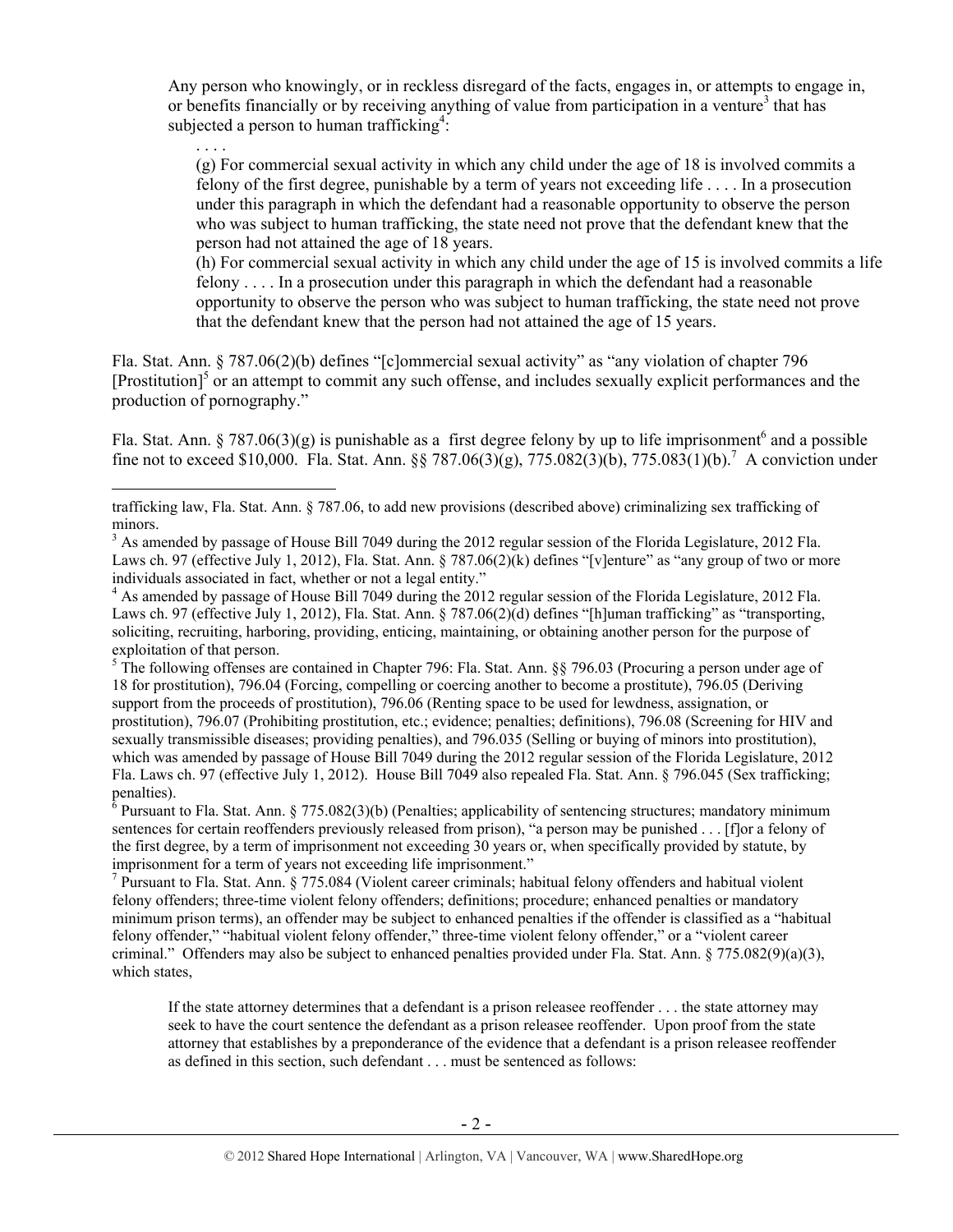> Any person who knowingly, or in reckless disregard of the facts, engages in, or attempts to engage in, or benefits financially or by receiving anything of value from participation in a venture[3] that has subjected a person to human trafficking[4]:
>
> . . . .
>
> (g) For commercial sexual activity in which any child under the age of 18 is involved commits a felony of the first degree, punishable by a term of years not exceeding life . . . . In a prosecution under this paragraph in which the defendant had a reasonable opportunity to observe the person who was subject to human trafficking, the state need not prove that the defendant knew that the person had not attained the age of 18 years.
>
> (h) For commercial sexual activity in which any child under the age of 15 is involved commits a life felony . . . . In a prosecution under this paragraph in which the defendant had a reasonable opportunity to observe the person who was subject to human trafficking, the state need not prove that the defendant knew that the person had not attained the age of 15 years.

Fla. Stat. Ann. § 787.06(2)(b) defines "[c]ommercial sexual activity" as "any violation of chapter 796 [Prostitution][5] or an attempt to commit any such offense, and includes sexually explicit performances and the production of pornography."

Fla. Stat. Ann. § 787.06(3)(g) is punishable as a first degree felony by up to life imprisonment[6] and a possible fine not to exceed $10,000. Fla. Stat. Ann. §§ 787.06(3)(g), 775.082(3)(b), 775.083(1)(b).[7] A conviction under

---

trafficking law, Fla. Stat. Ann. § 787.06, to add new provisions (described above) criminalizing sex trafficking of minors.

[3] As amended by passage of House Bill 7049 during the 2012 regular session of the Florida Legislature, 2012 Fla. Laws ch. 97 (effective July 1, 2012), Fla. Stat. Ann. § 787.06(2)(k) defines "[v]enture" as "any group of two or more individuals associated in fact, whether or not a legal entity."

[4] As amended by passage of House Bill 7049 during the 2012 regular session of the Florida Legislature, 2012 Fla. Laws ch. 97 (effective July 1, 2012), Fla. Stat. Ann. § 787.06(2)(d) defines "[h]uman trafficking" as "transporting, soliciting, recruiting, harboring, providing, enticing, maintaining, or obtaining another person for the purpose of exploitation of that person.

[5] The following offenses are contained in Chapter 796: Fla. Stat. Ann. §§ 796.03 (Procuring a person under age of 18 for prostitution), 796.04 (Forcing, compelling or coercing another to become a prostitute), 796.05 (Deriving support from the proceeds of prostitution), 796.06 (Renting space to be used for lewdness, assignation, or prostitution), 796.07 (Prohibiting prostitution, etc.; evidence; penalties; definitions), 796.08 (Screening for HIV and sexually transmissible diseases; providing penalties), and 796.035 (Selling or buying of minors into prostitution), which was amended by passage of House Bill 7049 during the 2012 regular session of the Florida Legislature, 2012 Fla. Laws ch. 97 (effective July 1, 2012). House Bill 7049 also repealed Fla. Stat. Ann. § 796.045 (Sex trafficking; penalties).

[6] Pursuant to Fla. Stat. Ann. § 775.082(3)(b) (Penalties; applicability of sentencing structures; mandatory minimum sentences for certain reoffenders previously released from prison), "a person may be punished . . . [f]or a felony of the first degree, by a term of imprisonment not exceeding 30 years or, when specifically provided by statute, by imprisonment for a term of years not exceeding life imprisonment."

[7] Pursuant to Fla. Stat. Ann. § 775.084 (Violent career criminals; habitual felony offenders and habitual violent felony offenders; three-time violent felony offenders; definitions; procedure; enhanced penalties or mandatory minimum prison terms), an offender may be subject to enhanced penalties if the offender is classified as a "habitual felony offender," "habitual violent felony offender," three-time violent felony offender," or a "violent career criminal." Offenders may also be subject to enhanced penalties provided under Fla. Stat. Ann. § 775.082(9)(a)(3), which states,

> If the state attorney determines that a defendant is a prison releasee reoffender . . . the state attorney may seek to have the court sentence the defendant as a prison releasee reoffender. Upon proof from the state attorney that establishes by a preponderance of the evidence that a defendant is a prison releasee reoffender as defined in this section, such defendant . . . must be sentenced as follows: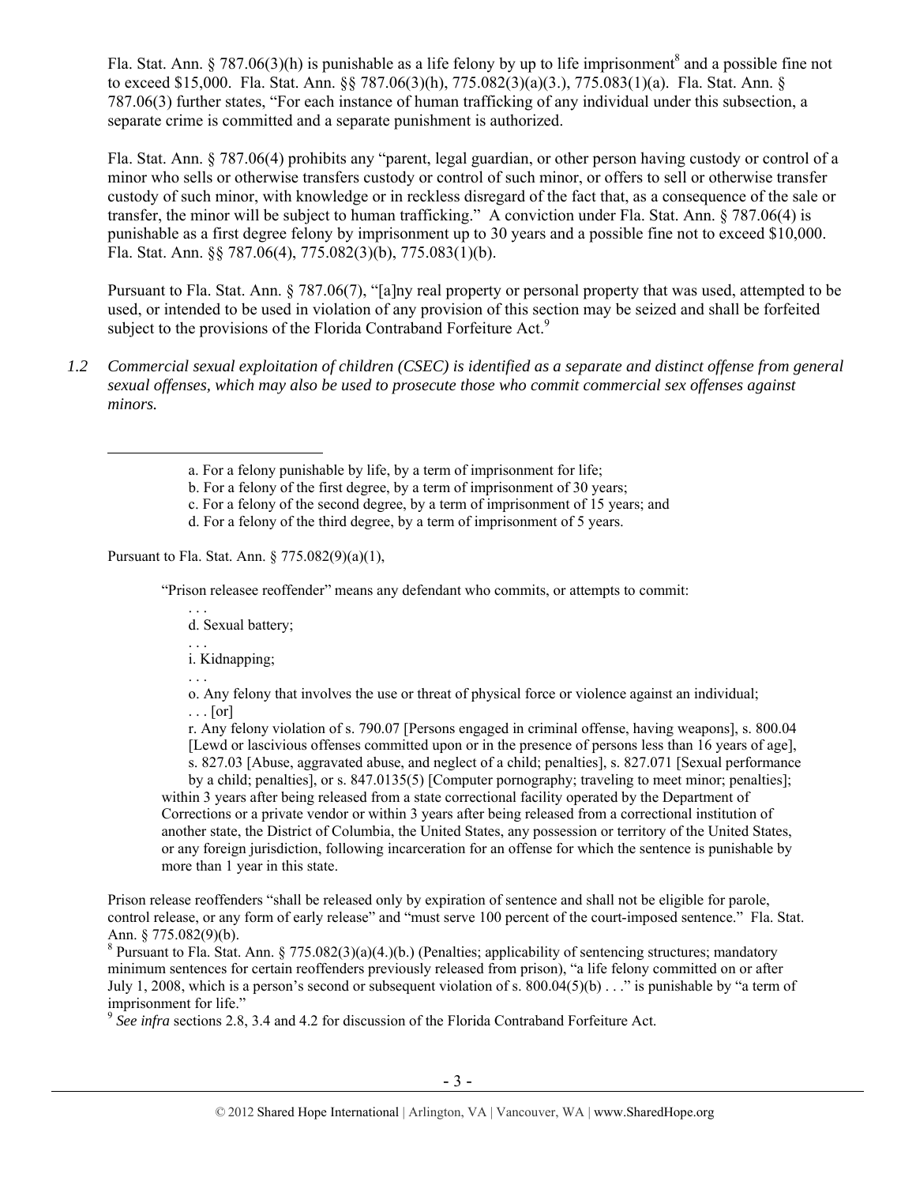Fla. Stat. Ann. § 787.06(3)(h) is punishable as a life felony by up to life imprisonment[8] and a possible fine not to exceed $15,000. Fla. Stat. Ann. §§ 787.06(3)(h), 775.082(3)(a)(3.), 775.083(1)(a). Fla. Stat. Ann. § 787.06(3) further states, "For each instance of human trafficking of any individual under this subsection, a separate crime is committed and a separate punishment is authorized.

Fla. Stat. Ann. § 787.06(4) prohibits any "parent, legal guardian, or other person having custody or control of a minor who sells or otherwise transfers custody or control of such minor, or offers to sell or otherwise transfer custody of such minor, with knowledge or in reckless disregard of the fact that, as a consequence of the sale or transfer, the minor will be subject to human trafficking." A conviction under Fla. Stat. Ann. § 787.06(4) is punishable as a first degree felony by imprisonment up to 30 years and a possible fine not to exceed $10,000. Fla. Stat. Ann. §§ 787.06(4), 775.082(3)(b), 775.083(1)(b).

Pursuant to Fla. Stat. Ann. § 787.06(7), "[a]ny real property or personal property that was used, attempted to be used, or intended to be used in violation of any provision of this section may be seized and shall be forfeited subject to the provisions of the Florida Contraband Forfeiture Act.[9]

*1.2 Commercial sexual exploitation of children (CSEC) is identified as a separate and distinct offense from general sexual offenses, which may also be used to prosecute those who commit commercial sex offenses against minors.*

---

a. For a felony punishable by life, by a term of imprisonment for life;
b. For a felony of the first degree, by a term of imprisonment of 30 years;
c. For a felony of the second degree, by a term of imprisonment of 15 years; and
d. For a felony of the third degree, by a term of imprisonment of 5 years.

Pursuant to Fla. Stat. Ann. § 775.082(9)(a)(1),

> "Prison releasee reoffender" means any defendant who commits, or attempts to commit:
>
> . . .
> d. Sexual battery;
> . . .
> i. Kidnapping;
> . . .
> o. Any felony that involves the use or threat of physical force or violence against an individual;
> . . . [or]
> r. Any felony violation of s. 790.07 [Persons engaged in criminal offense, having weapons], s. 800.04 [Lewd or lascivious offenses committed upon or in the presence of persons less than 16 years of age], s. 827.03 [Abuse, aggravated abuse, and neglect of a child; penalties], s. 827.071 [Sexual performance by a child; penalties], or s. 847.0135(5) [Computer pornography; traveling to meet minor; penalties];
>
> within 3 years after being released from a state correctional facility operated by the Department of Corrections or a private vendor or within 3 years after being released from a correctional institution of another state, the District of Columbia, the United States, any possession or territory of the United States, or any foreign jurisdiction, following incarceration for an offense for which the sentence is punishable by more than 1 year in this state.

Prison release reoffenders "shall be released only by expiration of sentence and shall not be eligible for parole, control release, or any form of early release" and "must serve 100 percent of the court-imposed sentence." Fla. Stat. Ann. § 775.082(9)(b).

[8] Pursuant to Fla. Stat. Ann. § 775.082(3)(a)(4.)(b.) (Penalties; applicability of sentencing structures; mandatory minimum sentences for certain reoffenders previously released from prison), "a life felony committed on or after July 1, 2008, which is a person's second or subsequent violation of s. 800.04(5)(b) . . ." is punishable by "a term of imprisonment for life."

[9] *See infra* sections 2.8, 3.4 and 4.2 for discussion of the Florida Contraband Forfeiture Act.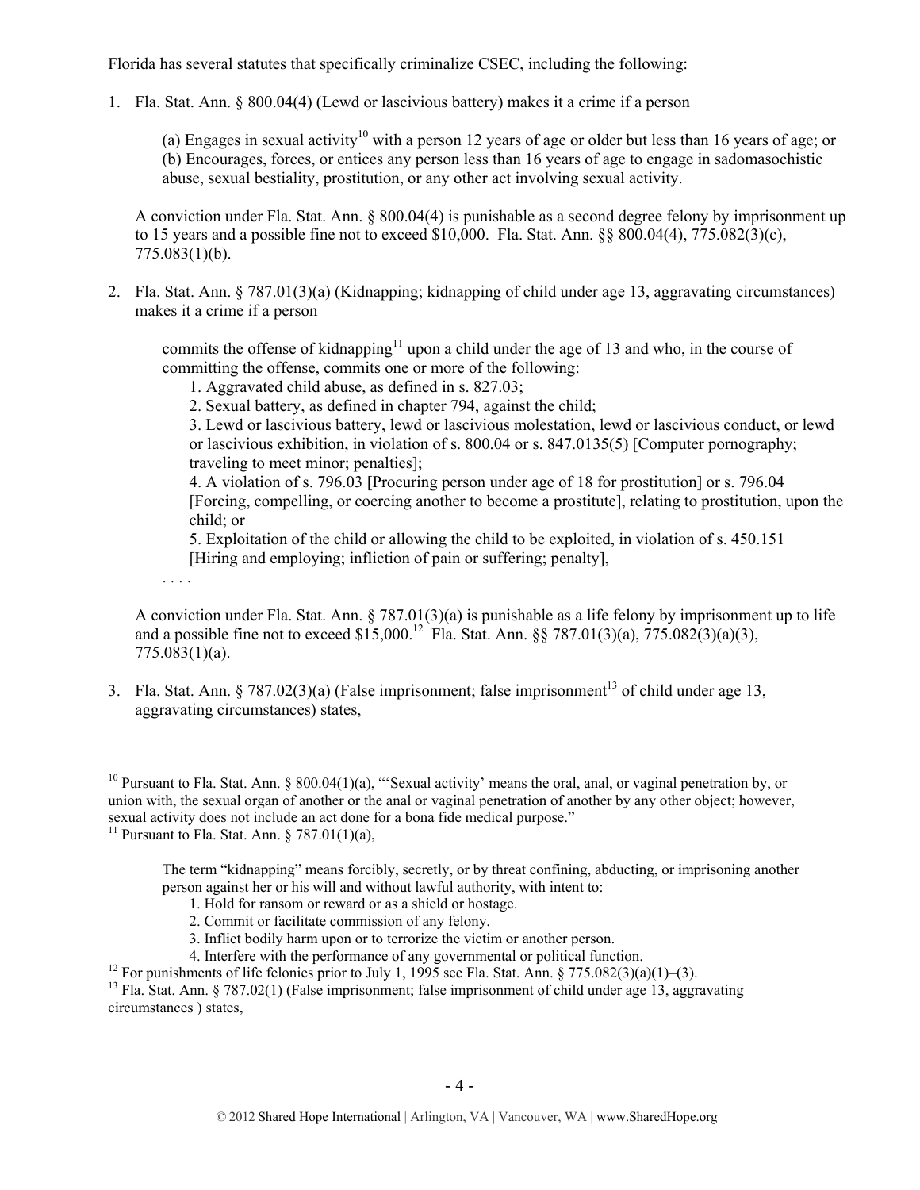Florida has several statutes that specifically criminalize CSEC, including the following:

1. Fla. Stat. Ann. § 800.04(4) (Lewd or lascivious battery) makes it a crime if a person

   > (a) Engages in sexual activity[10] with a person 12 years of age or older but less than 16 years of age; or
   > (b) Encourages, forces, or entices any person less than 16 years of age to engage in sadomasochistic abuse, sexual bestiality, prostitution, or any other act involving sexual activity.

   A conviction under Fla. Stat. Ann. § 800.04(4) is punishable as a second degree felony by imprisonment up to 15 years and a possible fine not to exceed $10,000. Fla. Stat. Ann. §§ 800.04(4), 775.082(3)(c), 775.083(1)(b).

2. Fla. Stat. Ann. § 787.01(3)(a) (Kidnapping; kidnapping of child under age 13, aggravating circumstances) makes it a crime if a person

   > commits the offense of kidnapping[11] upon a child under the age of 13 and who, in the course of committing the offense, commits one or more of the following:
   >
   > 1. Aggravated child abuse, as defined in s. 827.03;
   > 2. Sexual battery, as defined in chapter 794, against the child;
   > 3. Lewd or lascivious battery, lewd or lascivious molestation, lewd or lascivious conduct, or lewd or lascivious exhibition, in violation of s. 800.04 or s. 847.0135(5) [Computer pornography; traveling to meet minor; penalties];
   > 4. A violation of s. 796.03 [Procuring person under age of 18 for prostitution] or s. 796.04 [Forcing, compelling, or coercing another to become a prostitute], relating to prostitution, upon the child; or
   > 5. Exploitation of the child or allowing the child to be exploited, in violation of s. 450.151 [Hiring and employing; infliction of pain or suffering; penalty],
   >
   > . . . .

   A conviction under Fla. Stat. Ann. § 787.01(3)(a) is punishable as a life felony by imprisonment up to life and a possible fine not to exceed $15,000.[12] Fla. Stat. Ann. §§ 787.01(3)(a), 775.082(3)(a)(3), 775.083(1)(a).

3. Fla. Stat. Ann. § 787.02(3)(a) (False imprisonment; false imprisonment[13] of child under age 13, aggravating circumstances) states,

---

[10] Pursuant to Fla. Stat. Ann. § 800.04(1)(a), "'Sexual activity' means the oral, anal, or vaginal penetration by, or union with, the sexual organ of another or the anal or vaginal penetration of another by any other object; however, sexual activity does not include an act done for a bona fide medical purpose."

[11] Pursuant to Fla. Stat. Ann. § 787.01(1)(a),

> The term "kidnapping" means forcibly, secretly, or by threat confining, abducting, or imprisoning another person against her or his will and without lawful authority, with intent to:
>
> 1. Hold for ransom or reward or as a shield or hostage.
> 2. Commit or facilitate commission of any felony.
> 3. Inflict bodily harm upon or to terrorize the victim or another person.
> 4. Interfere with the performance of any governmental or political function.

[12] For punishments of life felonies prior to July 1, 1995 see Fla. Stat. Ann. § 775.082(3)(a)(1)–(3).

[13] Fla. Stat. Ann. § 787.02(1) (False imprisonment; false imprisonment of child under age 13, aggravating circumstances ) states,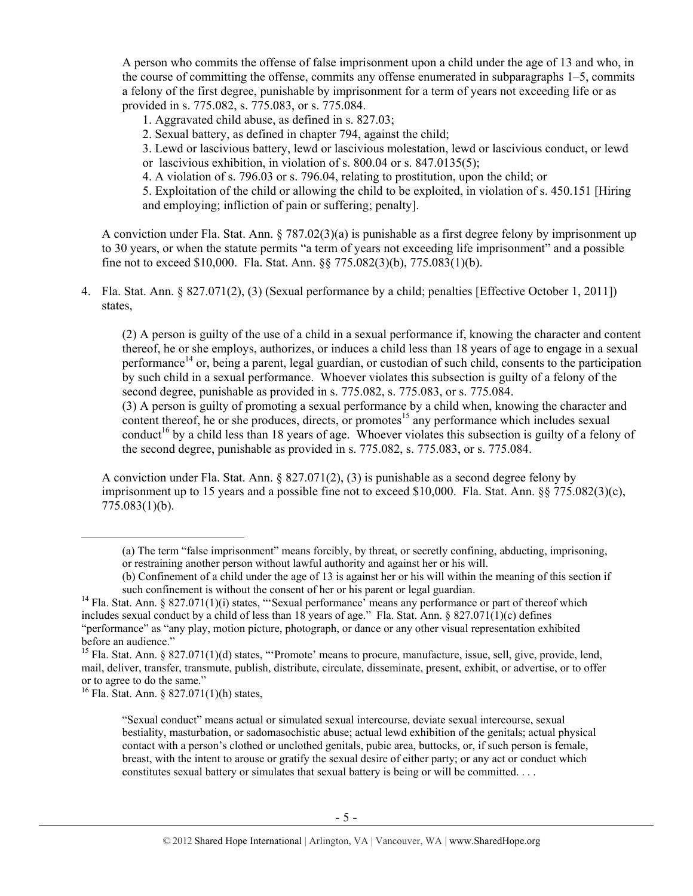A person who commits the offense of false imprisonment upon a child under the age of 13 and who, in the course of committing the offense, commits any offense enumerated in subparagraphs 1–5, commits a felony of the first degree, punishable by imprisonment for a term of years not exceeding life or as provided in s. 775.082, s. 775.083, or s. 775.084.

1. Aggravated child abuse, as defined in s. 827.03;
2. Sexual battery, as defined in chapter 794, against the child;
3. Lewd or lascivious battery, lewd or lascivious molestation, lewd or lascivious conduct, or lewd or lascivious exhibition, in violation of s. 800.04 or s. 847.0135(5);
4. A violation of s. 796.03 or s. 796.04, relating to prostitution, upon the child; or
5. Exploitation of the child or allowing the child to be exploited, in violation of s. 450.151 [Hiring and employing; infliction of pain or suffering; penalty].

A conviction under Fla. Stat. Ann. § 787.02(3)(a) is punishable as a first degree felony by imprisonment up to 30 years, or when the statute permits "a term of years not exceeding life imprisonment" and a possible fine not to exceed $10,000. Fla. Stat. Ann. §§ 775.082(3)(b), 775.083(1)(b).

4. Fla. Stat. Ann. § 827.071(2), (3) (Sexual performance by a child; penalties [Effective October 1, 2011]) states,

   (2) A person is guilty of the use of a child in a sexual performance if, knowing the character and content thereof, he or she employs, authorizes, or induces a child less than 18 years of age to engage in a sexual performance[14] or, being a parent, legal guardian, or custodian of such child, consents to the participation by such child in a sexual performance. Whoever violates this subsection is guilty of a felony of the second degree, punishable as provided in s. 775.082, s. 775.083, or s. 775.084.
   (3) A person is guilty of promoting a sexual performance by a child when, knowing the character and content thereof, he or she produces, directs, or promotes[15] any performance which includes sexual conduct[16] by a child less than 18 years of age. Whoever violates this subsection is guilty of a felony of the second degree, punishable as provided in s. 775.082, s. 775.083, or s. 775.084.

   A conviction under Fla. Stat. Ann. § 827.071(2), (3) is punishable as a second degree felony by imprisonment up to 15 years and a possible fine not to exceed $10,000. Fla. Stat. Ann. §§ 775.082(3)(c), 775.083(1)(b).

---

(a) The term "false imprisonment" means forcibly, by threat, or secretly confining, abducting, imprisoning, or restraining another person without lawful authority and against her or his will.
(b) Confinement of a child under the age of 13 is against her or his will within the meaning of this section if such confinement is without the consent of her or his parent or legal guardian.

[14] Fla. Stat. Ann. § 827.071(1)(i) states, "'Sexual performance' means any performance or part of thereof which includes sexual conduct by a child of less than 18 years of age." Fla. Stat. Ann. § 827.071(1)(c) defines "performance" as "any play, motion picture, photograph, or dance or any other visual representation exhibited before an audience."

[15] Fla. Stat. Ann. § 827.071(1)(d) states, "'Promote' means to procure, manufacture, issue, sell, give, provide, lend, mail, deliver, transfer, transmute, publish, distribute, circulate, disseminate, present, exhibit, or advertise, or to offer or to agree to do the same."

[16] Fla. Stat. Ann. § 827.071(1)(h) states,

"Sexual conduct" means actual or simulated sexual intercourse, deviate sexual intercourse, sexual bestiality, masturbation, or sadomasochistic abuse; actual lewd exhibition of the genitals; actual physical contact with a person's clothed or unclothed genitals, pubic area, buttocks, or, if such person is female, breast, with the intent to arouse or gratify the sexual desire of either party; or any act or conduct which constitutes sexual battery or simulates that sexual battery is being or will be committed. . . .

© 2012 Shared Hope International | Arlington, VA | Vancouver, WA | www.SharedHope.org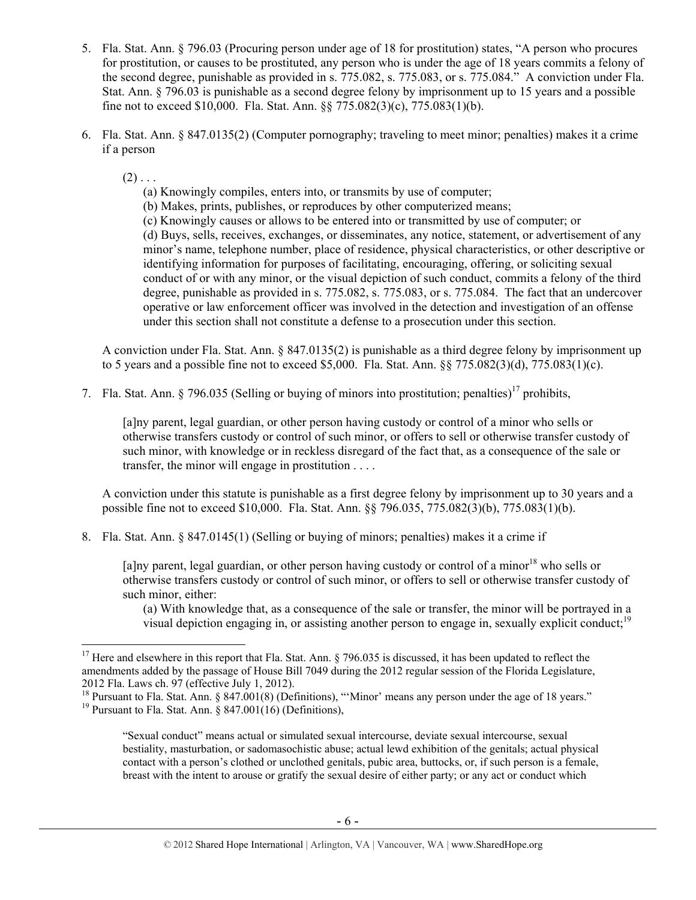5. Fla. Stat. Ann. § 796.03 (Procuring person under age of 18 for prostitution) states, "A person who procures for prostitution, or causes to be prostituted, any person who is under the age of 18 years commits a felony of the second degree, punishable as provided in s. 775.082, s. 775.083, or s. 775.084." A conviction under Fla. Stat. Ann. § 796.03 is punishable as a second degree felony by imprisonment up to 15 years and a possible fine not to exceed $10,000. Fla. Stat. Ann. §§ 775.082(3)(c), 775.083(1)(b).

6. Fla. Stat. Ann. § 847.0135(2) (Computer pornography; traveling to meet minor; penalties) makes it a crime if a person

   (2) . . .

   (a) Knowingly compiles, enters into, or transmits by use of computer;
   (b) Makes, prints, publishes, or reproduces by other computerized means;
   (c) Knowingly causes or allows to be entered into or transmitted by use of computer; or
   (d) Buys, sells, receives, exchanges, or disseminates, any notice, statement, or advertisement of any minor's name, telephone number, place of residence, physical characteristics, or other descriptive or identifying information for purposes of facilitating, encouraging, offering, or soliciting sexual conduct of or with any minor, or the visual depiction of such conduct, commits a felony of the third degree, punishable as provided in s. 775.082, s. 775.083, or s. 775.084. The fact that an undercover operative or law enforcement officer was involved in the detection and investigation of an offense under this section shall not constitute a defense to a prosecution under this section.

   A conviction under Fla. Stat. Ann. § 847.0135(2) is punishable as a third degree felony by imprisonment up to 5 years and a possible fine not to exceed $5,000. Fla. Stat. Ann. §§ 775.082(3)(d), 775.083(1)(c).

7. Fla. Stat. Ann. § 796.035 (Selling or buying of minors into prostitution; penalties)[17] prohibits,

   [a]ny parent, legal guardian, or other person having custody or control of a minor who sells or otherwise transfers custody or control of such minor, or offers to sell or otherwise transfer custody of such minor, with knowledge or in reckless disregard of the fact that, as a consequence of the sale or transfer, the minor will engage in prostitution . . . .

   A conviction under this statute is punishable as a first degree felony by imprisonment up to 30 years and a possible fine not to exceed $10,000. Fla. Stat. Ann. §§ 796.035, 775.082(3)(b), 775.083(1)(b).

8. Fla. Stat. Ann. § 847.0145(1) (Selling or buying of minors; penalties) makes it a crime if

   [a]ny parent, legal guardian, or other person having custody or control of a minor[18] who sells or otherwise transfers custody or control of such minor, or offers to sell or otherwise transfer custody of such minor, either:

   (a) With knowledge that, as a consequence of the sale or transfer, the minor will be portrayed in a visual depiction engaging in, or assisting another person to engage in, sexually explicit conduct;[19]

---

[17] Here and elsewhere in this report that Fla. Stat. Ann. § 796.035 is discussed, it has been updated to reflect the amendments added by the passage of House Bill 7049 during the 2012 regular session of the Florida Legislature, 2012 Fla. Laws ch. 97 (effective July 1, 2012).

[18] Pursuant to Fla. Stat. Ann. § 847.001(8) (Definitions), "'Minor' means any person under the age of 18 years."

[19] Pursuant to Fla. Stat. Ann. § 847.001(16) (Definitions),

> "Sexual conduct" means actual or simulated sexual intercourse, deviate sexual intercourse, sexual bestiality, masturbation, or sadomasochistic abuse; actual lewd exhibition of the genitals; actual physical contact with a person's clothed or unclothed genitals, pubic area, buttocks, or, if such person is a female, breast with the intent to arouse or gratify the sexual desire of either party; or any act or conduct which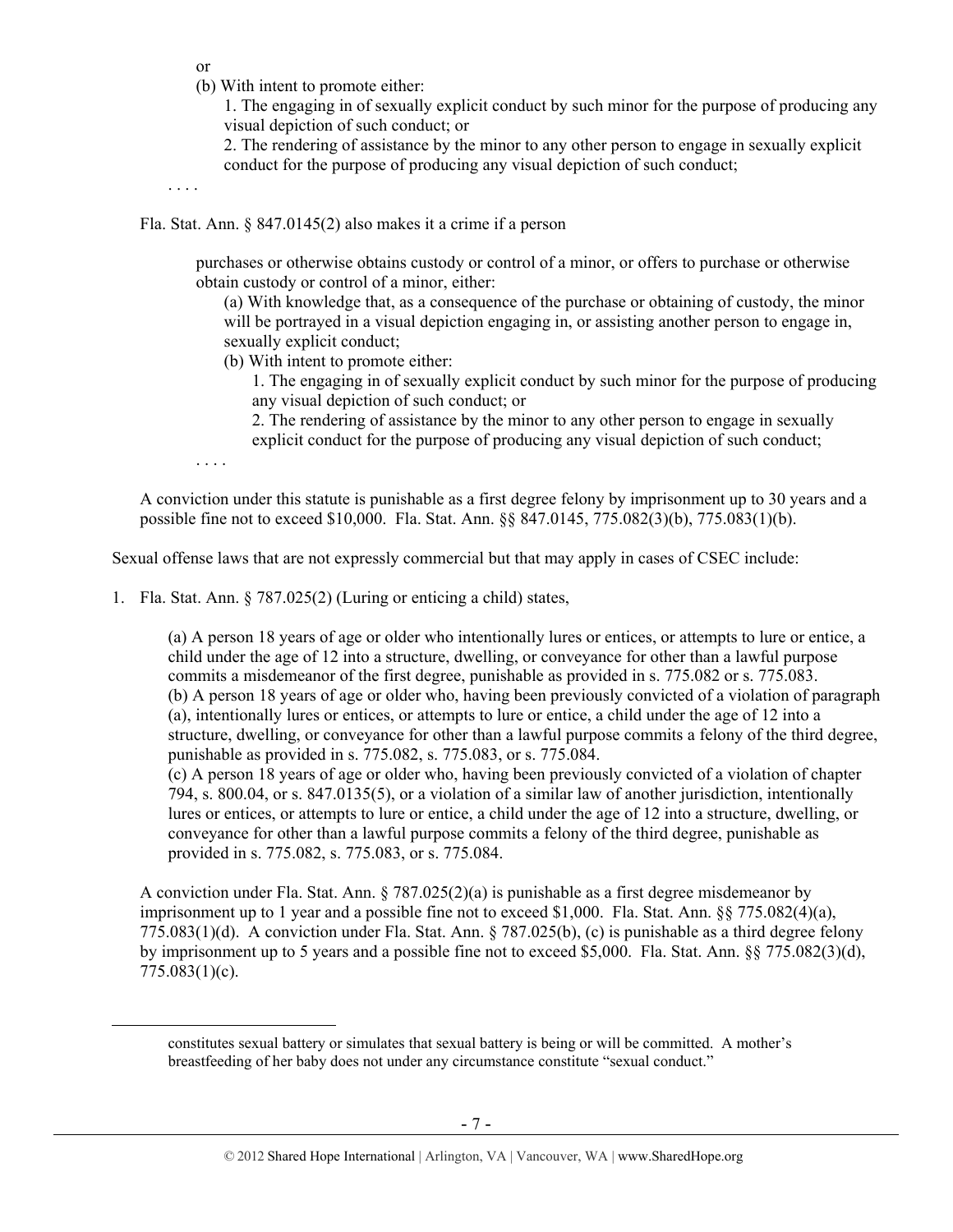or

(b) With intent to promote either:

1. The engaging in of sexually explicit conduct by such minor for the purpose of producing any visual depiction of such conduct; or

2. The rendering of assistance by the minor to any other person to engage in sexually explicit conduct for the purpose of producing any visual depiction of such conduct;

. . . .

Fla. Stat. Ann. § 847.0145(2) also makes it a crime if a person

> purchases or otherwise obtains custody or control of a minor, or offers to purchase or otherwise obtain custody or control of a minor, either:
>
> (a) With knowledge that, as a consequence of the purchase or obtaining of custody, the minor will be portrayed in a visual depiction engaging in, or assisting another person to engage in, sexually explicit conduct;
>
> (b) With intent to promote either:
>
> 1. The engaging in of sexually explicit conduct by such minor for the purpose of producing any visual depiction of such conduct; or
>
> 2. The rendering of assistance by the minor to any other person to engage in sexually explicit conduct for the purpose of producing any visual depiction of such conduct;
>
> . . . .

A conviction under this statute is punishable as a first degree felony by imprisonment up to 30 years and a possible fine not to exceed $10,000. Fla. Stat. Ann. §§ 847.0145, 775.082(3)(b), 775.083(1)(b).

Sexual offense laws that are not expressly commercial but that may apply in cases of CSEC include:

1. Fla. Stat. Ann. § 787.025(2) (Luring or enticing a child) states,

> (a) A person 18 years of age or older who intentionally lures or entices, or attempts to lure or entice, a child under the age of 12 into a structure, dwelling, or conveyance for other than a lawful purpose commits a misdemeanor of the first degree, punishable as provided in s. 775.082 or s. 775.083.
>
> (b) A person 18 years of age or older who, having been previously convicted of a violation of paragraph (a), intentionally lures or entices, or attempts to lure or entice, a child under the age of 12 into a structure, dwelling, or conveyance for other than a lawful purpose commits a felony of the third degree, punishable as provided in s. 775.082, s. 775.083, or s. 775.084.
>
> (c) A person 18 years of age or older who, having been previously convicted of a violation of chapter 794, s. 800.04, or s. 847.0135(5), or a violation of a similar law of another jurisdiction, intentionally lures or entices, or attempts to lure or entice, a child under the age of 12 into a structure, dwelling, or conveyance for other than a lawful purpose commits a felony of the third degree, punishable as provided in s. 775.082, s. 775.083, or s. 775.084.

A conviction under Fla. Stat. Ann. § 787.025(2)(a) is punishable as a first degree misdemeanor by imprisonment up to 1 year and a possible fine not to exceed $1,000. Fla. Stat. Ann. §§ 775.082(4)(a), 775.083(1)(d). A conviction under Fla. Stat. Ann. § 787.025(b), (c) is punishable as a third degree felony by imprisonment up to 5 years and a possible fine not to exceed $5,000. Fla. Stat. Ann. §§ 775.082(3)(d), 775.083(1)(c).

---

constitutes sexual battery or simulates that sexual battery is being or will be committed. A mother's breastfeeding of her baby does not under any circumstance constitute "sexual conduct."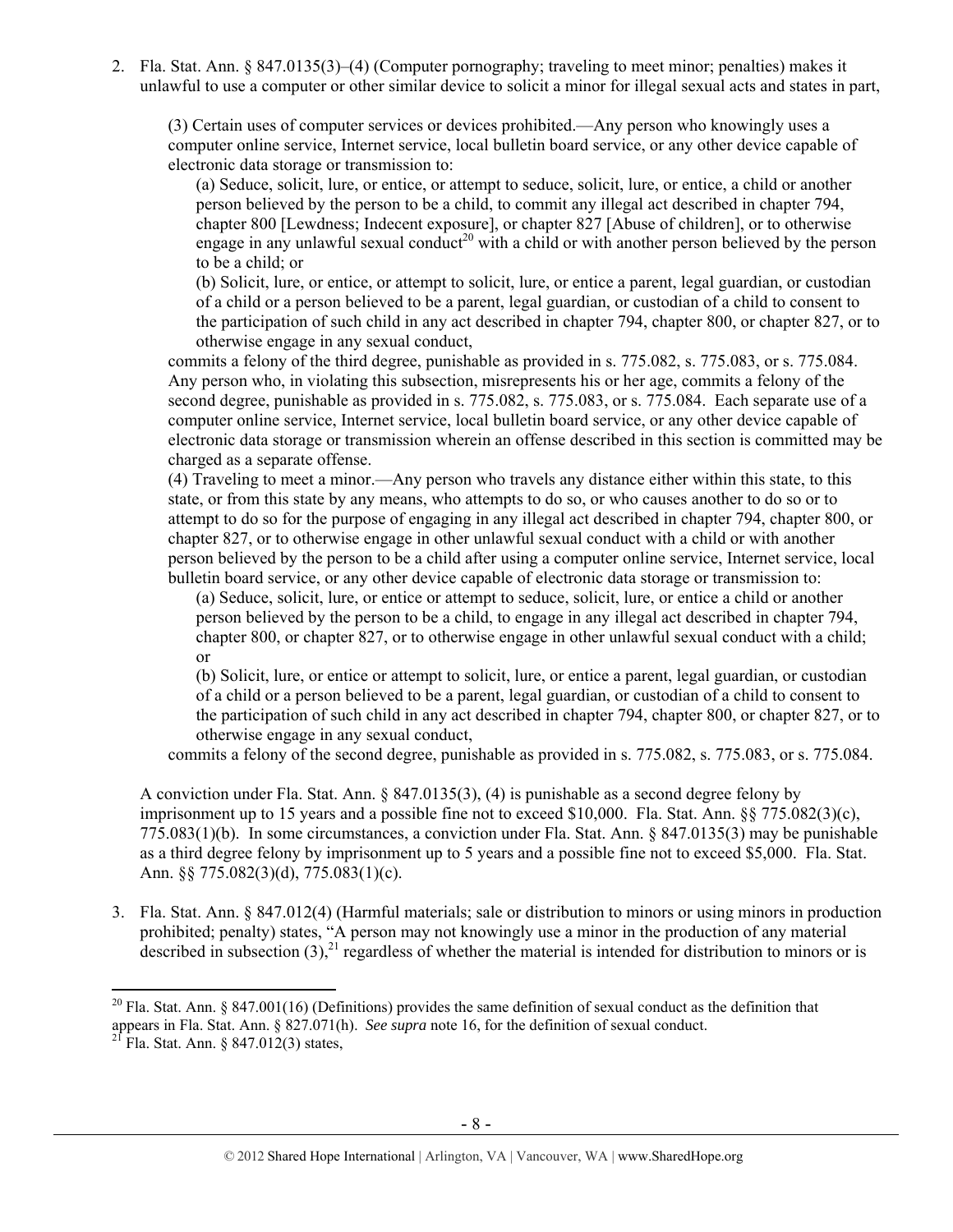2. Fla. Stat. Ann. § 847.0135(3)–(4) (Computer pornography; traveling to meet minor; penalties) makes it unlawful to use a computer or other similar device to solicit a minor for illegal sexual acts and states in part,

   > (3) Certain uses of computer services or devices prohibited.—Any person who knowingly uses a computer online service, Internet service, local bulletin board service, or any other device capable of electronic data storage or transmission to:
   >
   > > (a) Seduce, solicit, lure, or entice, or attempt to seduce, solicit, lure, or entice, a child or another person believed by the person to be a child, to commit any illegal act described in chapter 794, chapter 800 [Lewdness; Indecent exposure], or chapter 827 [Abuse of children], or to otherwise engage in any unlawful sexual conduct[20] with a child or with another person believed by the person to be a child; or
   > >
   > > (b) Solicit, lure, or entice, or attempt to solicit, lure, or entice a parent, legal guardian, or custodian of a child or a person believed to be a parent, legal guardian, or custodian of a child to consent to the participation of such child in any act described in chapter 794, chapter 800, or chapter 827, or to otherwise engage in any sexual conduct,
   >
   > commits a felony of the third degree, punishable as provided in s. 775.082, s. 775.083, or s. 775.084. Any person who, in violating this subsection, misrepresents his or her age, commits a felony of the second degree, punishable as provided in s. 775.082, s. 775.083, or s. 775.084. Each separate use of a computer online service, Internet service, local bulletin board service, or any other device capable of electronic data storage or transmission wherein an offense described in this section is committed may be charged as a separate offense.
   >
   > (4) Traveling to meet a minor.—Any person who travels any distance either within this state, to this state, or from this state by any means, who attempts to do so, or who causes another to do so or to attempt to do so for the purpose of engaging in any illegal act described in chapter 794, chapter 800, or chapter 827, or to otherwise engage in other unlawful sexual conduct with a child or with another person believed by the person to be a child after using a computer online service, Internet service, local bulletin board service, or any other device capable of electronic data storage or transmission to:
   >
   > > (a) Seduce, solicit, lure, or entice or attempt to seduce, solicit, lure, or entice a child or another person believed by the person to be a child, to engage in any illegal act described in chapter 794, chapter 800, or chapter 827, or to otherwise engage in other unlawful sexual conduct with a child; or
   > >
   > > (b) Solicit, lure, or entice or attempt to solicit, lure, or entice a parent, legal guardian, or custodian of a child or a person believed to be a parent, legal guardian, or custodian of a child to consent to the participation of such child in any act described in chapter 794, chapter 800, or chapter 827, or to otherwise engage in any sexual conduct,
   >
   > commits a felony of the second degree, punishable as provided in s. 775.082, s. 775.083, or s. 775.084.

   A conviction under Fla. Stat. Ann. § 847.0135(3), (4) is punishable as a second degree felony by imprisonment up to 15 years and a possible fine not to exceed $10,000. Fla. Stat. Ann. §§ 775.082(3)(c), 775.083(1)(b). In some circumstances, a conviction under Fla. Stat. Ann. § 847.0135(3) may be punishable as a third degree felony by imprisonment up to 5 years and a possible fine not to exceed $5,000. Fla. Stat. Ann. §§ 775.082(3)(d), 775.083(1)(c).

3. Fla. Stat. Ann. § 847.012(4) (Harmful materials; sale or distribution to minors or using minors in production prohibited; penalty) states, "A person may not knowingly use a minor in the production of any material described in subsection (3),[21] regardless of whether the material is intended for distribution to minors or is

---

[20] Fla. Stat. Ann. § 847.001(16) (Definitions) provides the same definition of sexual conduct as the definition that appears in Fla. Stat. Ann. § 827.071(h). *See supra* note 16, for the definition of sexual conduct.

[21] Fla. Stat. Ann. § 847.012(3) states,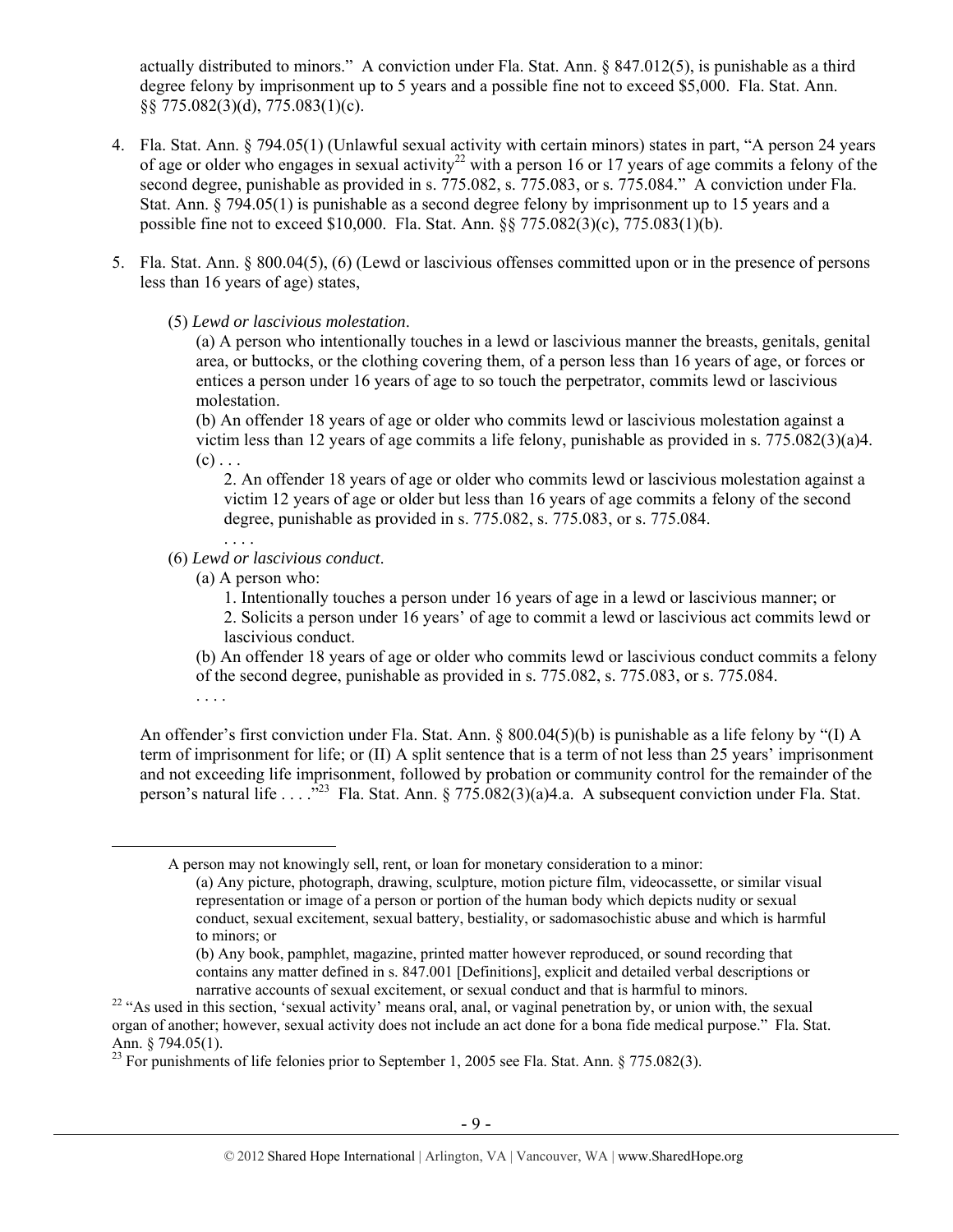actually distributed to minors." A conviction under Fla. Stat. Ann. § 847.012(5), is punishable as a third degree felony by imprisonment up to 5 years and a possible fine not to exceed $5,000. Fla. Stat. Ann. §§ 775.082(3)(d), 775.083(1)(c).

4. Fla. Stat. Ann. § 794.05(1) (Unlawful sexual activity with certain minors) states in part, "A person 24 years of age or older who engages in sexual activity[22] with a person 16 or 17 years of age commits a felony of the second degree, punishable as provided in s. 775.082, s. 775.083, or s. 775.084." A conviction under Fla. Stat. Ann. § 794.05(1) is punishable as a second degree felony by imprisonment up to 15 years and a possible fine not to exceed $10,000. Fla. Stat. Ann. §§ 775.082(3)(c), 775.083(1)(b).

5. Fla. Stat. Ann. § 800.04(5), (6) (Lewd or lascivious offenses committed upon or in the presence of persons less than 16 years of age) states,

   (5) *Lewd or lascivious molestation*.

   (a) A person who intentionally touches in a lewd or lascivious manner the breasts, genitals, genital area, or buttocks, or the clothing covering them, of a person less than 16 years of age, or forces or entices a person under 16 years of age to so touch the perpetrator, commits lewd or lascivious molestation.

   (b) An offender 18 years of age or older who commits lewd or lascivious molestation against a victim less than 12 years of age commits a life felony, punishable as provided in s. 775.082(3)(a)4.

   (c) . . .

   2. An offender 18 years of age or older who commits lewd or lascivious molestation against a victim 12 years of age or older but less than 16 years of age commits a felony of the second degree, punishable as provided in s. 775.082, s. 775.083, or s. 775.084.

   . . . .

   (6) *Lewd or lascivious conduct*.

   (a) A person who:

   1. Intentionally touches a person under 16 years of age in a lewd or lascivious manner; or

   2. Solicits a person under 16 years' of age to commit a lewd or lascivious act commits lewd or lascivious conduct.

   (b) An offender 18 years of age or older who commits lewd or lascivious conduct commits a felony of the second degree, punishable as provided in s. 775.082, s. 775.083, or s. 775.084.

   . . . .

An offender's first conviction under Fla. Stat. Ann. § 800.04(5)(b) is punishable as a life felony by "(I) A term of imprisonment for life; or (II) A split sentence that is a term of not less than 25 years' imprisonment and not exceeding life imprisonment, followed by probation or community control for the remainder of the person's natural life . . . ."[23] Fla. Stat. Ann. § 775.082(3)(a)4.a. A subsequent conviction under Fla. Stat.

---

A person may not knowingly sell, rent, or loan for monetary consideration to a minor:

(a) Any picture, photograph, drawing, sculpture, motion picture film, videocassette, or similar visual representation or image of a person or portion of the human body which depicts nudity or sexual conduct, sexual excitement, sexual battery, bestiality, or sadomasochistic abuse and which is harmful to minors; or

(b) Any book, pamphlet, magazine, printed matter however reproduced, or sound recording that contains any matter defined in s. 847.001 [Definitions], explicit and detailed verbal descriptions or narrative accounts of sexual excitement, or sexual conduct and that is harmful to minors.

[22] "As used in this section, 'sexual activity' means oral, anal, or vaginal penetration by, or union with, the sexual organ of another; however, sexual activity does not include an act done for a bona fide medical purpose." Fla. Stat. Ann. § 794.05(1).

[23] For punishments of life felonies prior to September 1, 2005 see Fla. Stat. Ann. § 775.082(3).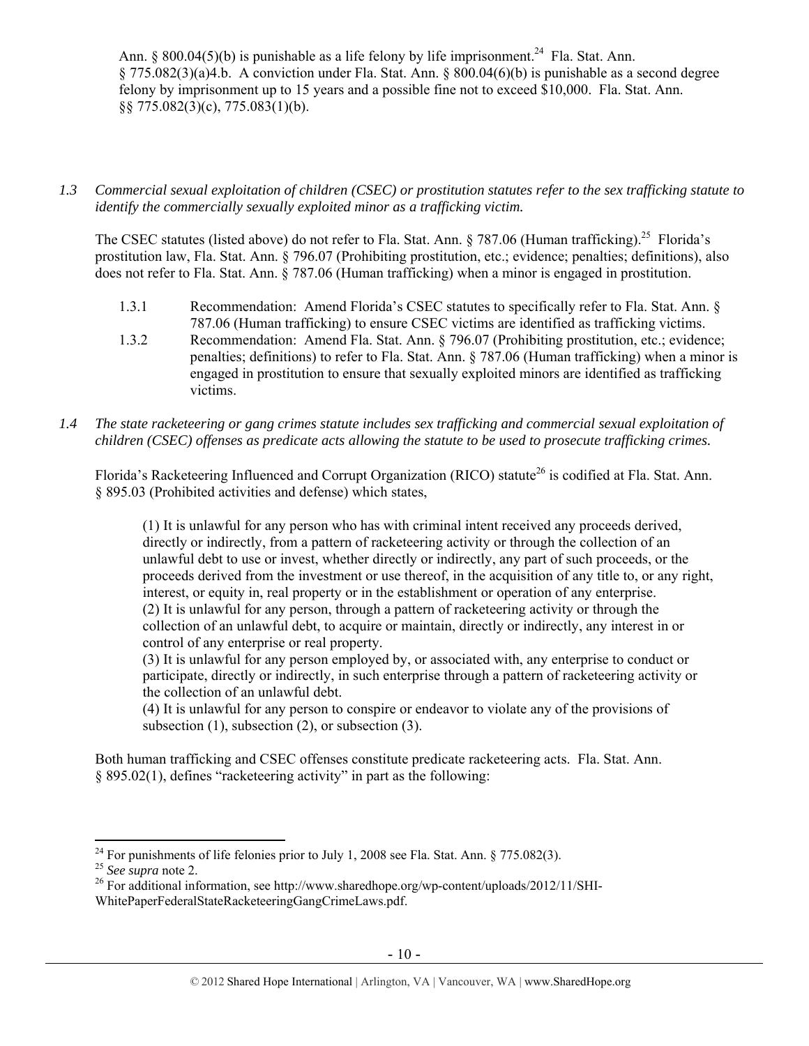Ann. § 800.04(5)(b) is punishable as a life felony by life imprisonment.[24] Fla. Stat. Ann. § 775.082(3)(a)4.b. A conviction under Fla. Stat. Ann. § 800.04(6)(b) is punishable as a second degree felony by imprisonment up to 15 years and a possible fine not to exceed $10,000. Fla. Stat. Ann. §§ 775.082(3)(c), 775.083(1)(b).

*1.3 Commercial sexual exploitation of children (CSEC) or prostitution statutes refer to the sex trafficking statute to identify the commercially sexually exploited minor as a trafficking victim.*

The CSEC statutes (listed above) do not refer to Fla. Stat. Ann. § 787.06 (Human trafficking).[25] Florida's prostitution law, Fla. Stat. Ann. § 796.07 (Prohibiting prostitution, etc.; evidence; penalties; definitions), also does not refer to Fla. Stat. Ann. § 787.06 (Human trafficking) when a minor is engaged in prostitution.

1.3.1 Recommendation: Amend Florida's CSEC statutes to specifically refer to Fla. Stat. Ann. § 787.06 (Human trafficking) to ensure CSEC victims are identified as trafficking victims.

1.3.2 Recommendation: Amend Fla. Stat. Ann. § 796.07 (Prohibiting prostitution, etc.; evidence; penalties; definitions) to refer to Fla. Stat. Ann. § 787.06 (Human trafficking) when a minor is engaged in prostitution to ensure that sexually exploited minors are identified as trafficking victims.

*1.4 The state racketeering or gang crimes statute includes sex trafficking and commercial sexual exploitation of children (CSEC) offenses as predicate acts allowing the statute to be used to prosecute trafficking crimes.*

Florida's Racketeering Influenced and Corrupt Organization (RICO) statute[26] is codified at Fla. Stat. Ann. § 895.03 (Prohibited activities and defense) which states,

> (1) It is unlawful for any person who has with criminal intent received any proceeds derived, directly or indirectly, from a pattern of racketeering activity or through the collection of an unlawful debt to use or invest, whether directly or indirectly, any part of such proceeds, or the proceeds derived from the investment or use thereof, in the acquisition of any title to, or any right, interest, or equity in, real property or in the establishment or operation of any enterprise.
> (2) It is unlawful for any person, through a pattern of racketeering activity or through the collection of an unlawful debt, to acquire or maintain, directly or indirectly, any interest in or control of any enterprise or real property.
> (3) It is unlawful for any person employed by, or associated with, any enterprise to conduct or participate, directly or indirectly, in such enterprise through a pattern of racketeering activity or the collection of an unlawful debt.
> (4) It is unlawful for any person to conspire or endeavor to violate any of the provisions of subsection (1), subsection (2), or subsection (3).

Both human trafficking and CSEC offenses constitute predicate racketeering acts. Fla. Stat. Ann. § 895.02(1), defines "racketeering activity" in part as the following:

---

[24] For punishments of life felonies prior to July 1, 2008 see Fla. Stat. Ann. § 775.082(3).

[25] *See supra* note 2.

[26] For additional information, see http://www.sharedhope.org/wp-content/uploads/2012/11/SHI-WhitePaperFederalStateRacketeeringGangCrimeLaws.pdf.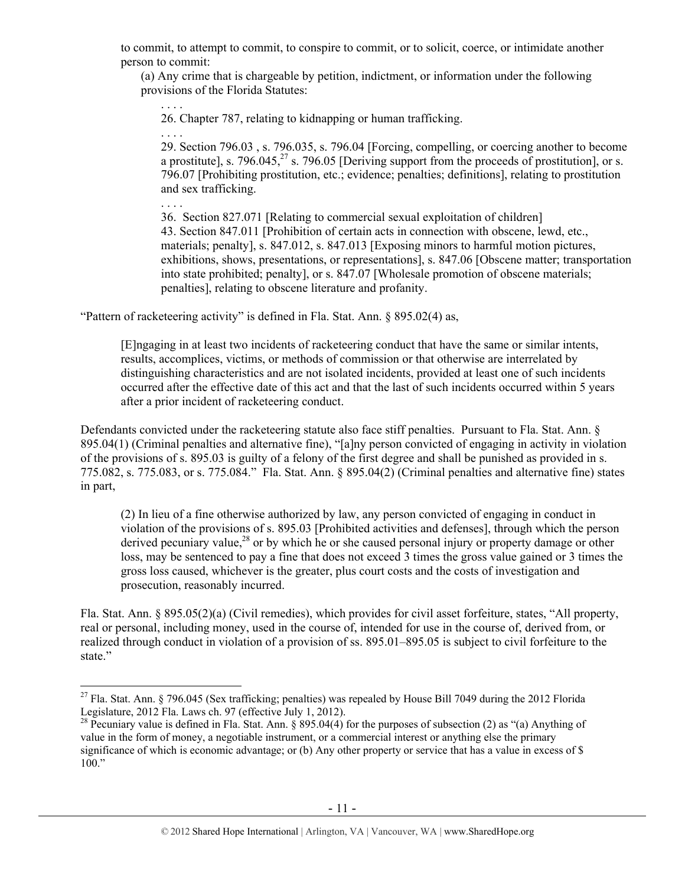to commit, to attempt to commit, to conspire to commit, or to solicit, coerce, or intimidate another person to commit:

> (a) Any crime that is chargeable by petition, indictment, or information under the following provisions of the Florida Statutes:
>
> > . . . .
> >
> > 26. Chapter 787, relating to kidnapping or human trafficking.
> >
> > . . . .
> >
> > 29. Section 796.03 , s. 796.035, s. 796.04 [Forcing, compelling, or coercing another to become a prostitute], s. 796.045,[27] s. 796.05 [Deriving support from the proceeds of prostitution], or s. 796.07 [Prohibiting prostitution, etc.; evidence; penalties; definitions], relating to prostitution and sex trafficking.
> >
> > . . . .
> >
> > 36. Section 827.071 [Relating to commercial sexual exploitation of children]
> >
> > 43. Section 847.011 [Prohibition of certain acts in connection with obscene, lewd, etc., materials; penalty], s. 847.012, s. 847.013 [Exposing minors to harmful motion pictures, exhibitions, shows, presentations, or representations], s. 847.06 [Obscene matter; transportation into state prohibited; penalty], or s. 847.07 [Wholesale promotion of obscene materials; penalties], relating to obscene literature and profanity.

"Pattern of racketeering activity" is defined in Fla. Stat. Ann. § 895.02(4) as,

> [E]ngaging in at least two incidents of racketeering conduct that have the same or similar intents, results, accomplices, victims, or methods of commission or that otherwise are interrelated by distinguishing characteristics and are not isolated incidents, provided at least one of such incidents occurred after the effective date of this act and that the last of such incidents occurred within 5 years after a prior incident of racketeering conduct.

Defendants convicted under the racketeering statute also face stiff penalties. Pursuant to Fla. Stat. Ann. § 895.04(1) (Criminal penalties and alternative fine), "[a]ny person convicted of engaging in activity in violation of the provisions of s. 895.03 is guilty of a felony of the first degree and shall be punished as provided in s. 775.082, s. 775.083, or s. 775.084." Fla. Stat. Ann. § 895.04(2) (Criminal penalties and alternative fine) states in part,

> (2) In lieu of a fine otherwise authorized by law, any person convicted of engaging in conduct in violation of the provisions of s. 895.03 [Prohibited activities and defenses], through which the person derived pecuniary value,[28] or by which he or she caused personal injury or property damage or other loss, may be sentenced to pay a fine that does not exceed 3 times the gross value gained or 3 times the gross loss caused, whichever is the greater, plus court costs and the costs of investigation and prosecution, reasonably incurred.

Fla. Stat. Ann. § 895.05(2)(a) (Civil remedies), which provides for civil asset forfeiture, states, "All property, real or personal, including money, used in the course of, intended for use in the course of, derived from, or realized through conduct in violation of a provision of ss. 895.01–895.05 is subject to civil forfeiture to the state."

---

[27] Fla. Stat. Ann. § 796.045 (Sex trafficking; penalties) was repealed by House Bill 7049 during the 2012 Florida Legislature, 2012 Fla. Laws ch. 97 (effective July 1, 2012).

[28] Pecuniary value is defined in Fla. Stat. Ann. § 895.04(4) for the purposes of subsection (2) as "(a) Anything of value in the form of money, a negotiable instrument, or a commercial interest or anything else the primary significance of which is economic advantage; or (b) Any other property or service that has a value in excess of $ 100."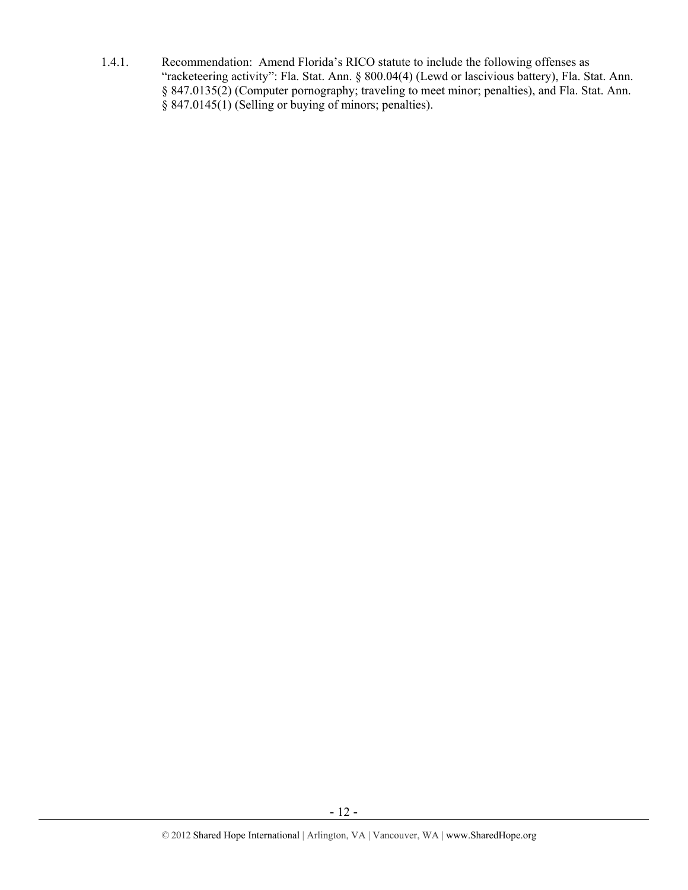1.4.1. Recommendation: Amend Florida's RICO statute to include the following offenses as "racketeering activity": Fla. Stat. Ann. § 800.04(4) (Lewd or lascivious battery), Fla. Stat. Ann. § 847.0135(2) (Computer pornography; traveling to meet minor; penalties), and Fla. Stat. Ann. § 847.0145(1) (Selling or buying of minors; penalties).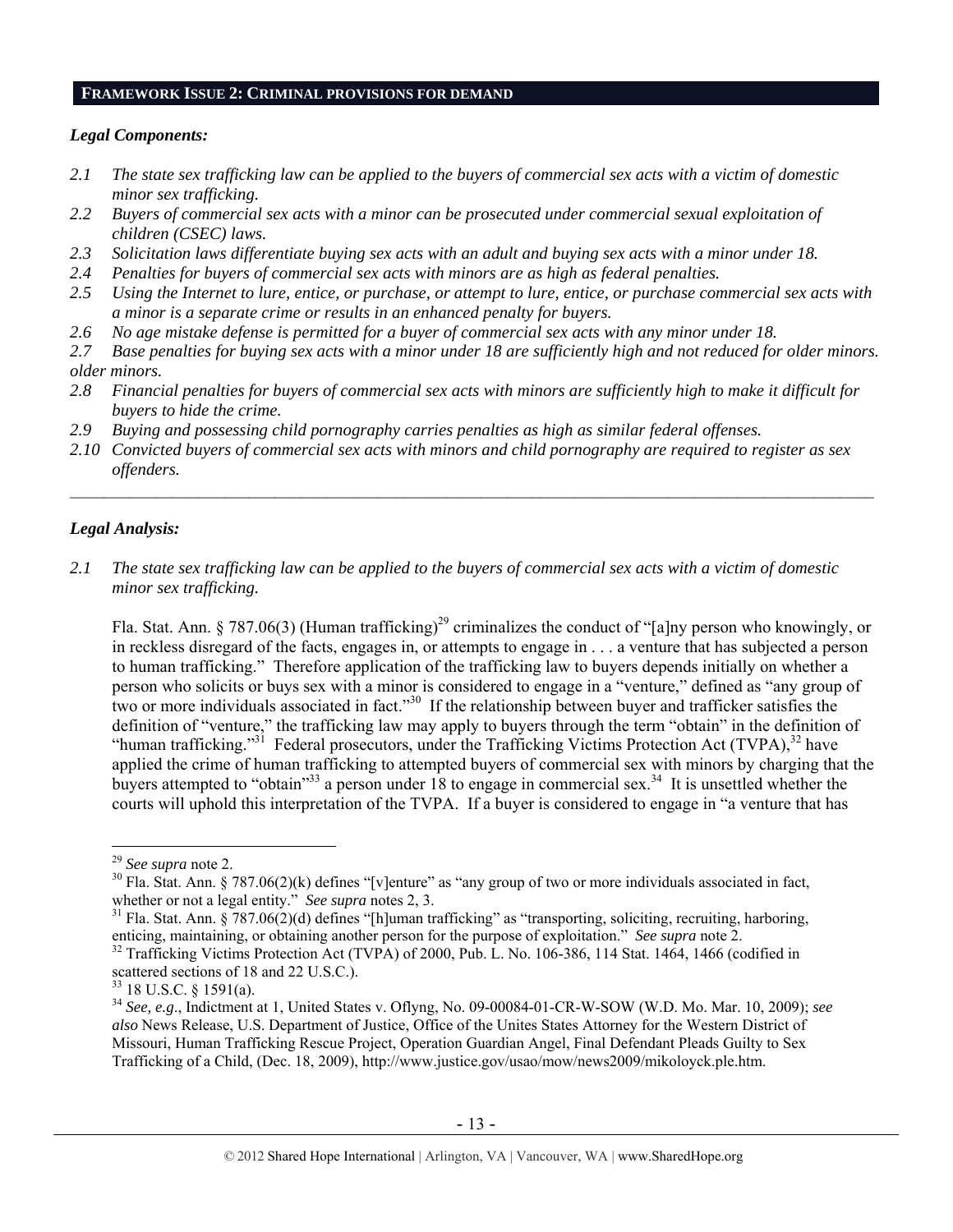## FRAMEWORK ISSUE 2: CRIMINAL PROVISIONS FOR DEMAND

### *Legal Components:*

*2.1 The state sex trafficking law can be applied to the buyers of commercial sex acts with a victim of domestic minor sex trafficking.*

*2.2 Buyers of commercial sex acts with a minor can be prosecuted under commercial sexual exploitation of children (CSEC) laws.*

*2.3 Solicitation laws differentiate buying sex acts with an adult and buying sex acts with a minor under 18.*

*2.4 Penalties for buyers of commercial sex acts with minors are as high as federal penalties.*

*2.5 Using the Internet to lure, entice, or purchase, or attempt to lure, entice, or purchase commercial sex acts with a minor is a separate crime or results in an enhanced penalty for buyers.*

*2.6 No age mistake defense is permitted for a buyer of commercial sex acts with any minor under 18.*

*2.7 Base penalties for buying sex acts with a minor under 18 are sufficiently high and not reduced for older minors. older minors.*

*2.8 Financial penalties for buyers of commercial sex acts with minors are sufficiently high to make it difficult for buyers to hide the crime.*

*2.9 Buying and possessing child pornography carries penalties as high as similar federal offenses.*

*2.10 Convicted buyers of commercial sex acts with minors and child pornography are required to register as sex offenders.*

---

### *Legal Analysis:*

*2.1 The state sex trafficking law can be applied to the buyers of commercial sex acts with a victim of domestic minor sex trafficking.*

Fla. Stat. Ann. § 787.06(3) (Human trafficking)[29] criminalizes the conduct of "[a]ny person who knowingly, or in reckless disregard of the facts, engages in, or attempts to engage in . . . a venture that has subjected a person to human trafficking." Therefore application of the trafficking law to buyers depends initially on whether a person who solicits or buys sex with a minor is considered to engage in a "venture," defined as "any group of two or more individuals associated in fact."[30] If the relationship between buyer and trafficker satisfies the definition of "venture," the trafficking law may apply to buyers through the term "obtain" in the definition of "human trafficking."[31] Federal prosecutors, under the Trafficking Victims Protection Act (TVPA),[32] have applied the crime of human trafficking to attempted buyers of commercial sex with minors by charging that the buyers attempted to "obtain"[33] a person under 18 to engage in commercial sex.[34] It is unsettled whether the courts will uphold this interpretation of the TVPA. If a buyer is considered to engage in "a venture that has

---

[29] *See supra* note 2.

[30] Fla. Stat. Ann. § 787.06(2)(k) defines "[v]enture" as "any group of two or more individuals associated in fact, whether or not a legal entity." *See supra* notes 2, 3.

[31] Fla. Stat. Ann. § 787.06(2)(d) defines "[h]uman trafficking" as "transporting, soliciting, recruiting, harboring, enticing, maintaining, or obtaining another person for the purpose of exploitation." *See supra* note 2.

[32] Trafficking Victims Protection Act (TVPA) of 2000, Pub. L. No. 106-386, 114 Stat. 1464, 1466 (codified in scattered sections of 18 and 22 U.S.C.).

[33] 18 U.S.C. § 1591(a).

[34] *See, e.g*., Indictment at 1, United States v. Oflyng, No. 09-00084-01-CR-W-SOW (W.D. Mo. Mar. 10, 2009); *see also* News Release, U.S. Department of Justice, Office of the Unites States Attorney for the Western District of Missouri, Human Trafficking Rescue Project, Operation Guardian Angel, Final Defendant Pleads Guilty to Sex Trafficking of a Child, (Dec. 18, 2009), http://www.justice.gov/usao/mow/news2009/mikoloyck.ple.htm.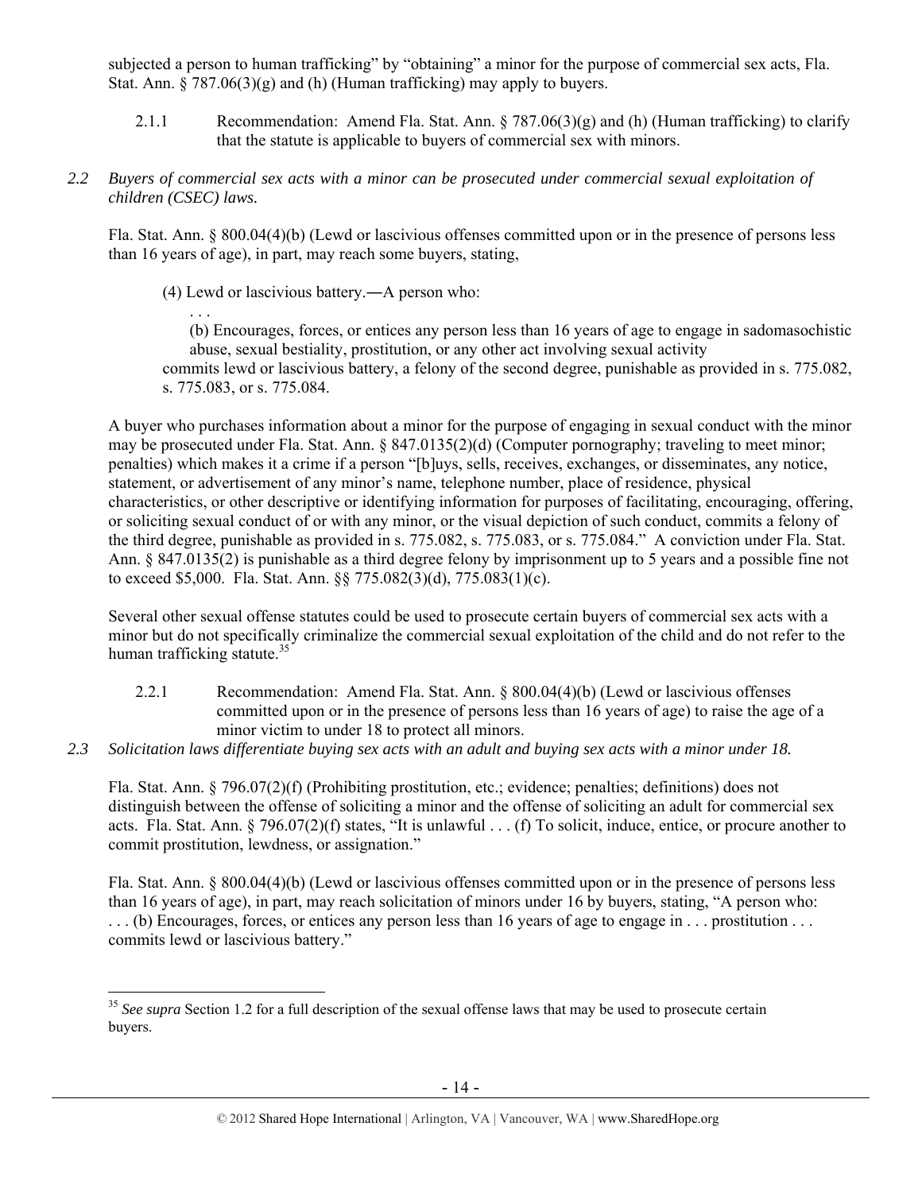subjected a person to human trafficking" by "obtaining" a minor for the purpose of commercial sex acts, Fla. Stat. Ann. § 787.06(3)(g) and (h) (Human trafficking) may apply to buyers.

2.1.1 Recommendation: Amend Fla. Stat. Ann. § 787.06(3)(g) and (h) (Human trafficking) to clarify that the statute is applicable to buyers of commercial sex with minors.

*2.2 Buyers of commercial sex acts with a minor can be prosecuted under commercial sexual exploitation of children (CSEC) laws.*

Fla. Stat. Ann. § 800.04(4)(b) (Lewd or lascivious offenses committed upon or in the presence of persons less than 16 years of age), in part, may reach some buyers, stating,

> (4) Lewd or lascivious battery.―A person who:
>
> . . .
>
> (b) Encourages, forces, or entices any person less than 16 years of age to engage in sadomasochistic abuse, sexual bestiality, prostitution, or any other act involving sexual activity
>
> commits lewd or lascivious battery, a felony of the second degree, punishable as provided in s. 775.082, s. 775.083, or s. 775.084.

A buyer who purchases information about a minor for the purpose of engaging in sexual conduct with the minor may be prosecuted under Fla. Stat. Ann. § 847.0135(2)(d) (Computer pornography; traveling to meet minor; penalties) which makes it a crime if a person "[b]uys, sells, receives, exchanges, or disseminates, any notice, statement, or advertisement of any minor's name, telephone number, place of residence, physical characteristics, or other descriptive or identifying information for purposes of facilitating, encouraging, offering, or soliciting sexual conduct of or with any minor, or the visual depiction of such conduct, commits a felony of the third degree, punishable as provided in s. 775.082, s. 775.083, or s. 775.084." A conviction under Fla. Stat. Ann. § 847.0135(2) is punishable as a third degree felony by imprisonment up to 5 years and a possible fine not to exceed $5,000. Fla. Stat. Ann. §§ 775.082(3)(d), 775.083(1)(c).

Several other sexual offense statutes could be used to prosecute certain buyers of commercial sex acts with a minor but do not specifically criminalize the commercial sexual exploitation of the child and do not refer to the human trafficking statute.[35]

2.2.1 Recommendation: Amend Fla. Stat. Ann. § 800.04(4)(b) (Lewd or lascivious offenses committed upon or in the presence of persons less than 16 years of age) to raise the age of a minor victim to under 18 to protect all minors.

*2.3 Solicitation laws differentiate buying sex acts with an adult and buying sex acts with a minor under 18.*

Fla. Stat. Ann. § 796.07(2)(f) (Prohibiting prostitution, etc.; evidence; penalties; definitions) does not distinguish between the offense of soliciting a minor and the offense of soliciting an adult for commercial sex acts. Fla. Stat. Ann. § 796.07(2)(f) states, "It is unlawful . . . (f) To solicit, induce, entice, or procure another to commit prostitution, lewdness, or assignation."

Fla. Stat. Ann. § 800.04(4)(b) (Lewd or lascivious offenses committed upon or in the presence of persons less than 16 years of age), in part, may reach solicitation of minors under 16 by buyers, stating, "A person who: . . . (b) Encourages, forces, or entices any person less than 16 years of age to engage in . . . prostitution . . . commits lewd or lascivious battery."

---

[35] *See supra* Section 1.2 for a full description of the sexual offense laws that may be used to prosecute certain buyers.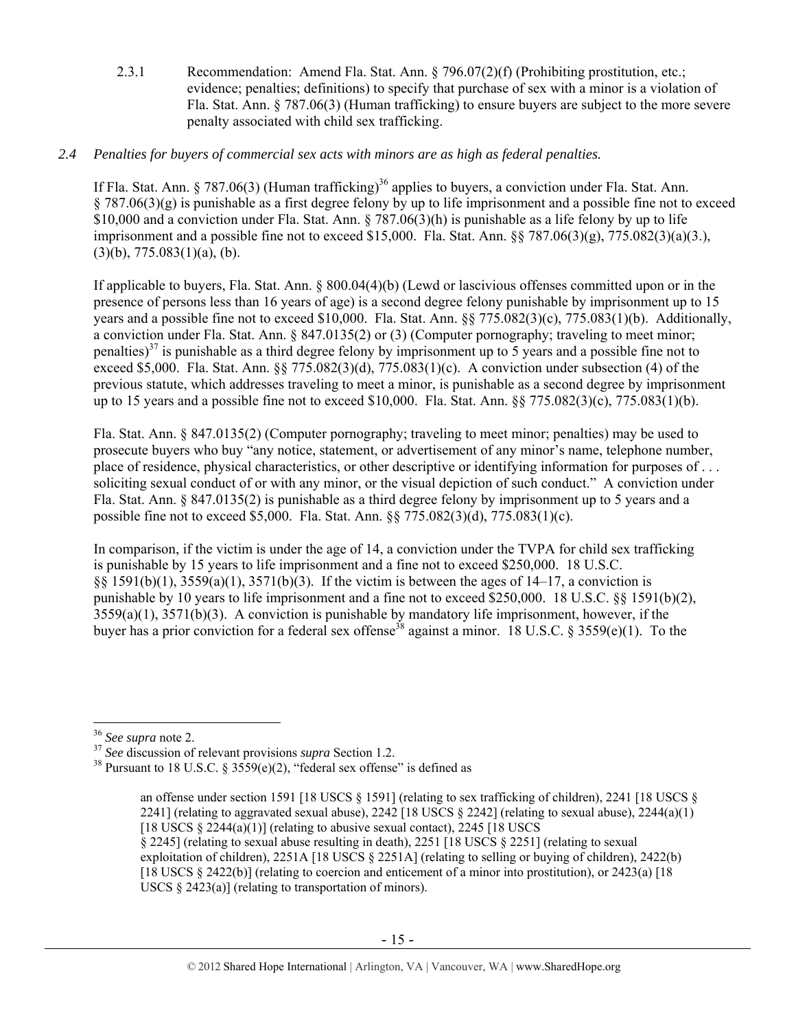2.3.1 Recommendation: Amend Fla. Stat. Ann. § 796.07(2)(f) (Prohibiting prostitution, etc.; evidence; penalties; definitions) to specify that purchase of sex with a minor is a violation of Fla. Stat. Ann. § 787.06(3) (Human trafficking) to ensure buyers are subject to the more severe penalty associated with child sex trafficking.

*2.4 Penalties for buyers of commercial sex acts with minors are as high as federal penalties.*

If Fla. Stat. Ann. § 787.06(3) (Human trafficking)[36] applies to buyers, a conviction under Fla. Stat. Ann. § 787.06(3)(g) is punishable as a first degree felony by up to life imprisonment and a possible fine not to exceed $10,000 and a conviction under Fla. Stat. Ann. § 787.06(3)(h) is punishable as a life felony by up to life imprisonment and a possible fine not to exceed $15,000. Fla. Stat. Ann. §§ 787.06(3)(g), 775.082(3)(a)(3.), (3)(b), 775.083(1)(a), (b).

If applicable to buyers, Fla. Stat. Ann. § 800.04(4)(b) (Lewd or lascivious offenses committed upon or in the presence of persons less than 16 years of age) is a second degree felony punishable by imprisonment up to 15 years and a possible fine not to exceed $10,000. Fla. Stat. Ann. §§ 775.082(3)(c), 775.083(1)(b). Additionally, a conviction under Fla. Stat. Ann. § 847.0135(2) or (3) (Computer pornography; traveling to meet minor; penalties)[37] is punishable as a third degree felony by imprisonment up to 5 years and a possible fine not to exceed $5,000. Fla. Stat. Ann. §§ 775.082(3)(d), 775.083(1)(c). A conviction under subsection (4) of the previous statute, which addresses traveling to meet a minor, is punishable as a second degree by imprisonment up to 15 years and a possible fine not to exceed $10,000. Fla. Stat. Ann. §§ 775.082(3)(c), 775.083(1)(b).

Fla. Stat. Ann. § 847.0135(2) (Computer pornography; traveling to meet minor; penalties) may be used to prosecute buyers who buy "any notice, statement, or advertisement of any minor's name, telephone number, place of residence, physical characteristics, or other descriptive or identifying information for purposes of . . . soliciting sexual conduct of or with any minor, or the visual depiction of such conduct." A conviction under Fla. Stat. Ann. § 847.0135(2) is punishable as a third degree felony by imprisonment up to 5 years and a possible fine not to exceed $5,000. Fla. Stat. Ann. §§ 775.082(3)(d), 775.083(1)(c).

In comparison, if the victim is under the age of 14, a conviction under the TVPA for child sex trafficking is punishable by 15 years to life imprisonment and a fine not to exceed $250,000. 18 U.S.C. §§ 1591(b)(1), 3559(a)(1), 3571(b)(3). If the victim is between the ages of 14–17, a conviction is punishable by 10 years to life imprisonment and a fine not to exceed $250,000. 18 U.S.C. §§ 1591(b)(2), 3559(a)(1), 3571(b)(3). A conviction is punishable by mandatory life imprisonment, however, if the buyer has a prior conviction for a federal sex offense[38] against a minor. 18 U.S.C. § 3559(e)(1). To the

---

[36] *See supra* note 2.

[37] *See* discussion of relevant provisions *supra* Section 1.2.

[38] Pursuant to 18 U.S.C. § 3559(e)(2), "federal sex offense" is defined as

> an offense under section 1591 [18 USCS § 1591] (relating to sex trafficking of children), 2241 [18 USCS § 2241] (relating to aggravated sexual abuse), 2242 [18 USCS § 2242] (relating to sexual abuse), 2244(a)(1) [18 USCS § 2244(a)(1)] (relating to abusive sexual contact), 2245 [18 USCS § 2245] (relating to sexual abuse resulting in death), 2251 [18 USCS § 2251] (relating to sexual exploitation of children), 2251A [18 USCS § 2251A] (relating to selling or buying of children), 2422(b) [18 USCS § 2422(b)] (relating to coercion and enticement of a minor into prostitution), or 2423(a) [18 USCS § 2423(a)] (relating to transportation of minors).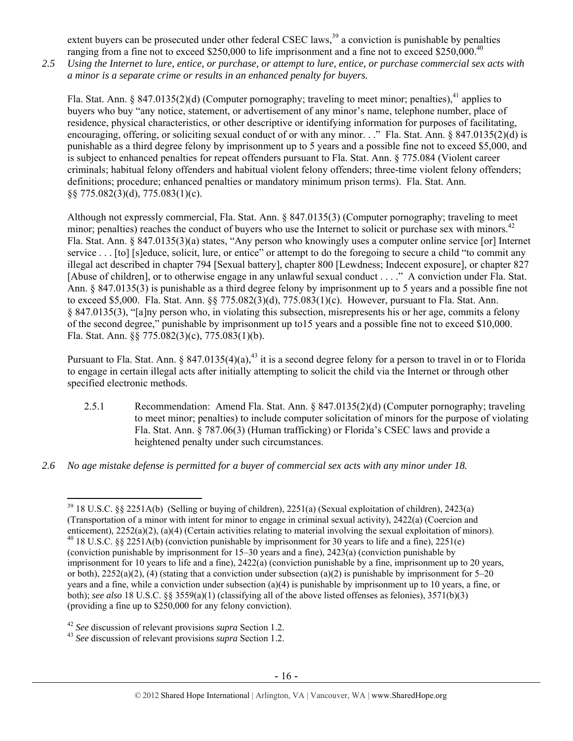extent buyers can be prosecuted under other federal CSEC laws,[39] a conviction is punishable by penalties ranging from a fine not to exceed $250,000 to life imprisonment and a fine not to exceed $250,000.[40]

*2.5 Using the Internet to lure, entice, or purchase, or attempt to lure, entice, or purchase commercial sex acts with a minor is a separate crime or results in an enhanced penalty for buyers.*

Fla. Stat. Ann. § 847.0135(2)(d) (Computer pornography; traveling to meet minor; penalties),[41] applies to buyers who buy "any notice, statement, or advertisement of any minor's name, telephone number, place of residence, physical characteristics, or other descriptive or identifying information for purposes of facilitating, encouraging, offering, or soliciting sexual conduct of or with any minor. . ." Fla. Stat. Ann. § 847.0135(2)(d) is punishable as a third degree felony by imprisonment up to 5 years and a possible fine not to exceed $5,000, and is subject to enhanced penalties for repeat offenders pursuant to Fla. Stat. Ann. § 775.084 (Violent career criminals; habitual felony offenders and habitual violent felony offenders; three-time violent felony offenders; definitions; procedure; enhanced penalties or mandatory minimum prison terms). Fla. Stat. Ann. §§ 775.082(3)(d), 775.083(1)(c).

Although not expressly commercial, Fla. Stat. Ann. § 847.0135(3) (Computer pornography; traveling to meet minor; penalties) reaches the conduct of buyers who use the Internet to solicit or purchase sex with minors.[42] Fla. Stat. Ann. § 847.0135(3)(a) states, "Any person who knowingly uses a computer online service [or] Internet service . . . [to] [s]educe, solicit, lure, or entice" or attempt to do the foregoing to secure a child "to commit any illegal act described in chapter 794 [Sexual battery], chapter 800 [Lewdness; Indecent exposure], or chapter 827 [Abuse of children], or to otherwise engage in any unlawful sexual conduct . . . ." A conviction under Fla. Stat. Ann. § 847.0135(3) is punishable as a third degree felony by imprisonment up to 5 years and a possible fine not to exceed $5,000. Fla. Stat. Ann. §§ 775.082(3)(d), 775.083(1)(c). However, pursuant to Fla. Stat. Ann. § 847.0135(3), "[a]ny person who, in violating this subsection, misrepresents his or her age, commits a felony of the second degree," punishable by imprisonment up to15 years and a possible fine not to exceed $10,000. Fla. Stat. Ann. §§ 775.082(3)(c), 775.083(1)(b).

Pursuant to Fla. Stat. Ann. § 847.0135(4)(a),[43] it is a second degree felony for a person to travel in or to Florida to engage in certain illegal acts after initially attempting to solicit the child via the Internet or through other specified electronic methods.

2.5.1 Recommendation: Amend Fla. Stat. Ann. § 847.0135(2)(d) (Computer pornography; traveling to meet minor; penalties) to include computer solicitation of minors for the purpose of violating Fla. Stat. Ann. § 787.06(3) (Human trafficking) or Florida's CSEC laws and provide a heightened penalty under such circumstances.

*2.6 No age mistake defense is permitted for a buyer of commercial sex acts with any minor under 18.*

---

[39] 18 U.S.C. §§ 2251A(b) (Selling or buying of children), 2251(a) (Sexual exploitation of children), 2423(a) (Transportation of a minor with intent for minor to engage in criminal sexual activity), 2422(a) (Coercion and enticement), 2252(a)(2), (a)(4) (Certain activities relating to material involving the sexual exploitation of minors).

[40] 18 U.S.C. §§ 2251A(b) (conviction punishable by imprisonment for 30 years to life and a fine), 2251(e) (conviction punishable by imprisonment for 15–30 years and a fine), 2423(a) (conviction punishable by imprisonment for 10 years to life and a fine), 2422(a) (conviction punishable by a fine, imprisonment up to 20 years, or both), 2252(a)(2), (4) (stating that a conviction under subsection (a)(2) is punishable by imprisonment for 5–20 years and a fine, while a conviction under subsection (a)(4) is punishable by imprisonment up to 10 years, a fine, or both); *see also* 18 U.S.C. §§ 3559(a)(1) (classifying all of the above listed offenses as felonies), 3571(b)(3) (providing a fine up to $250,000 for any felony conviction).

[42] *See* discussion of relevant provisions *supra* Section 1.2.

[43] *See* discussion of relevant provisions *supra* Section 1.2.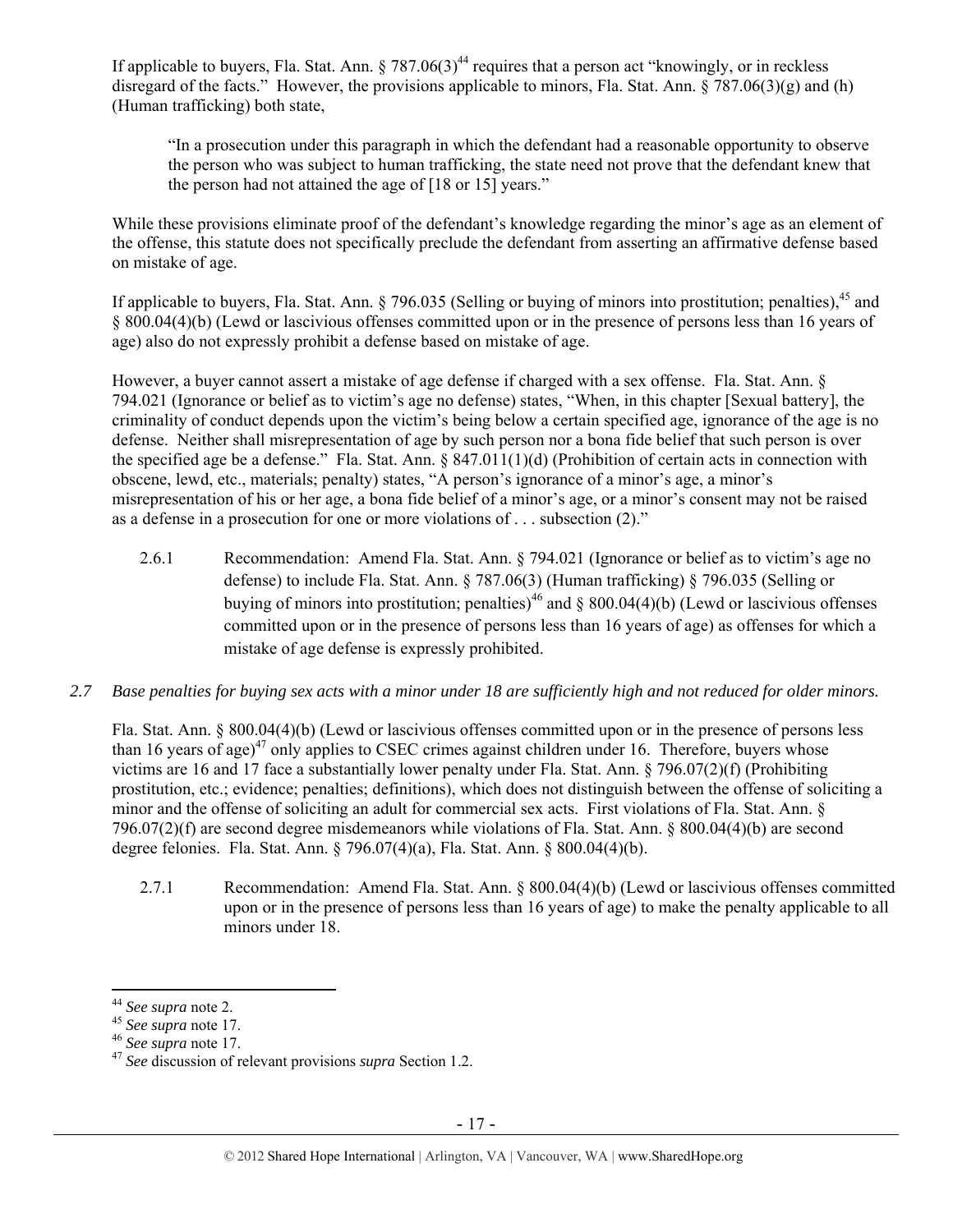If applicable to buyers, Fla. Stat. Ann. § 787.06(3)[44] requires that a person act "knowingly, or in reckless disregard of the facts." However, the provisions applicable to minors, Fla. Stat. Ann. § 787.06(3)(g) and (h) (Human trafficking) both state,

> "In a prosecution under this paragraph in which the defendant had a reasonable opportunity to observe the person who was subject to human trafficking, the state need not prove that the defendant knew that the person had not attained the age of [18 or 15] years."

While these provisions eliminate proof of the defendant's knowledge regarding the minor's age as an element of the offense, this statute does not specifically preclude the defendant from asserting an affirmative defense based on mistake of age.

If applicable to buyers, Fla. Stat. Ann. § 796.035 (Selling or buying of minors into prostitution; penalties),[45] and § 800.04(4)(b) (Lewd or lascivious offenses committed upon or in the presence of persons less than 16 years of age) also do not expressly prohibit a defense based on mistake of age.

However, a buyer cannot assert a mistake of age defense if charged with a sex offense. Fla. Stat. Ann. § 794.021 (Ignorance or belief as to victim's age no defense) states, "When, in this chapter [Sexual battery], the criminality of conduct depends upon the victim's being below a certain specified age, ignorance of the age is no defense. Neither shall misrepresentation of age by such person nor a bona fide belief that such person is over the specified age be a defense." Fla. Stat. Ann. § 847.011(1)(d) (Prohibition of certain acts in connection with obscene, lewd, etc., materials; penalty) states, "A person's ignorance of a minor's age, a minor's misrepresentation of his or her age, a bona fide belief of a minor's age, or a minor's consent may not be raised as a defense in a prosecution for one or more violations of . . . subsection (2)."

2.6.1 Recommendation: Amend Fla. Stat. Ann. § 794.021 (Ignorance or belief as to victim's age no defense) to include Fla. Stat. Ann. § 787.06(3) (Human trafficking) § 796.035 (Selling or buying of minors into prostitution; penalties)[46] and § 800.04(4)(b) (Lewd or lascivious offenses committed upon or in the presence of persons less than 16 years of age) as offenses for which a mistake of age defense is expressly prohibited.

*2.7 Base penalties for buying sex acts with a minor under 18 are sufficiently high and not reduced for older minors.*

Fla. Stat. Ann. § 800.04(4)(b) (Lewd or lascivious offenses committed upon or in the presence of persons less than 16 years of age)[47] only applies to CSEC crimes against children under 16. Therefore, buyers whose victims are 16 and 17 face a substantially lower penalty under Fla. Stat. Ann. § 796.07(2)(f) (Prohibiting prostitution, etc.; evidence; penalties; definitions), which does not distinguish between the offense of soliciting a minor and the offense of soliciting an adult for commercial sex acts. First violations of Fla. Stat. Ann. § 796.07(2)(f) are second degree misdemeanors while violations of Fla. Stat. Ann. § 800.04(4)(b) are second degree felonies. Fla. Stat. Ann. § 796.07(4)(a), Fla. Stat. Ann. § 800.04(4)(b).

2.7.1 Recommendation: Amend Fla. Stat. Ann. § 800.04(4)(b) (Lewd or lascivious offenses committed upon or in the presence of persons less than 16 years of age) to make the penalty applicable to all minors under 18.

---

[44] *See supra* note 2.
[45] *See supra* note 17.
[46] *See supra* note 17.
[47] *See* discussion of relevant provisions *supra* Section 1.2.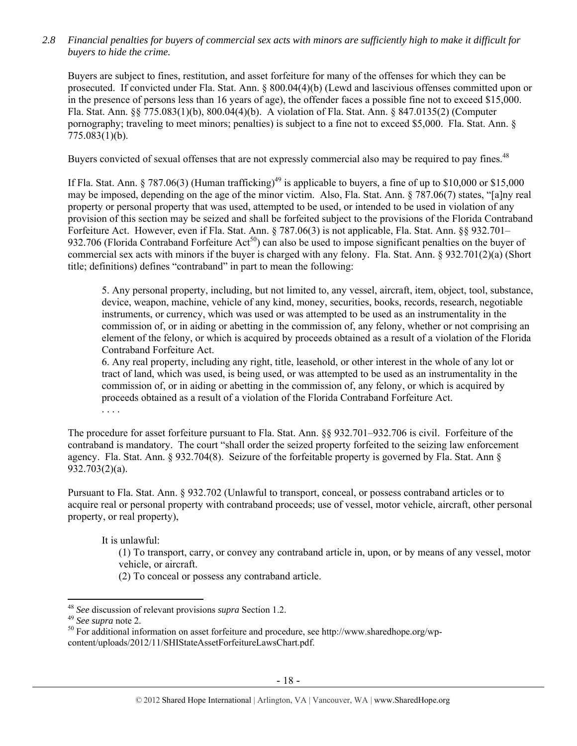*2.8 Financial penalties for buyers of commercial sex acts with minors are sufficiently high to make it difficult for buyers to hide the crime.*

Buyers are subject to fines, restitution, and asset forfeiture for many of the offenses for which they can be prosecuted. If convicted under Fla. Stat. Ann. § 800.04(4)(b) (Lewd and lascivious offenses committed upon or in the presence of persons less than 16 years of age), the offender faces a possible fine not to exceed $15,000. Fla. Stat. Ann. §§ 775.083(1)(b), 800.04(4)(b). A violation of Fla. Stat. Ann. § 847.0135(2) (Computer pornography; traveling to meet minors; penalties) is subject to a fine not to exceed $5,000. Fla. Stat. Ann. § 775.083(1)(b).

Buyers convicted of sexual offenses that are not expressly commercial also may be required to pay fines.[48]

If Fla. Stat. Ann. § 787.06(3) (Human trafficking)[49] is applicable to buyers, a fine of up to $10,000 or $15,000 may be imposed, depending on the age of the minor victim. Also, Fla. Stat. Ann. § 787.06(7) states, "[a]ny real property or personal property that was used, attempted to be used, or intended to be used in violation of any provision of this section may be seized and shall be forfeited subject to the provisions of the Florida Contraband Forfeiture Act. However, even if Fla. Stat. Ann. § 787.06(3) is not applicable, Fla. Stat. Ann. §§ 932.701–932.706 (Florida Contraband Forfeiture Act[50]) can also be used to impose significant penalties on the buyer of commercial sex acts with minors if the buyer is charged with any felony. Fla. Stat. Ann. § 932.701(2)(a) (Short title; definitions) defines "contraband" in part to mean the following:

> 5. Any personal property, including, but not limited to, any vessel, aircraft, item, object, tool, substance, device, weapon, machine, vehicle of any kind, money, securities, books, records, research, negotiable instruments, or currency, which was used or was attempted to be used as an instrumentality in the commission of, or in aiding or abetting in the commission of, any felony, whether or not comprising an element of the felony, or which is acquired by proceeds obtained as a result of a violation of the Florida Contraband Forfeiture Act.
> 6. Any real property, including any right, title, leasehold, or other interest in the whole of any lot or tract of land, which was used, is being used, or was attempted to be used as an instrumentality in the commission of, or in aiding or abetting in the commission of, any felony, or which is acquired by proceeds obtained as a result of a violation of the Florida Contraband Forfeiture Act.
> . . . .

The procedure for asset forfeiture pursuant to Fla. Stat. Ann. §§ 932.701–932.706 is civil. Forfeiture of the contraband is mandatory. The court "shall order the seized property forfeited to the seizing law enforcement agency. Fla. Stat. Ann. § 932.704(8). Seizure of the forfeitable property is governed by Fla. Stat. Ann § 932.703(2)(a).

Pursuant to Fla. Stat. Ann. § 932.702 (Unlawful to transport, conceal, or possess contraband articles or to acquire real or personal property with contraband proceeds; use of vessel, motor vehicle, aircraft, other personal property, or real property),

> It is unlawful:
> (1) To transport, carry, or convey any contraband article in, upon, or by means of any vessel, motor vehicle, or aircraft.
> (2) To conceal or possess any contraband article.

---

[48] *See* discussion of relevant provisions *supra* Section 1.2.
[49] *See supra* note 2.
[50] For additional information on asset forfeiture and procedure, see http://www.sharedhope.org/wp-content/uploads/2012/11/SHIStateAssetForfeitureLawsChart.pdf.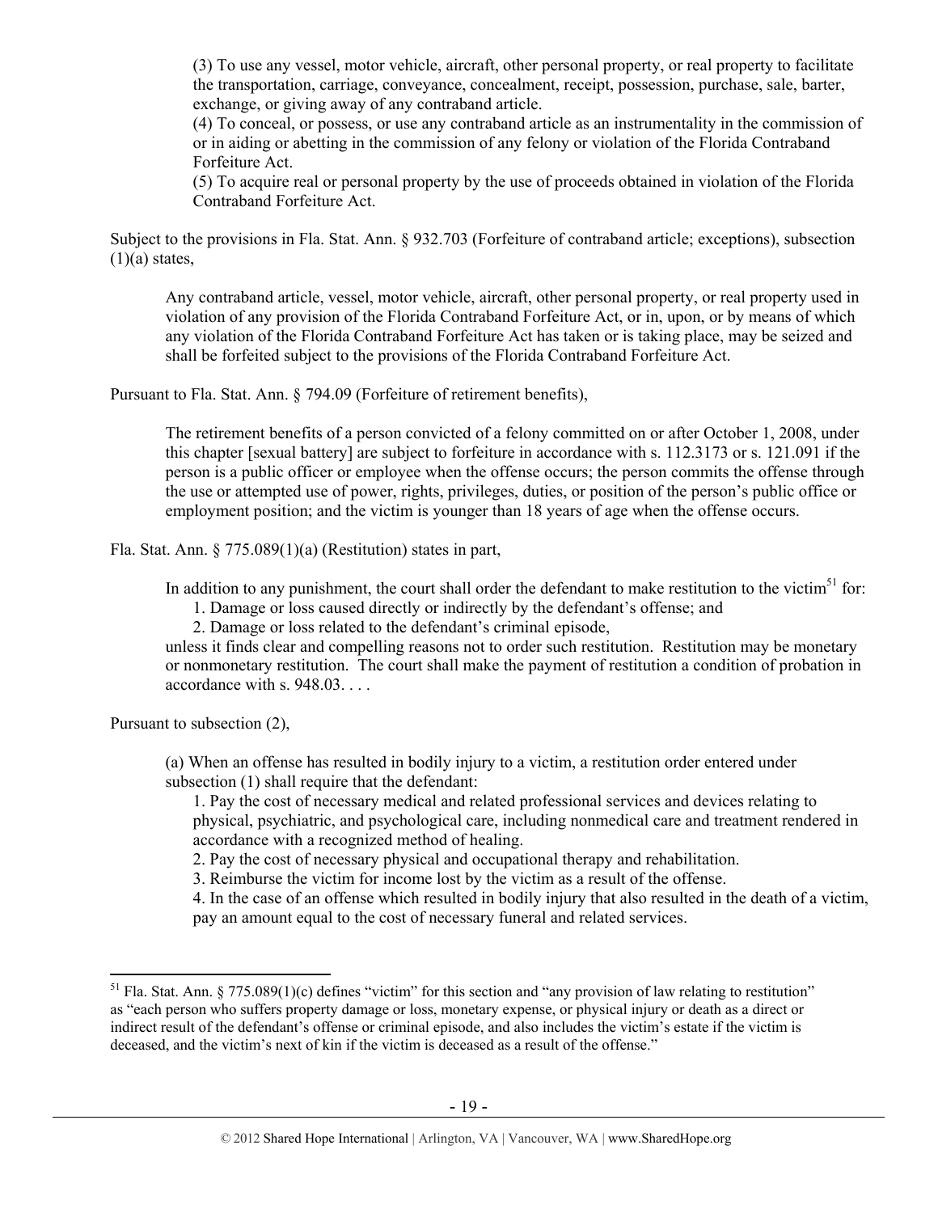> (3) To use any vessel, motor vehicle, aircraft, other personal property, or real property to facilitate the transportation, carriage, conveyance, concealment, receipt, possession, purchase, sale, barter, exchange, or giving away of any contraband article.
>
> (4) To conceal, or possess, or use any contraband article as an instrumentality in the commission of or in aiding or abetting in the commission of any felony or violation of the Florida Contraband Forfeiture Act.
>
> (5) To acquire real or personal property by the use of proceeds obtained in violation of the Florida Contraband Forfeiture Act.

Subject to the provisions in Fla. Stat. Ann. § 932.703 (Forfeiture of contraband article; exceptions), subsection (1)(a) states,

> Any contraband article, vessel, motor vehicle, aircraft, other personal property, or real property used in violation of any provision of the Florida Contraband Forfeiture Act, or in, upon, or by means of which any violation of the Florida Contraband Forfeiture Act has taken or is taking place, may be seized and shall be forfeited subject to the provisions of the Florida Contraband Forfeiture Act.

Pursuant to Fla. Stat. Ann. § 794.09 (Forfeiture of retirement benefits),

> The retirement benefits of a person convicted of a felony committed on or after October 1, 2008, under this chapter [sexual battery] are subject to forfeiture in accordance with s. 112.3173 or s. 121.091 if the person is a public officer or employee when the offense occurs; the person commits the offense through the use or attempted use of power, rights, privileges, duties, or position of the person's public office or employment position; and the victim is younger than 18 years of age when the offense occurs.

Fla. Stat. Ann. § 775.089(1)(a) (Restitution) states in part,

> In addition to any punishment, the court shall order the defendant to make restitution to the victim[51] for:
>
> 1. Damage or loss caused directly or indirectly by the defendant's offense; and
> 2. Damage or loss related to the defendant's criminal episode,
>
> unless it finds clear and compelling reasons not to order such restitution. Restitution may be monetary or nonmonetary restitution. The court shall make the payment of restitution a condition of probation in accordance with s. 948.03. . . .

Pursuant to subsection (2),

> (a) When an offense has resulted in bodily injury to a victim, a restitution order entered under subsection (1) shall require that the defendant:
>
> 1. Pay the cost of necessary medical and related professional services and devices relating to physical, psychiatric, and psychological care, including nonmedical care and treatment rendered in accordance with a recognized method of healing.
> 2. Pay the cost of necessary physical and occupational therapy and rehabilitation.
> 3. Reimburse the victim for income lost by the victim as a result of the offense.
> 4. In the case of an offense which resulted in bodily injury that also resulted in the death of a victim, pay an amount equal to the cost of necessary funeral and related services.

---

[51] Fla. Stat. Ann. § 775.089(1)(c) defines "victim" for this section and "any provision of law relating to restitution" as "each person who suffers property damage or loss, monetary expense, or physical injury or death as a direct or indirect result of the defendant's offense or criminal episode, and also includes the victim's estate if the victim is deceased, and the victim's next of kin if the victim is deceased as a result of the offense."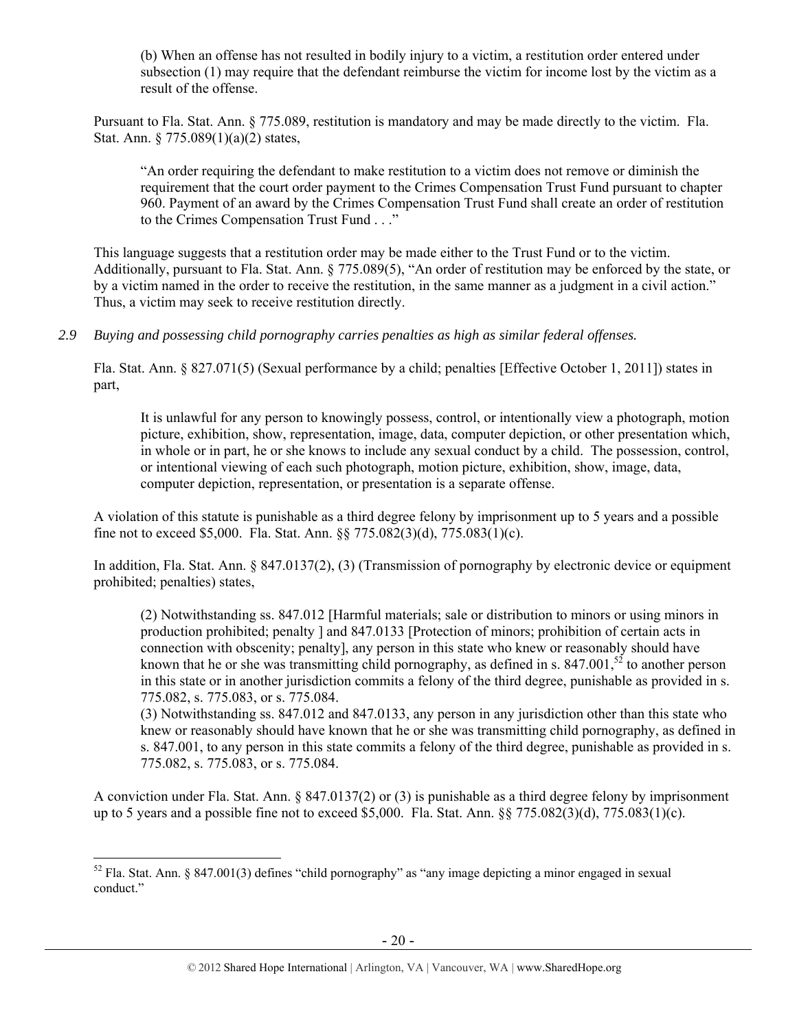> (b) When an offense has not resulted in bodily injury to a victim, a restitution order entered under subsection (1) may require that the defendant reimburse the victim for income lost by the victim as a result of the offense.

Pursuant to Fla. Stat. Ann. § 775.089, restitution is mandatory and may be made directly to the victim. Fla. Stat. Ann. § 775.089(1)(a)(2) states,

> "An order requiring the defendant to make restitution to a victim does not remove or diminish the requirement that the court order payment to the Crimes Compensation Trust Fund pursuant to chapter 960. Payment of an award by the Crimes Compensation Trust Fund shall create an order of restitution to the Crimes Compensation Trust Fund . . ."

This language suggests that a restitution order may be made either to the Trust Fund or to the victim. Additionally, pursuant to Fla. Stat. Ann. § 775.089(5), "An order of restitution may be enforced by the state, or by a victim named in the order to receive the restitution, in the same manner as a judgment in a civil action." Thus, a victim may seek to receive restitution directly.

*2.9 Buying and possessing child pornography carries penalties as high as similar federal offenses.*

Fla. Stat. Ann. § 827.071(5) (Sexual performance by a child; penalties [Effective October 1, 2011]) states in part,

> It is unlawful for any person to knowingly possess, control, or intentionally view a photograph, motion picture, exhibition, show, representation, image, data, computer depiction, or other presentation which, in whole or in part, he or she knows to include any sexual conduct by a child. The possession, control, or intentional viewing of each such photograph, motion picture, exhibition, show, image, data, computer depiction, representation, or presentation is a separate offense.

A violation of this statute is punishable as a third degree felony by imprisonment up to 5 years and a possible fine not to exceed $5,000. Fla. Stat. Ann. §§ 775.082(3)(d), 775.083(1)(c).

In addition, Fla. Stat. Ann. § 847.0137(2), (3) (Transmission of pornography by electronic device or equipment prohibited; penalties) states,

> (2) Notwithstanding ss. 847.012 [Harmful materials; sale or distribution to minors or using minors in production prohibited; penalty ] and 847.0133 [Protection of minors; prohibition of certain acts in connection with obscenity; penalty], any person in this state who knew or reasonably should have known that he or she was transmitting child pornography, as defined in s. 847.001,[52] to another person in this state or in another jurisdiction commits a felony of the third degree, punishable as provided in s. 775.082, s. 775.083, or s. 775.084.
> (3) Notwithstanding ss. 847.012 and 847.0133, any person in any jurisdiction other than this state who knew or reasonably should have known that he or she was transmitting child pornography, as defined in s. 847.001, to any person in this state commits a felony of the third degree, punishable as provided in s. 775.082, s. 775.083, or s. 775.084.

A conviction under Fla. Stat. Ann. § 847.0137(2) or (3) is punishable as a third degree felony by imprisonment up to 5 years and a possible fine not to exceed $5,000. Fla. Stat. Ann. §§ 775.082(3)(d), 775.083(1)(c).

---

[52] Fla. Stat. Ann. § 847.001(3) defines "child pornography" as "any image depicting a minor engaged in sexual conduct."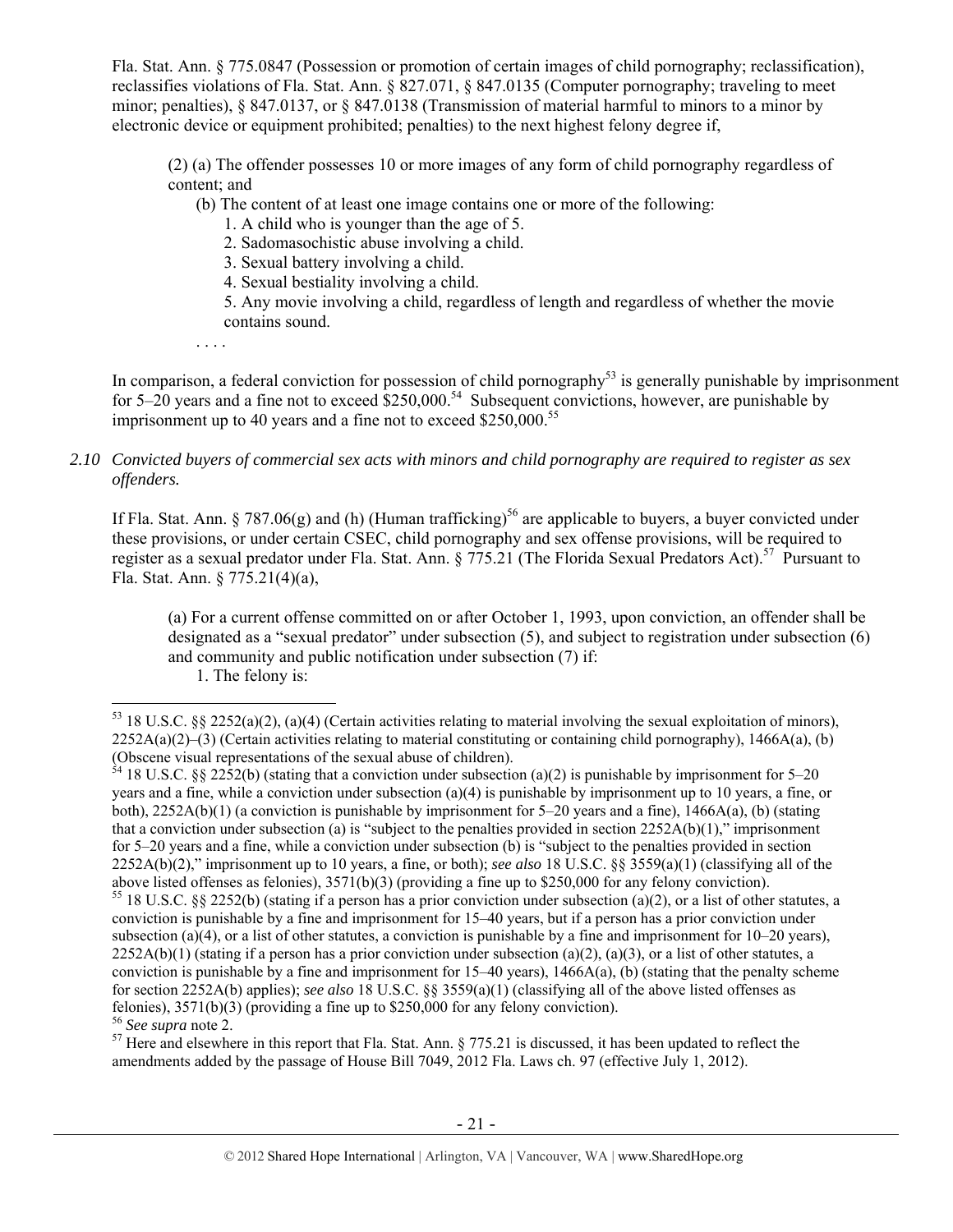Fla. Stat. Ann. § 775.0847 (Possession or promotion of certain images of child pornography; reclassification), reclassifies violations of Fla. Stat. Ann. § 827.071, § 847.0135 (Computer pornography; traveling to meet minor; penalties), § 847.0137, or § 847.0138 (Transmission of material harmful to minors to a minor by electronic device or equipment prohibited; penalties) to the next highest felony degree if,

> (2) (a) The offender possesses 10 or more images of any form of child pornography regardless of content; and
>
> (b) The content of at least one image contains one or more of the following:
>
> 1. A child who is younger than the age of 5.
> 2. Sadomasochistic abuse involving a child.
> 3. Sexual battery involving a child.
> 4. Sexual bestiality involving a child.
> 5. Any movie involving a child, regardless of length and regardless of whether the movie contains sound.
>
> . . . .

In comparison, a federal conviction for possession of child pornography[53] is generally punishable by imprisonment for 5–20 years and a fine not to exceed $250,000.[54] Subsequent convictions, however, are punishable by imprisonment up to 40 years and a fine not to exceed $250,000.[55]

*2.10 Convicted buyers of commercial sex acts with minors and child pornography are required to register as sex offenders.*

If Fla. Stat. Ann. § 787.06(g) and (h) (Human trafficking)[56] are applicable to buyers, a buyer convicted under these provisions, or under certain CSEC, child pornography and sex offense provisions, will be required to register as a sexual predator under Fla. Stat. Ann. § 775.21 (The Florida Sexual Predators Act).[57] Pursuant to Fla. Stat. Ann. § 775.21(4)(a),

> (a) For a current offense committed on or after October 1, 1993, upon conviction, an offender shall be designated as a "sexual predator" under subsection (5), and subject to registration under subsection (6) and community and public notification under subsection (7) if:
>
> 1. The felony is:

---

[53] 18 U.S.C. §§ 2252(a)(2), (a)(4) (Certain activities relating to material involving the sexual exploitation of minors), 2252A(a)(2)–(3) (Certain activities relating to material constituting or containing child pornography), 1466A(a), (b) (Obscene visual representations of the sexual abuse of children).

[54] 18 U.S.C. §§ 2252(b) (stating that a conviction under subsection (a)(2) is punishable by imprisonment for 5–20 years and a fine, while a conviction under subsection (a)(4) is punishable by imprisonment up to 10 years, a fine, or both), 2252A(b)(1) (a conviction is punishable by imprisonment for 5–20 years and a fine), 1466A(a), (b) (stating that a conviction under subsection (a) is "subject to the penalties provided in section 2252A(b)(1)," imprisonment for 5–20 years and a fine, while a conviction under subsection (b) is "subject to the penalties provided in section 2252A(b)(2)," imprisonment up to 10 years, a fine, or both); *see also* 18 U.S.C. §§ 3559(a)(1) (classifying all of the above listed offenses as felonies), 3571(b)(3) (providing a fine up to $250,000 for any felony conviction).

[55] 18 U.S.C. §§ 2252(b) (stating if a person has a prior conviction under subsection (a)(2), or a list of other statutes, a conviction is punishable by a fine and imprisonment for 15–40 years, but if a person has a prior conviction under subsection (a)(4), or a list of other statutes, a conviction is punishable by a fine and imprisonment for 10–20 years), 2252A(b)(1) (stating if a person has a prior conviction under subsection (a)(2), (a)(3), or a list of other statutes, a conviction is punishable by a fine and imprisonment for 15–40 years), 1466A(a), (b) (stating that the penalty scheme for section 2252A(b) applies); *see also* 18 U.S.C. §§ 3559(a)(1) (classifying all of the above listed offenses as felonies), 3571(b)(3) (providing a fine up to $250,000 for any felony conviction).

[56] *See supra* note 2.

[57] Here and elsewhere in this report that Fla. Stat. Ann. § 775.21 is discussed, it has been updated to reflect the amendments added by the passage of House Bill 7049, 2012 Fla. Laws ch. 97 (effective July 1, 2012).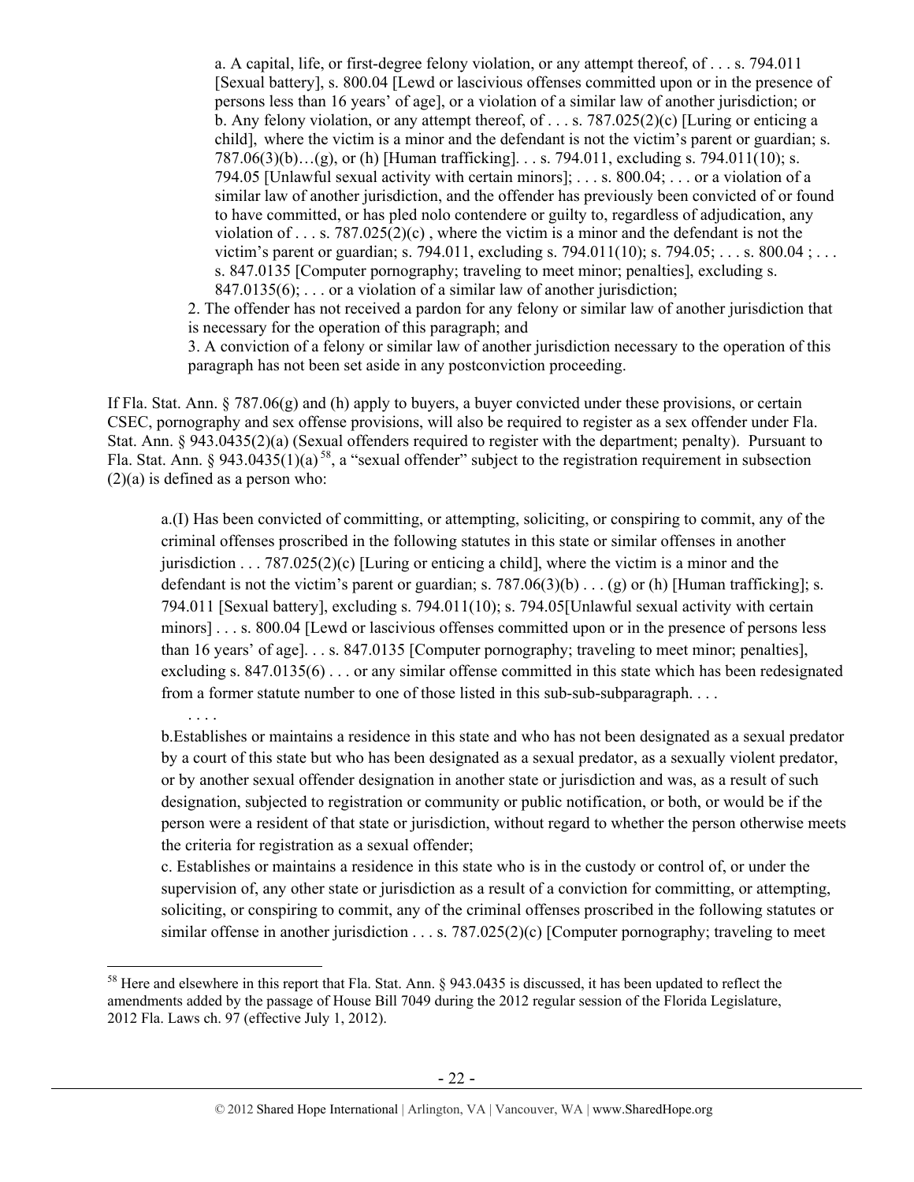a. A capital, life, or first-degree felony violation, or any attempt thereof, of . . . s. 794.011 [Sexual battery], s. 800.04 [Lewd or lascivious offenses committed upon or in the presence of persons less than 16 years' of age], or a violation of a similar law of another jurisdiction; or
b. Any felony violation, or any attempt thereof, of . . . s. 787.025(2)(c) [Luring or enticing a child], where the victim is a minor and the defendant is not the victim's parent or guardian; s. 787.06(3)(b)…(g), or (h) [Human trafficking]. . . s. 794.011, excluding s. 794.011(10); s. 794.05 [Unlawful sexual activity with certain minors]; . . . s. 800.04; . . . or a violation of a similar law of another jurisdiction, and the offender has previously been convicted of or found to have committed, or has pled nolo contendere or guilty to, regardless of adjudication, any violation of . . . s. 787.025(2)(c) , where the victim is a minor and the defendant is not the victim's parent or guardian; s. 794.011, excluding s. 794.011(10); s. 794.05; . . . s. 800.04 ; . . . s. 847.0135 [Computer pornography; traveling to meet minor; penalties], excluding s. 847.0135(6); . . . or a violation of a similar law of another jurisdiction;

2. The offender has not received a pardon for any felony or similar law of another jurisdiction that is necessary for the operation of this paragraph; and
3. A conviction of a felony or similar law of another jurisdiction necessary to the operation of this paragraph has not been set aside in any postconviction proceeding.

If Fla. Stat. Ann. § 787.06(g) and (h) apply to buyers, a buyer convicted under these provisions, or certain CSEC, pornography and sex offense provisions, will also be required to register as a sex offender under Fla. Stat. Ann. § 943.0435(2)(a) (Sexual offenders required to register with the department; penalty). Pursuant to Fla. Stat. Ann. § 943.0435(1)(a)[58], a "sexual offender" subject to the registration requirement in subsection (2)(a) is defined as a person who:

a.(I) Has been convicted of committing, or attempting, soliciting, or conspiring to commit, any of the criminal offenses proscribed in the following statutes in this state or similar offenses in another jurisdiction . . . 787.025(2)(c) [Luring or enticing a child], where the victim is a minor and the defendant is not the victim's parent or guardian; s. 787.06(3)(b) . . . (g) or (h) [Human trafficking]; s. 794.011 [Sexual battery], excluding s. 794.011(10); s. 794.05[Unlawful sexual activity with certain minors] . . . s. 800.04 [Lewd or lascivious offenses committed upon or in the presence of persons less than 16 years' of age]. . . s. 847.0135 [Computer pornography; traveling to meet minor; penalties], excluding s. 847.0135(6) . . . or any similar offense committed in this state which has been redesignated from a former statute number to one of those listed in this sub-sub-subparagraph. . . .

. . . .

b.Establishes or maintains a residence in this state and who has not been designated as a sexual predator by a court of this state but who has been designated as a sexual predator, as a sexually violent predator, or by another sexual offender designation in another state or jurisdiction and was, as a result of such designation, subjected to registration or community or public notification, or both, or would be if the person were a resident of that state or jurisdiction, without regard to whether the person otherwise meets the criteria for registration as a sexual offender;

c. Establishes or maintains a residence in this state who is in the custody or control of, or under the supervision of, any other state or jurisdiction as a result of a conviction for committing, or attempting, soliciting, or conspiring to commit, any of the criminal offenses proscribed in the following statutes or similar offense in another jurisdiction . . . s. 787.025(2)(c) [Computer pornography; traveling to meet

[58] Here and elsewhere in this report that Fla. Stat. Ann. § 943.0435 is discussed, it has been updated to reflect the amendments added by the passage of House Bill 7049 during the 2012 regular session of the Florida Legislature, 2012 Fla. Laws ch. 97 (effective July 1, 2012).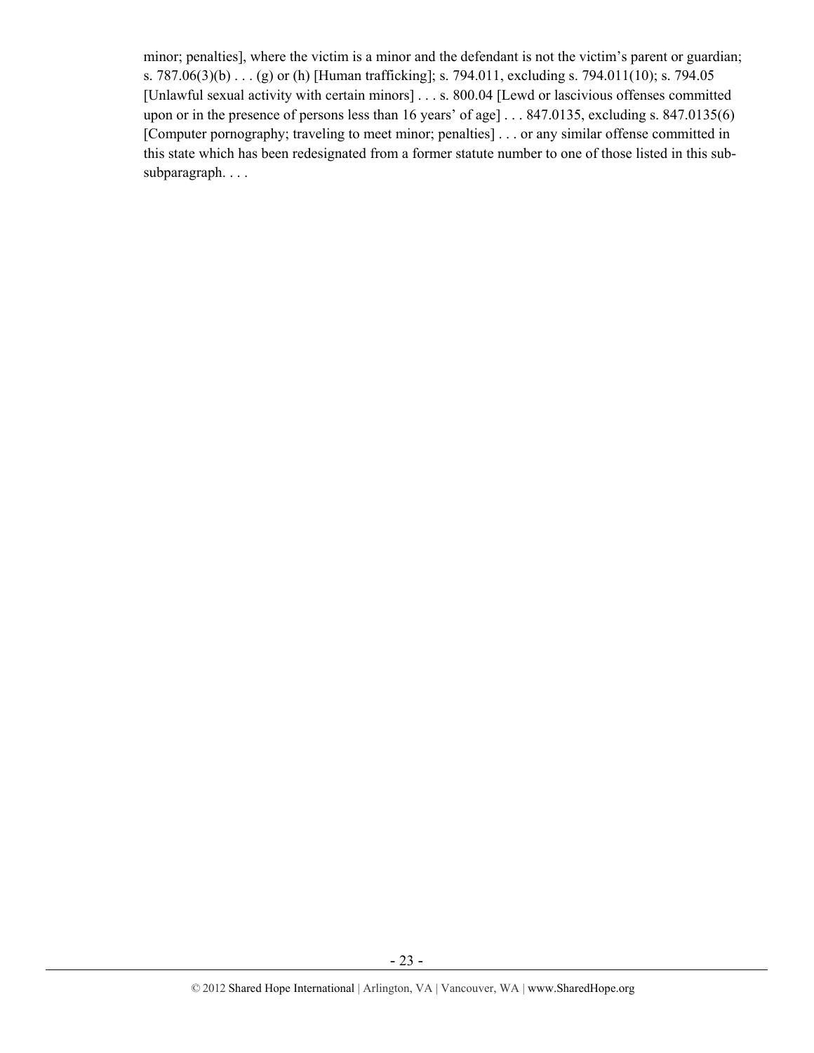minor; penalties], where the victim is a minor and the defendant is not the victim's parent or guardian; s. 787.06(3)(b) . . . (g) or (h) [Human trafficking]; s. 794.011, excluding s. 794.011(10); s. 794.05 [Unlawful sexual activity with certain minors] . . . s. 800.04 [Lewd or lascivious offenses committed upon or in the presence of persons less than 16 years' of age] . . . 847.0135, excluding s. 847.0135(6) [Computer pornography; traveling to meet minor; penalties] . . . or any similar offense committed in this state which has been redesignated from a former statute number to one of those listed in this sub-subparagraph. . . .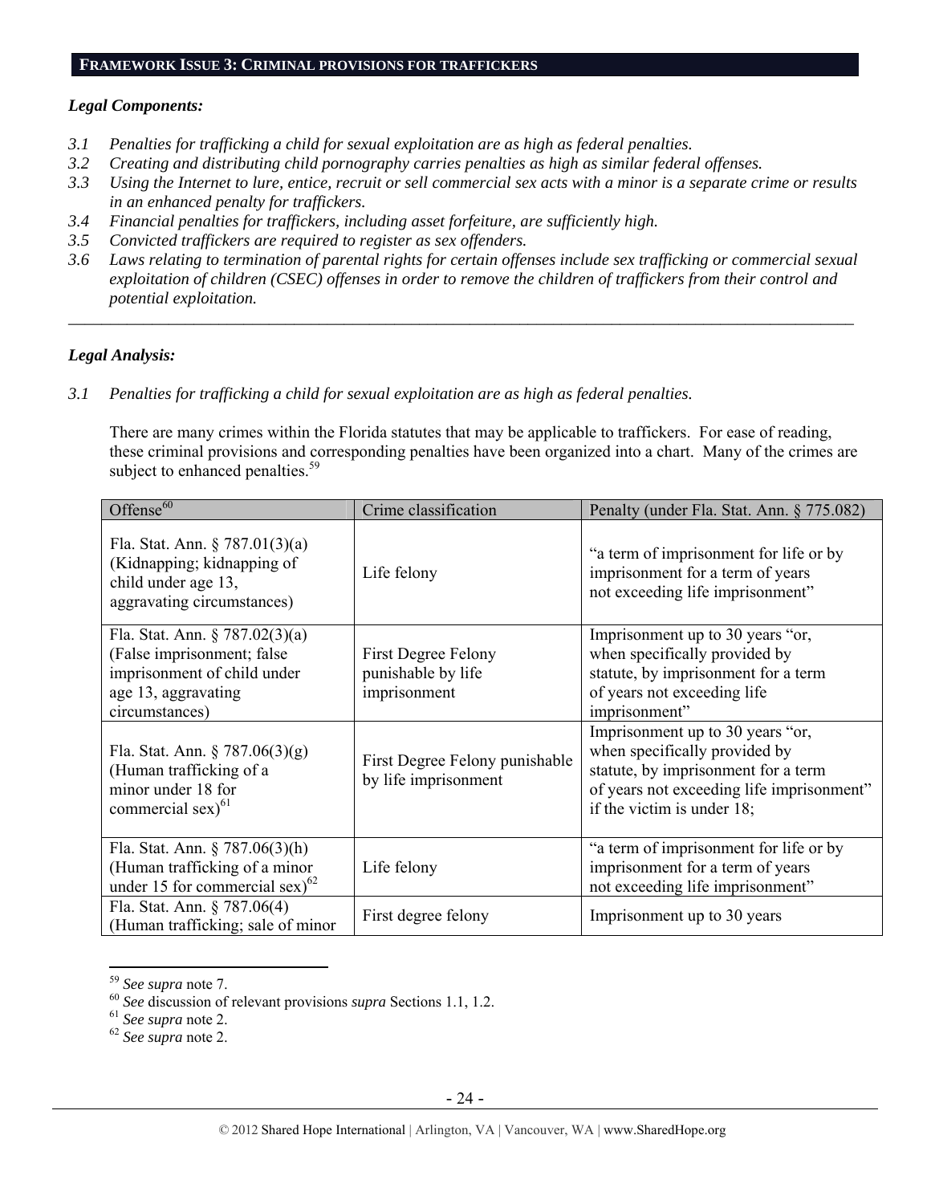## FRAMEWORK ISSUE 3: CRIMINAL PROVISIONS FOR TRAFFICKERS

***Legal Components:***

*3.1 Penalties for trafficking a child for sexual exploitation are as high as federal penalties.*
*3.2 Creating and distributing child pornography carries penalties as high as similar federal offenses.*
*3.3 Using the Internet to lure, entice, recruit or sell commercial sex acts with a minor is a separate crime or results in an enhanced penalty for traffickers.*
*3.4 Financial penalties for traffickers, including asset forfeiture, are sufficiently high.*
*3.5 Convicted traffickers are required to register as sex offenders.*
*3.6 Laws relating to termination of parental rights for certain offenses include sex trafficking or commercial sexual exploitation of children (CSEC) offenses in order to remove the children of traffickers from their control and potential exploitation.*

---

***Legal Analysis:***

*3.1 Penalties for trafficking a child for sexual exploitation are as high as federal penalties.*

There are many crimes within the Florida statutes that may be applicable to traffickers. For ease of reading, these criminal provisions and corresponding penalties have been organized into a chart. Many of the crimes are subject to enhanced penalties.[59]

| Offense[60] | Crime classification | Penalty (under Fla. Stat. Ann. § 775.082) |
|---|---|---|
| Fla. Stat. Ann. § 787.01(3)(a) (Kidnapping; kidnapping of child under age 13, aggravating circumstances) | Life felony | "a term of imprisonment for life or by imprisonment for a term of years not exceeding life imprisonment" |
| Fla. Stat. Ann. § 787.02(3)(a) (False imprisonment; false imprisonment of child under age 13, aggravating circumstances) | First Degree Felony punishable by life imprisonment | Imprisonment up to 30 years "or, when specifically provided by statute, by imprisonment for a term of years not exceeding life imprisonment" |
| Fla. Stat. Ann. § 787.06(3)(g) (Human trafficking of a minor under 18 for commercial sex)[61] | First Degree Felony punishable by life imprisonment | Imprisonment up to 30 years "or, when specifically provided by statute, by imprisonment for a term of years not exceeding life imprisonment" if the victim is under 18; |
| Fla. Stat. Ann. § 787.06(3)(h) (Human trafficking of a minor under 15 for commercial sex)[62] | Life felony | "a term of imprisonment for life or by imprisonment for a term of years not exceeding life imprisonment" |
| Fla. Stat. Ann. § 787.06(4) (Human trafficking; sale of minor | First degree felony | Imprisonment up to 30 years |

---

[59] *See supra* note 7.
[60] *See* discussion of relevant provisions *supra* Sections 1.1, 1.2.
[61] *See supra* note 2.
[62] *See supra* note 2.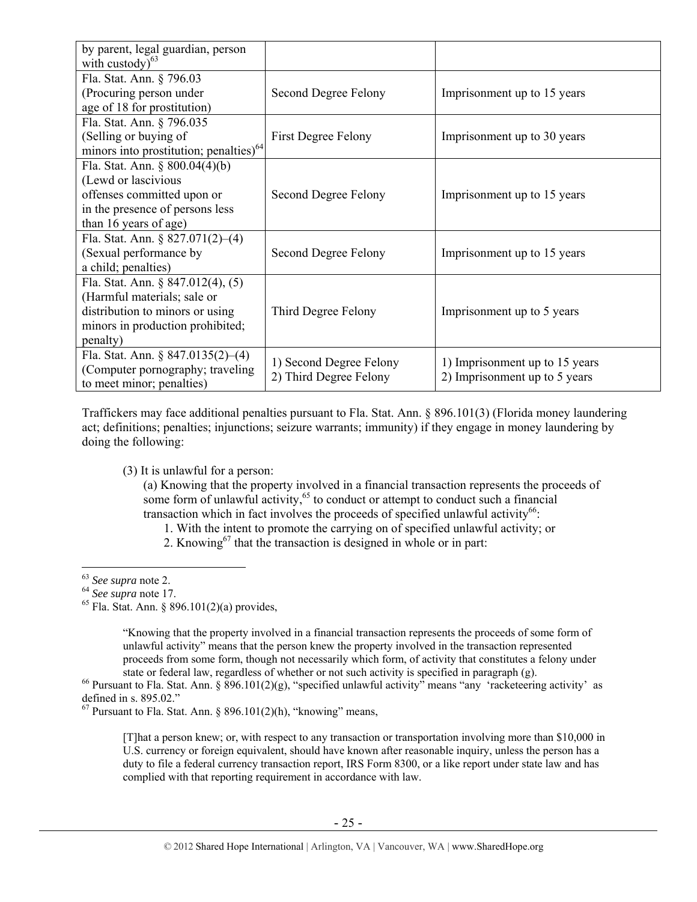| | | |
|---|---|---|
| by parent, legal guardian, person with custody)[63] | | |
| Fla. Stat. Ann. § 796.03 (Procuring person under age of 18 for prostitution) | Second Degree Felony | Imprisonment up to 15 years |
| Fla. Stat. Ann. § 796.035 (Selling or buying of minors into prostitution; penalties)[64] | First Degree Felony | Imprisonment up to 30 years |
| Fla. Stat. Ann. § 800.04(4)(b) (Lewd or lascivious offenses committed upon or in the presence of persons less than 16 years of age) | Second Degree Felony | Imprisonment up to 15 years |
| Fla. Stat. Ann. § 827.071(2)–(4) (Sexual performance by a child; penalties) | Second Degree Felony | Imprisonment up to 15 years |
| Fla. Stat. Ann. § 847.012(4), (5) (Harmful materials; sale or distribution to minors or using minors in production prohibited; penalty) | Third Degree Felony | Imprisonment up to 5 years |
| Fla. Stat. Ann. § 847.0135(2)–(4) (Computer pornography; traveling to meet minor; penalties) | 1) Second Degree Felony<br>2) Third Degree Felony | 1) Imprisonment up to 15 years<br>2) Imprisonment up to 5 years |

Traffickers may face additional penalties pursuant to Fla. Stat. Ann. § 896.101(3) (Florida money laundering act; definitions; penalties; injunctions; seizure warrants; immunity) if they engage in money laundering by doing the following:

> (3) It is unlawful for a person:
>
> (a) Knowing that the property involved in a financial transaction represents the proceeds of some form of unlawful activity,[65] to conduct or attempt to conduct such a financial transaction which in fact involves the proceeds of specified unlawful activity[66]:
>
> 1. With the intent to promote the carrying on of specified unlawful activity; or
> 2. Knowing[67] that the transaction is designed in whole or in part:

---

[63] *See supra* note 2.

[64] *See supra* note 17.

[65] Fla. Stat. Ann. § 896.101(2)(a) provides,

> "Knowing that the property involved in a financial transaction represents the proceeds of some form of unlawful activity" means that the person knew the property involved in the transaction represented proceeds from some form, though not necessarily which form, of activity that constitutes a felony under state or federal law, regardless of whether or not such activity is specified in paragraph (g).

[66] Pursuant to Fla. Stat. Ann. § 896.101(2)(g), "specified unlawful activity" means "any 'racketeering activity' as defined in s. 895.02."

[67] Pursuant to Fla. Stat. Ann. § 896.101(2)(h), "knowing" means,

> [T]hat a person knew; or, with respect to any transaction or transportation involving more than $10,000 in U.S. currency or foreign equivalent, should have known after reasonable inquiry, unless the person has a duty to file a federal currency transaction report, IRS Form 8300, or a like report under state law and has complied with that reporting requirement in accordance with law.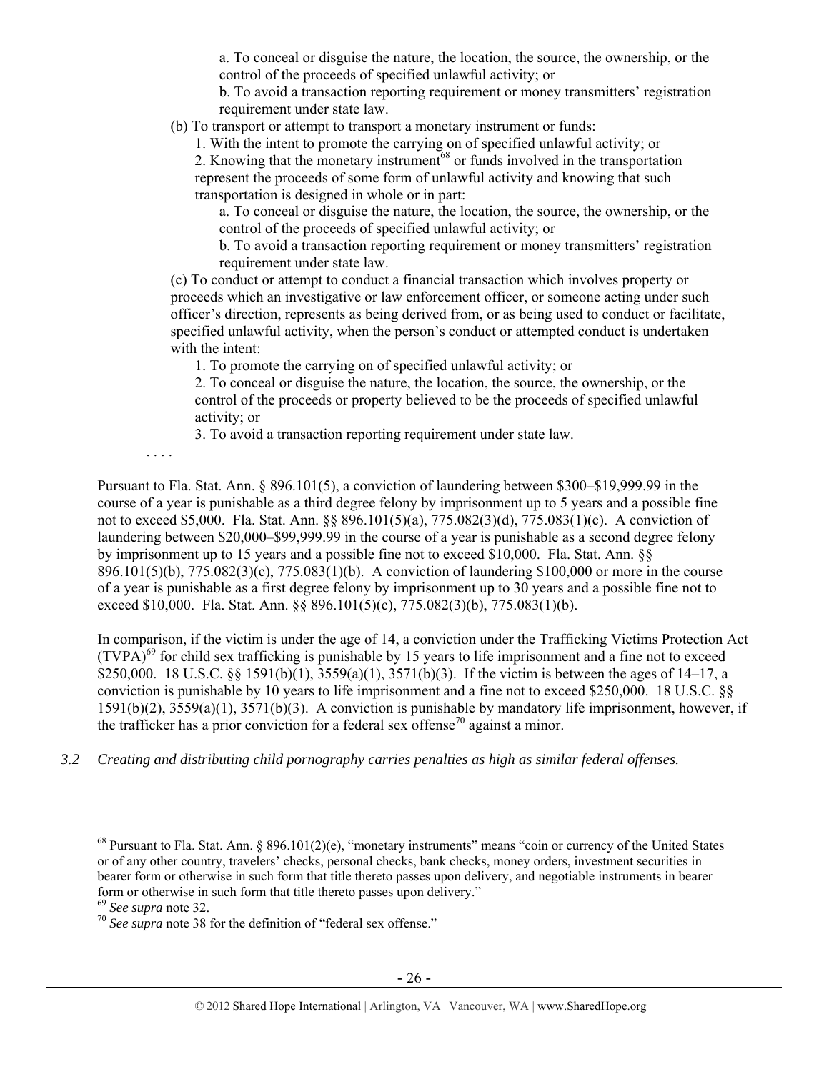a. To conceal or disguise the nature, the location, the source, the ownership, or the control of the proceeds of specified unlawful activity; or

b. To avoid a transaction reporting requirement or money transmitters' registration requirement under state law.

(b) To transport or attempt to transport a monetary instrument or funds:

1. With the intent to promote the carrying on of specified unlawful activity; or

2. Knowing that the monetary instrument[68] or funds involved in the transportation represent the proceeds of some form of unlawful activity and knowing that such transportation is designed in whole or in part:

a. To conceal or disguise the nature, the location, the source, the ownership, or the control of the proceeds of specified unlawful activity; or

b. To avoid a transaction reporting requirement or money transmitters' registration requirement under state law.

(c) To conduct or attempt to conduct a financial transaction which involves property or proceeds which an investigative or law enforcement officer, or someone acting under such officer's direction, represents as being derived from, or as being used to conduct or facilitate, specified unlawful activity, when the person's conduct or attempted conduct is undertaken with the intent:

1. To promote the carrying on of specified unlawful activity; or

2. To conceal or disguise the nature, the location, the source, the ownership, or the control of the proceeds or property believed to be the proceeds of specified unlawful activity; or

3. To avoid a transaction reporting requirement under state law.

. . . .

Pursuant to Fla. Stat. Ann. § 896.101(5), a conviction of laundering between $300–$19,999.99 in the course of a year is punishable as a third degree felony by imprisonment up to 5 years and a possible fine not to exceed $5,000. Fla. Stat. Ann. §§ 896.101(5)(a), 775.082(3)(d), 775.083(1)(c). A conviction of laundering between $20,000–$99,999.99 in the course of a year is punishable as a second degree felony by imprisonment up to 15 years and a possible fine not to exceed $10,000. Fla. Stat. Ann. §§ 896.101(5)(b), 775.082(3)(c), 775.083(1)(b). A conviction of laundering $100,000 or more in the course of a year is punishable as a first degree felony by imprisonment up to 30 years and a possible fine not to exceed $10,000. Fla. Stat. Ann. §§ 896.101(5)(c), 775.082(3)(b), 775.083(1)(b).

In comparison, if the victim is under the age of 14, a conviction under the Trafficking Victims Protection Act (TVPA)[69] for child sex trafficking is punishable by 15 years to life imprisonment and a fine not to exceed $250,000. 18 U.S.C. §§ 1591(b)(1), 3559(a)(1), 3571(b)(3). If the victim is between the ages of 14–17, a conviction is punishable by 10 years to life imprisonment and a fine not to exceed $250,000. 18 U.S.C. §§ 1591(b)(2), 3559(a)(1), 3571(b)(3). A conviction is punishable by mandatory life imprisonment, however, if the trafficker has a prior conviction for a federal sex offense[70] against a minor.

*3.2 Creating and distributing child pornography carries penalties as high as similar federal offenses.*

---

[68] Pursuant to Fla. Stat. Ann. § 896.101(2)(e), "monetary instruments" means "coin or currency of the United States or of any other country, travelers' checks, personal checks, bank checks, money orders, investment securities in bearer form or otherwise in such form that title thereto passes upon delivery, and negotiable instruments in bearer form or otherwise in such form that title thereto passes upon delivery."

[69] *See supra* note 32.

[70] *See supra* note 38 for the definition of "federal sex offense."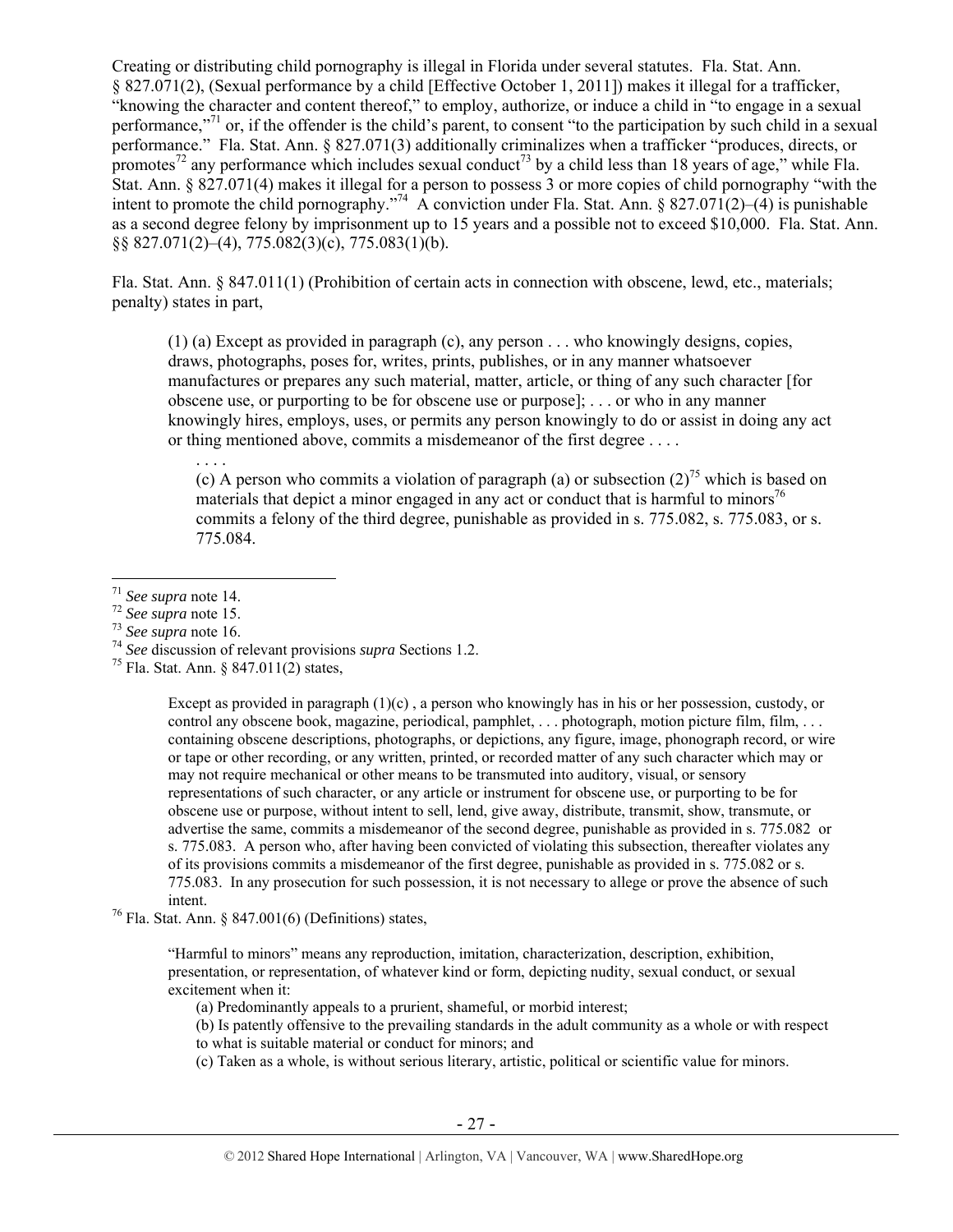Creating or distributing child pornography is illegal in Florida under several statutes. Fla. Stat. Ann. § 827.071(2), (Sexual performance by a child [Effective October 1, 2011]) makes it illegal for a trafficker, "knowing the character and content thereof," to employ, authorize, or induce a child in "to engage in a sexual performance,"[71] or, if the offender is the child's parent, to consent "to the participation by such child in a sexual performance." Fla. Stat. Ann. § 827.071(3) additionally criminalizes when a trafficker "produces, directs, or promotes[72] any performance which includes sexual conduct[73] by a child less than 18 years of age," while Fla. Stat. Ann. § 827.071(4) makes it illegal for a person to possess 3 or more copies of child pornography "with the intent to promote the child pornography."[74] A conviction under Fla. Stat. Ann. § 827.071(2)–(4) is punishable as a second degree felony by imprisonment up to 15 years and a possible not to exceed $10,000. Fla. Stat. Ann. §§ 827.071(2)–(4), 775.082(3)(c), 775.083(1)(b).

Fla. Stat. Ann. § 847.011(1) (Prohibition of certain acts in connection with obscene, lewd, etc., materials; penalty) states in part,

> (1) (a) Except as provided in paragraph (c), any person . . . who knowingly designs, copies, draws, photographs, poses for, writes, prints, publishes, or in any manner whatsoever manufactures or prepares any such material, matter, article, or thing of any such character [for obscene use, or purporting to be for obscene use or purpose]; . . . or who in any manner knowingly hires, employs, uses, or permits any person knowingly to do or assist in doing any act or thing mentioned above, commits a misdemeanor of the first degree . . . .
>
> . . . .
>
> (c) A person who commits a violation of paragraph (a) or subsection (2)[75] which is based on materials that depict a minor engaged in any act or conduct that is harmful to minors[76] commits a felony of the third degree, punishable as provided in s. 775.082, s. 775.083, or s. 775.084.

---

[71] *See supra* note 14.

[72] *See supra* note 15.

[73] *See supra* note 16.

[74] *See* discussion of relevant provisions *supra* Sections 1.2.

[75] Fla. Stat. Ann. § 847.011(2) states,

> Except as provided in paragraph (1)(c) , a person who knowingly has in his or her possession, custody, or control any obscene book, magazine, periodical, pamphlet, . . . photograph, motion picture film, film, . . . containing obscene descriptions, photographs, or depictions, any figure, image, phonograph record, or wire or tape or other recording, or any written, printed, or recorded matter of any such character which may or may not require mechanical or other means to be transmuted into auditory, visual, or sensory representations of such character, or any article or instrument for obscene use, or purporting to be for obscene use or purpose, without intent to sell, lend, give away, distribute, transmit, show, transmute, or advertise the same, commits a misdemeanor of the second degree, punishable as provided in s. 775.082 or s. 775.083. A person who, after having been convicted of violating this subsection, thereafter violates any of its provisions commits a misdemeanor of the first degree, punishable as provided in s. 775.082 or s. 775.083. In any prosecution for such possession, it is not necessary to allege or prove the absence of such intent.

[76] Fla. Stat. Ann. § 847.001(6) (Definitions) states,

> "Harmful to minors" means any reproduction, imitation, characterization, description, exhibition, presentation, or representation, of whatever kind or form, depicting nudity, sexual conduct, or sexual excitement when it:
>
> (a) Predominantly appeals to a prurient, shameful, or morbid interest;
>
> (b) Is patently offensive to the prevailing standards in the adult community as a whole or with respect to what is suitable material or conduct for minors; and
>
> (c) Taken as a whole, is without serious literary, artistic, political or scientific value for minors.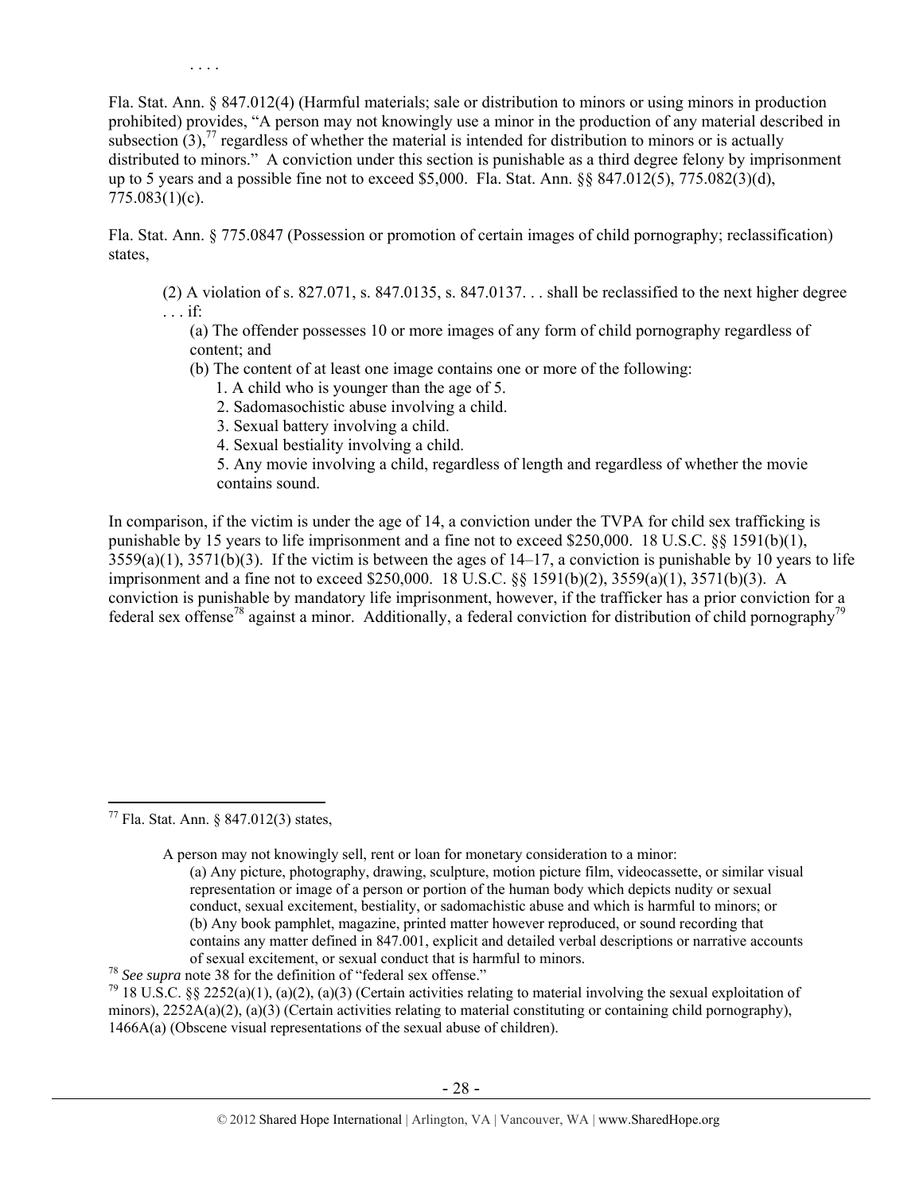. . . .

Fla. Stat. Ann. § 847.012(4) (Harmful materials; sale or distribution to minors or using minors in production prohibited) provides, "A person may not knowingly use a minor in the production of any material described in subsection (3),[77] regardless of whether the material is intended for distribution to minors or is actually distributed to minors." A conviction under this section is punishable as a third degree felony by imprisonment up to 5 years and a possible fine not to exceed $5,000. Fla. Stat. Ann. §§ 847.012(5), 775.082(3)(d), 775.083(1)(c).

Fla. Stat. Ann. § 775.0847 (Possession or promotion of certain images of child pornography; reclassification) states,

> (2) A violation of s. 827.071, s. 847.0135, s. 847.0137. . . shall be reclassified to the next higher degree . . . if:
>
> (a) The offender possesses 10 or more images of any form of child pornography regardless of content; and
>
> (b) The content of at least one image contains one or more of the following:
>
> 1. A child who is younger than the age of 5.
> 2. Sadomasochistic abuse involving a child.
> 3. Sexual battery involving a child.
> 4. Sexual bestiality involving a child.
> 5. Any movie involving a child, regardless of length and regardless of whether the movie contains sound.

In comparison, if the victim is under the age of 14, a conviction under the TVPA for child sex trafficking is punishable by 15 years to life imprisonment and a fine not to exceed $250,000. 18 U.S.C. §§ 1591(b)(1), 3559(a)(1), 3571(b)(3). If the victim is between the ages of 14–17, a conviction is punishable by 10 years to life imprisonment and a fine not to exceed $250,000. 18 U.S.C. §§ 1591(b)(2), 3559(a)(1), 3571(b)(3). A conviction is punishable by mandatory life imprisonment, however, if the trafficker has a prior conviction for a federal sex offense[78] against a minor. Additionally, a federal conviction for distribution of child pornography[79]

---

[77] Fla. Stat. Ann. § 847.012(3) states,

> A person may not knowingly sell, rent or loan for monetary consideration to a minor:
>
> (a) Any picture, photography, drawing, sculpture, motion picture film, videocassette, or similar visual representation or image of a person or portion of the human body which depicts nudity or sexual conduct, sexual excitement, bestiality, or sadomachistic abuse and which is harmful to minors; or
>
> (b) Any book pamphlet, magazine, printed matter however reproduced, or sound recording that contains any matter defined in 847.001, explicit and detailed verbal descriptions or narrative accounts of sexual excitement, or sexual conduct that is harmful to minors.

[78] *See supra* note 38 for the definition of "federal sex offense."

[79] 18 U.S.C. §§ 2252(a)(1), (a)(2), (a)(3) (Certain activities relating to material involving the sexual exploitation of minors), 2252A(a)(2), (a)(3) (Certain activities relating to material constituting or containing child pornography), 1466A(a) (Obscene visual representations of the sexual abuse of children).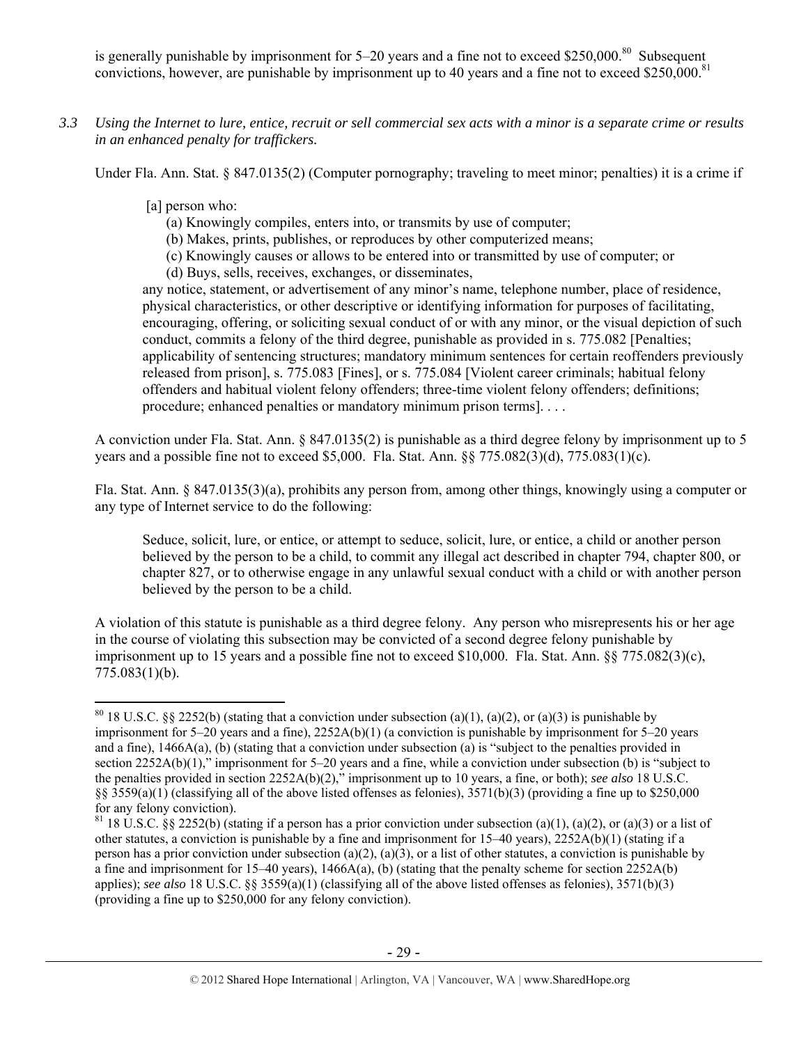is generally punishable by imprisonment for 5–20 years and a fine not to exceed $250,000.[80] Subsequent convictions, however, are punishable by imprisonment up to 40 years and a fine not to exceed $250,000.[81]

*3.3 Using the Internet to lure, entice, recruit or sell commercial sex acts with a minor is a separate crime or results in an enhanced penalty for traffickers.*

Under Fla. Ann. Stat. § 847.0135(2) (Computer pornography; traveling to meet minor; penalties) it is a crime if

> [a] person who:
>
> (a) Knowingly compiles, enters into, or transmits by use of computer;
>
> (b) Makes, prints, publishes, or reproduces by other computerized means;
>
> (c) Knowingly causes or allows to be entered into or transmitted by use of computer; or
>
> (d) Buys, sells, receives, exchanges, or disseminates,
>
> any notice, statement, or advertisement of any minor's name, telephone number, place of residence, physical characteristics, or other descriptive or identifying information for purposes of facilitating, encouraging, offering, or soliciting sexual conduct of or with any minor, or the visual depiction of such conduct, commits a felony of the third degree, punishable as provided in s. 775.082 [Penalties; applicability of sentencing structures; mandatory minimum sentences for certain reoffenders previously released from prison], s. 775.083 [Fines], or s. 775.084 [Violent career criminals; habitual felony offenders and habitual violent felony offenders; three-time violent felony offenders; definitions; procedure; enhanced penalties or mandatory minimum prison terms]. . . .

A conviction under Fla. Stat. Ann. § 847.0135(2) is punishable as a third degree felony by imprisonment up to 5 years and a possible fine not to exceed $5,000. Fla. Stat. Ann. §§ 775.082(3)(d), 775.083(1)(c).

Fla. Stat. Ann. § 847.0135(3)(a), prohibits any person from, among other things, knowingly using a computer or any type of Internet service to do the following:

> Seduce, solicit, lure, or entice, or attempt to seduce, solicit, lure, or entice, a child or another person believed by the person to be a child, to commit any illegal act described in chapter 794, chapter 800, or chapter 827, or to otherwise engage in any unlawful sexual conduct with a child or with another person believed by the person to be a child.

A violation of this statute is punishable as a third degree felony. Any person who misrepresents his or her age in the course of violating this subsection may be convicted of a second degree felony punishable by imprisonment up to 15 years and a possible fine not to exceed $10,000. Fla. Stat. Ann. §§ 775.082(3)(c), 775.083(1)(b).

---

[80] 18 U.S.C. §§ 2252(b) (stating that a conviction under subsection (a)(1), (a)(2), or (a)(3) is punishable by imprisonment for 5–20 years and a fine), 2252A(b)(1) (a conviction is punishable by imprisonment for 5–20 years and a fine), 1466A(a), (b) (stating that a conviction under subsection (a) is "subject to the penalties provided in section 2252A(b)(1)," imprisonment for 5–20 years and a fine, while a conviction under subsection (b) is "subject to the penalties provided in section 2252A(b)(2)," imprisonment up to 10 years, a fine, or both); *see also* 18 U.S.C. §§ 3559(a)(1) (classifying all of the above listed offenses as felonies), 3571(b)(3) (providing a fine up to $250,000 for any felony conviction).

[81] 18 U.S.C. §§ 2252(b) (stating if a person has a prior conviction under subsection (a)(1), (a)(2), or (a)(3) or a list of other statutes, a conviction is punishable by a fine and imprisonment for 15–40 years), 2252A(b)(1) (stating if a person has a prior conviction under subsection (a)(2), (a)(3), or a list of other statutes, a conviction is punishable by a fine and imprisonment for 15–40 years), 1466A(a), (b) (stating that the penalty scheme for section 2252A(b) applies); *see also* 18 U.S.C. §§ 3559(a)(1) (classifying all of the above listed offenses as felonies), 3571(b)(3) (providing a fine up to $250,000 for any felony conviction).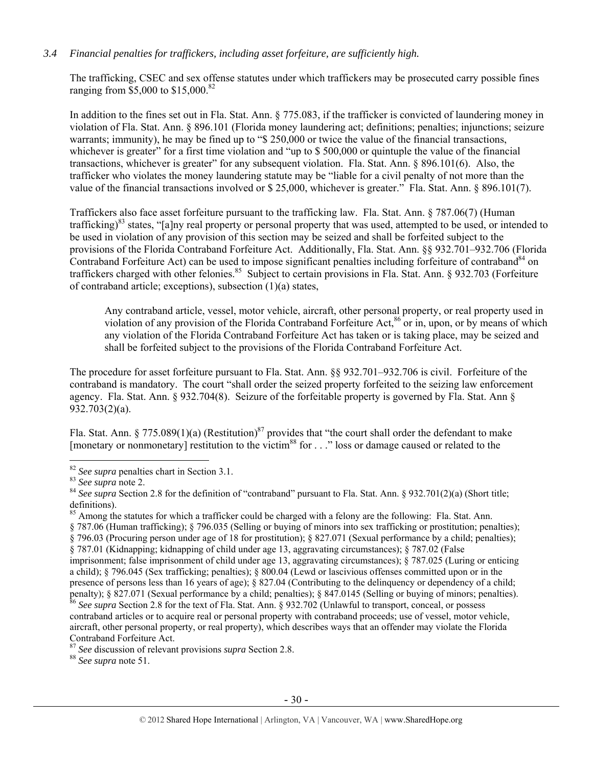*3.4 Financial penalties for traffickers, including asset forfeiture, are sufficiently high.*

The trafficking, CSEC and sex offense statutes under which traffickers may be prosecuted carry possible fines ranging from $5,000 to $15,000.[82]

In addition to the fines set out in Fla. Stat. Ann. § 775.083, if the trafficker is convicted of laundering money in violation of Fla. Stat. Ann. § 896.101 (Florida money laundering act; definitions; penalties; injunctions; seizure warrants; immunity), he may be fined up to "$ 250,000 or twice the value of the financial transactions, whichever is greater" for a first time violation and "up to $ 500,000 or quintuple the value of the financial transactions, whichever is greater" for any subsequent violation. Fla. Stat. Ann. § 896.101(6). Also, the trafficker who violates the money laundering statute may be "liable for a civil penalty of not more than the value of the financial transactions involved or $ 25,000, whichever is greater." Fla. Stat. Ann. § 896.101(7).

Traffickers also face asset forfeiture pursuant to the trafficking law. Fla. Stat. Ann. § 787.06(7) (Human trafficking)[83] states, "[a]ny real property or personal property that was used, attempted to be used, or intended to be used in violation of any provision of this section may be seized and shall be forfeited subject to the provisions of the Florida Contraband Forfeiture Act. Additionally, Fla. Stat. Ann. §§ 932.701–932.706 (Florida Contraband Forfeiture Act) can be used to impose significant penalties including forfeiture of contraband[84] on traffickers charged with other felonies.[85] Subject to certain provisions in Fla. Stat. Ann. § 932.703 (Forfeiture of contraband article; exceptions), subsection (1)(a) states,

> Any contraband article, vessel, motor vehicle, aircraft, other personal property, or real property used in violation of any provision of the Florida Contraband Forfeiture Act,[86] or in, upon, or by means of which any violation of the Florida Contraband Forfeiture Act has taken or is taking place, may be seized and shall be forfeited subject to the provisions of the Florida Contraband Forfeiture Act.

The procedure for asset forfeiture pursuant to Fla. Stat. Ann. §§ 932.701–932.706 is civil. Forfeiture of the contraband is mandatory. The court "shall order the seized property forfeited to the seizing law enforcement agency. Fla. Stat. Ann. § 932.704(8). Seizure of the forfeitable property is governed by Fla. Stat. Ann § 932.703(2)(a).

Fla. Stat. Ann. § 775.089(1)(a) (Restitution)[87] provides that "the court shall order the defendant to make [monetary or nonmonetary] restitution to the victim[88] for . . ." loss or damage caused or related to the

---

[82] *See supra* penalties chart in Section 3.1.

[83] *See supra* note 2.

[84] *See supra* Section 2.8 for the definition of "contraband" pursuant to Fla. Stat. Ann. § 932.701(2)(a) (Short title; definitions).

[85] Among the statutes for which a trafficker could be charged with a felony are the following: Fla. Stat. Ann. § 787.06 (Human trafficking); § 796.035 (Selling or buying of minors into sex trafficking or prostitution; penalties); § 796.03 (Procuring person under age of 18 for prostitution); § 827.071 (Sexual performance by a child; penalties); § 787.01 (Kidnapping; kidnapping of child under age 13, aggravating circumstances); § 787.02 (False imprisonment; false imprisonment of child under age 13, aggravating circumstances); § 787.025 (Luring or enticing a child); § 796.045 (Sex trafficking; penalties); § 800.04 (Lewd or lascivious offenses committed upon or in the presence of persons less than 16 years of age); § 827.04 (Contributing to the delinquency or dependency of a child; penalty); § 827.071 (Sexual performance by a child; penalties); § 847.0145 (Selling or buying of minors; penalties).

[86] *See supra* Section 2.8 for the text of Fla. Stat. Ann. § 932.702 (Unlawful to transport, conceal, or possess contraband articles or to acquire real or personal property with contraband proceeds; use of vessel, motor vehicle, aircraft, other personal property, or real property), which describes ways that an offender may violate the Florida Contraband Forfeiture Act.

[87] *See* discussion of relevant provisions *supra* Section 2.8.

[88] *See supra* note 51.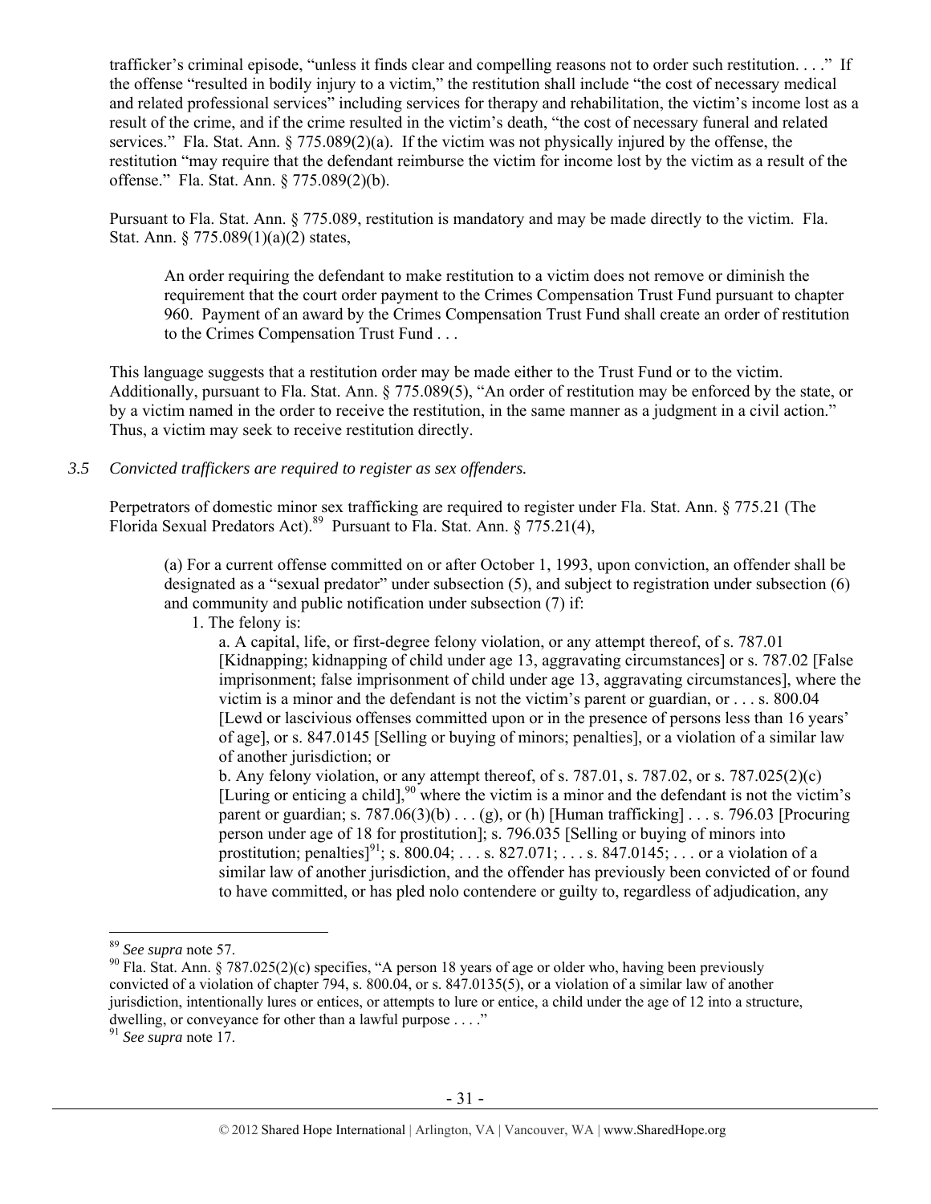trafficker's criminal episode, "unless it finds clear and compelling reasons not to order such restitution. . . ." If the offense "resulted in bodily injury to a victim," the restitution shall include "the cost of necessary medical and related professional services" including services for therapy and rehabilitation, the victim's income lost as a result of the crime, and if the crime resulted in the victim's death, "the cost of necessary funeral and related services." Fla. Stat. Ann. § 775.089(2)(a). If the victim was not physically injured by the offense, the restitution "may require that the defendant reimburse the victim for income lost by the victim as a result of the offense." Fla. Stat. Ann. § 775.089(2)(b).

Pursuant to Fla. Stat. Ann. § 775.089, restitution is mandatory and may be made directly to the victim. Fla. Stat. Ann. § 775.089(1)(a)(2) states,

> An order requiring the defendant to make restitution to a victim does not remove or diminish the requirement that the court order payment to the Crimes Compensation Trust Fund pursuant to chapter 960. Payment of an award by the Crimes Compensation Trust Fund shall create an order of restitution to the Crimes Compensation Trust Fund . . .

This language suggests that a restitution order may be made either to the Trust Fund or to the victim. Additionally, pursuant to Fla. Stat. Ann. § 775.089(5), "An order of restitution may be enforced by the state, or by a victim named in the order to receive the restitution, in the same manner as a judgment in a civil action." Thus, a victim may seek to receive restitution directly.

*3.5 Convicted traffickers are required to register as sex offenders.*

Perpetrators of domestic minor sex trafficking are required to register under Fla. Stat. Ann. § 775.21 (The Florida Sexual Predators Act).[89] Pursuant to Fla. Stat. Ann. § 775.21(4),

> (a) For a current offense committed on or after October 1, 1993, upon conviction, an offender shall be designated as a "sexual predator" under subsection (5), and subject to registration under subsection (6) and community and public notification under subsection (7) if:
>
> 1. The felony is:
>
> a. A capital, life, or first-degree felony violation, or any attempt thereof, of s. 787.01 [Kidnapping; kidnapping of child under age 13, aggravating circumstances] or s. 787.02 [False imprisonment; false imprisonment of child under age 13, aggravating circumstances], where the victim is a minor and the defendant is not the victim's parent or guardian, or . . . s. 800.04 [Lewd or lascivious offenses committed upon or in the presence of persons less than 16 years' of age], or s. 847.0145 [Selling or buying of minors; penalties], or a violation of a similar law of another jurisdiction; or
>
> b. Any felony violation, or any attempt thereof, of s. 787.01, s. 787.02, or s. 787.025(2)(c) [Luring or enticing a child],[90] where the victim is a minor and the defendant is not the victim's parent or guardian; s. 787.06(3)(b) . . . (g), or (h) [Human trafficking] . . . s. 796.03 [Procuring person under age of 18 for prostitution]; s. 796.035 [Selling or buying of minors into prostitution; penalties][91]; s. 800.04; . . . s. 827.071; . . . s. 847.0145; . . . or a violation of a similar law of another jurisdiction, and the offender has previously been convicted of or found to have committed, or has pled nolo contendere or guilty to, regardless of adjudication, any

---

[89] *See supra* note 57.

[90] Fla. Stat. Ann. § 787.025(2)(c) specifies, "A person 18 years of age or older who, having been previously convicted of a violation of chapter 794, s. 800.04, or s. 847.0135(5), or a violation of a similar law of another jurisdiction, intentionally lures or entices, or attempts to lure or entice, a child under the age of 12 into a structure, dwelling, or conveyance for other than a lawful purpose . . . ."

[91] *See supra* note 17.

© 2012 Shared Hope International | Arlington, VA | Vancouver, WA | www.SharedHope.org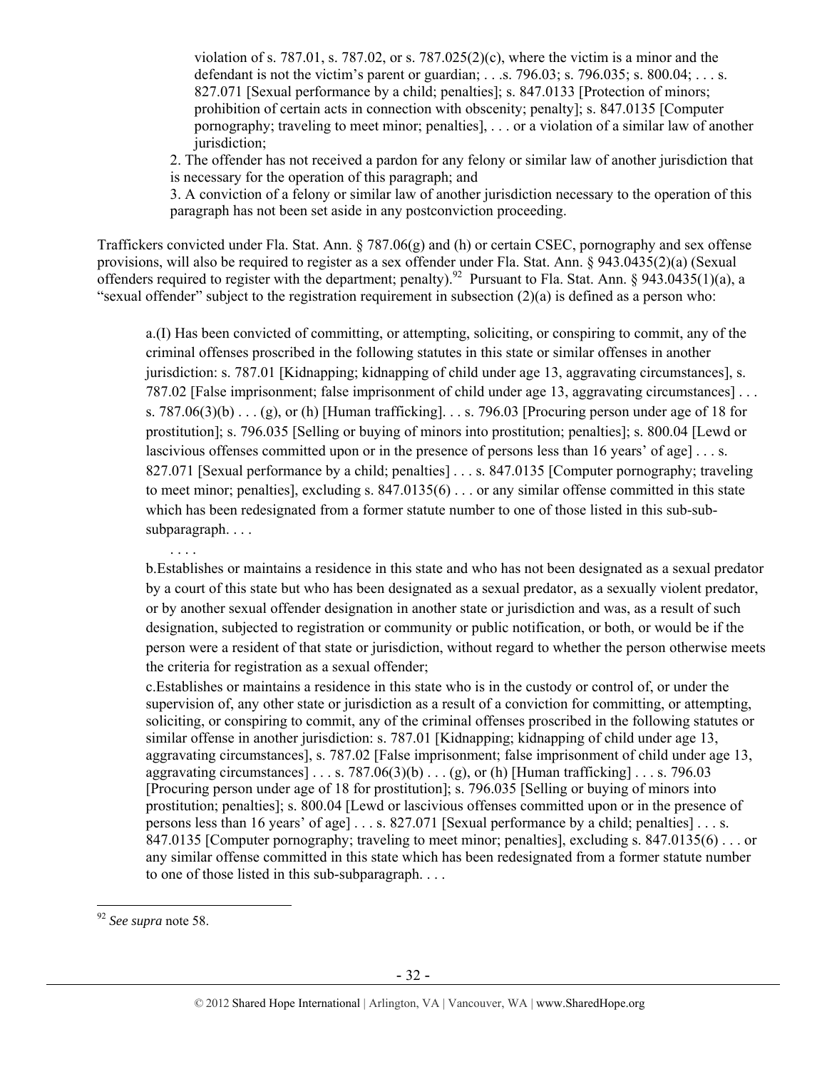> violation of s. 787.01, s. 787.02, or s. 787.025(2)(c), where the victim is a minor and the defendant is not the victim's parent or guardian; . . .s. 796.03; s. 796.035; s. 800.04; . . . s. 827.071 [Sexual performance by a child; penalties]; s. 847.0133 [Protection of minors; prohibition of certain acts in connection with obscenity; penalty]; s. 847.0135 [Computer pornography; traveling to meet minor; penalties], . . . or a violation of a similar law of another jurisdiction;
>
> 2. The offender has not received a pardon for any felony or similar law of another jurisdiction that is necessary for the operation of this paragraph; and
>
> 3. A conviction of a felony or similar law of another jurisdiction necessary to the operation of this paragraph has not been set aside in any postconviction proceeding.

Traffickers convicted under Fla. Stat. Ann. § 787.06(g) and (h) or certain CSEC, pornography and sex offense provisions, will also be required to register as a sex offender under Fla. Stat. Ann. § 943.0435(2)(a) (Sexual offenders required to register with the department; penalty).[92] Pursuant to Fla. Stat. Ann. § 943.0435(1)(a), a "sexual offender" subject to the registration requirement in subsection (2)(a) is defined as a person who:

> a.(I) Has been convicted of committing, or attempting, soliciting, or conspiring to commit, any of the criminal offenses proscribed in the following statutes in this state or similar offenses in another jurisdiction: s. 787.01 [Kidnapping; kidnapping of child under age 13, aggravating circumstances], s. 787.02 [False imprisonment; false imprisonment of child under age 13, aggravating circumstances] . . . s. 787.06(3)(b) . . . (g), or (h) [Human trafficking]. . . s. 796.03 [Procuring person under age of 18 for prostitution]; s. 796.035 [Selling or buying of minors into prostitution; penalties]; s. 800.04 [Lewd or lascivious offenses committed upon or in the presence of persons less than 16 years' of age] . . . s. 827.071 [Sexual performance by a child; penalties] . . . s. 847.0135 [Computer pornography; traveling to meet minor; penalties], excluding s. 847.0135(6) . . . or any similar offense committed in this state which has been redesignated from a former statute number to one of those listed in this sub-sub-subparagraph. . . .
>
> . . . .
>
> b.Establishes or maintains a residence in this state and who has not been designated as a sexual predator by a court of this state but who has been designated as a sexual predator, as a sexually violent predator, or by another sexual offender designation in another state or jurisdiction and was, as a result of such designation, subjected to registration or community or public notification, or both, or would be if the person were a resident of that state or jurisdiction, without regard to whether the person otherwise meets the criteria for registration as a sexual offender;
>
> c.Establishes or maintains a residence in this state who is in the custody or control of, or under the supervision of, any other state or jurisdiction as a result of a conviction for committing, or attempting, soliciting, or conspiring to commit, any of the criminal offenses proscribed in the following statutes or similar offense in another jurisdiction: s. 787.01 [Kidnapping; kidnapping of child under age 13, aggravating circumstances], s. 787.02 [False imprisonment; false imprisonment of child under age 13, aggravating circumstances] . . . s. 787.06(3)(b) . . . (g), or (h) [Human trafficking] . . . s. 796.03 [Procuring person under age of 18 for prostitution]; s. 796.035 [Selling or buying of minors into prostitution; penalties]; s. 800.04 [Lewd or lascivious offenses committed upon or in the presence of persons less than 16 years' of age] . . . s. 827.071 [Sexual performance by a child; penalties] . . . s. 847.0135 [Computer pornography; traveling to meet minor; penalties], excluding s. 847.0135(6) . . . or any similar offense committed in this state which has been redesignated from a former statute number to one of those listed in this sub-subparagraph. . . .

---

[92] *See supra* note 58.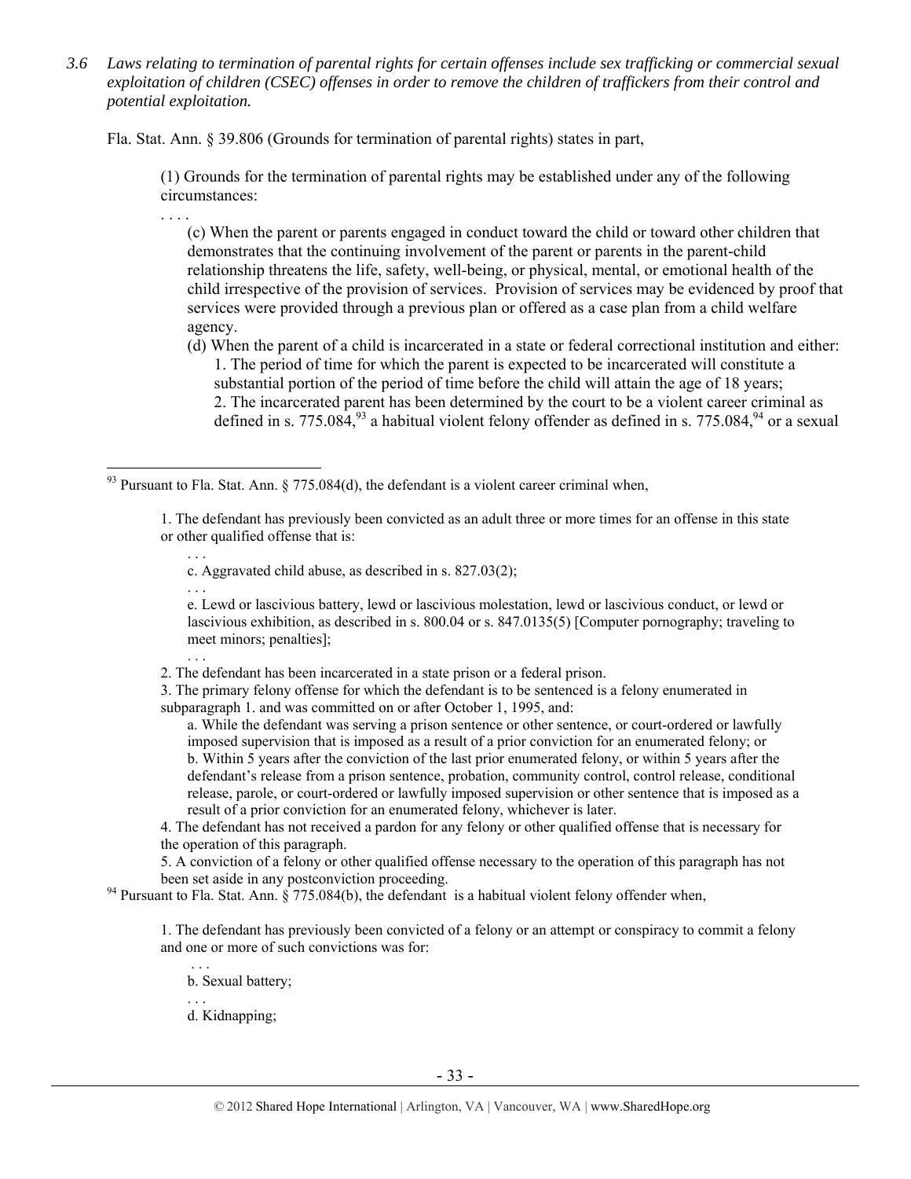*3.6 Laws relating to termination of parental rights for certain offenses include sex trafficking or commercial sexual exploitation of children (CSEC) offenses in order to remove the children of traffickers from their control and potential exploitation.*

Fla. Stat. Ann. § 39.806 (Grounds for termination of parental rights) states in part,

> (1) Grounds for the termination of parental rights may be established under any of the following circumstances:
>
> . . . .
>
> (c) When the parent or parents engaged in conduct toward the child or toward other children that demonstrates that the continuing involvement of the parent or parents in the parent-child relationship threatens the life, safety, well-being, or physical, mental, or emotional health of the child irrespective of the provision of services. Provision of services may be evidenced by proof that services were provided through a previous plan or offered as a case plan from a child welfare agency.
>
> (d) When the parent of a child is incarcerated in a state or federal correctional institution and either:
>
> 1. The period of time for which the parent is expected to be incarcerated will constitute a substantial portion of the period of time before the child will attain the age of 18 years;
> 2. The incarcerated parent has been determined by the court to be a violent career criminal as defined in s. 775.084,[93] a habitual violent felony offender as defined in s. 775.084,[94] or a sexual

---

[93] Pursuant to Fla. Stat. Ann. § 775.084(d), the defendant is a violent career criminal when,

> 1. The defendant has previously been convicted as an adult three or more times for an offense in this state or other qualified offense that is:
>
> . . .
>
> c. Aggravated child abuse, as described in s. 827.03(2);
>
> . . .
>
> e. Lewd or lascivious battery, lewd or lascivious molestation, lewd or lascivious conduct, or lewd or lascivious exhibition, as described in s. 800.04 or s. 847.0135(5) [Computer pornography; traveling to meet minors; penalties];
>
> . . .
>
> 2. The defendant has been incarcerated in a state prison or a federal prison.
>
> 3. The primary felony offense for which the defendant is to be sentenced is a felony enumerated in subparagraph 1. and was committed on or after October 1, 1995, and:
>
> a. While the defendant was serving a prison sentence or other sentence, or court-ordered or lawfully imposed supervision that is imposed as a result of a prior conviction for an enumerated felony; or
>
> b. Within 5 years after the conviction of the last prior enumerated felony, or within 5 years after the defendant's release from a prison sentence, probation, community control, control release, conditional release, parole, or court-ordered or lawfully imposed supervision or other sentence that is imposed as a result of a prior conviction for an enumerated felony, whichever is later.
>
> 4. The defendant has not received a pardon for any felony or other qualified offense that is necessary for the operation of this paragraph.
>
> 5. A conviction of a felony or other qualified offense necessary to the operation of this paragraph has not been set aside in any postconviction proceeding.

[94] Pursuant to Fla. Stat. Ann. § 775.084(b), the defendant is a habitual violent felony offender when,

> 1. The defendant has previously been convicted of a felony or an attempt or conspiracy to commit a felony and one or more of such convictions was for:
>
> . . .
>
> b. Sexual battery;
>
> . . .
>
> d. Kidnapping;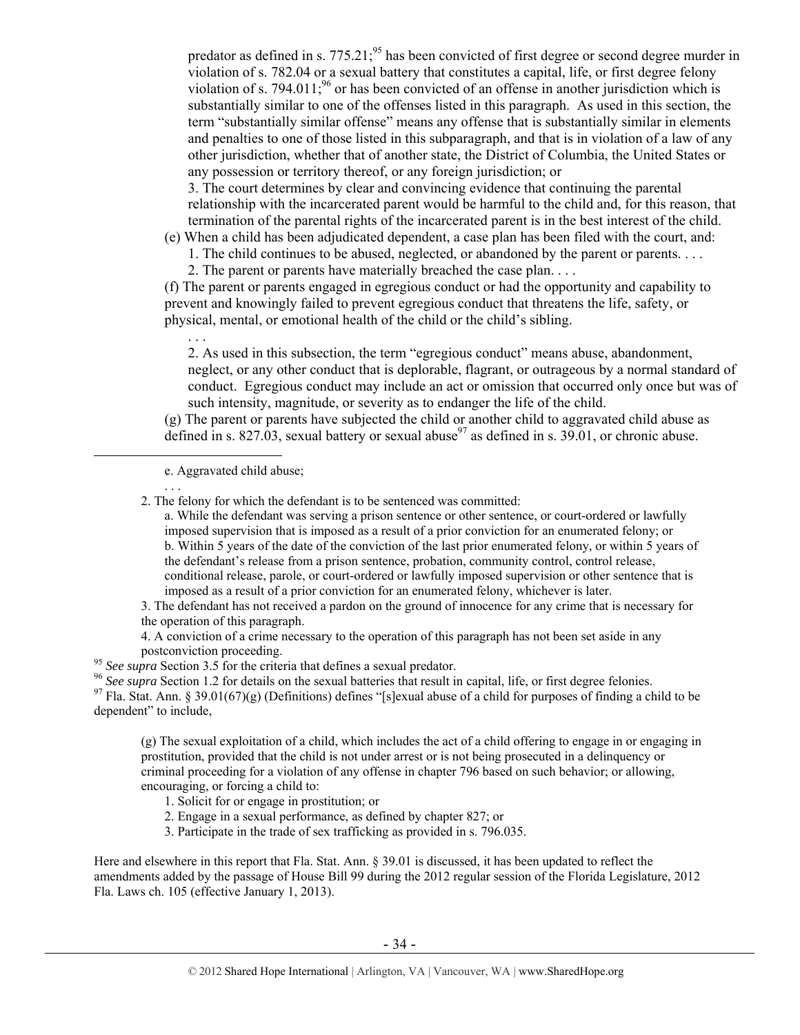predator as defined in s. 775.21;[95] has been convicted of first degree or second degree murder in violation of s. 782.04 or a sexual battery that constitutes a capital, life, or first degree felony violation of s. 794.011;[96] or has been convicted of an offense in another jurisdiction which is substantially similar to one of the offenses listed in this paragraph. As used in this section, the term "substantially similar offense" means any offense that is substantially similar in elements and penalties to one of those listed in this subparagraph, and that is in violation of a law of any other jurisdiction, whether that of another state, the District of Columbia, the United States or any possession or territory thereof, or any foreign jurisdiction; or

3. The court determines by clear and convincing evidence that continuing the parental relationship with the incarcerated parent would be harmful to the child and, for this reason, that termination of the parental rights of the incarcerated parent is in the best interest of the child.

(e) When a child has been adjudicated dependent, a case plan has been filed with the court, and:

1. The child continues to be abused, neglected, or abandoned by the parent or parents. . . .

2. The parent or parents have materially breached the case plan. . . .

(f) The parent or parents engaged in egregious conduct or had the opportunity and capability to prevent and knowingly failed to prevent egregious conduct that threatens the life, safety, or physical, mental, or emotional health of the child or the child's sibling.

. . .

2. As used in this subsection, the term "egregious conduct" means abuse, abandonment, neglect, or any other conduct that is deplorable, flagrant, or outrageous by a normal standard of conduct. Egregious conduct may include an act or omission that occurred only once but was of such intensity, magnitude, or severity as to endanger the life of the child.

(g) The parent or parents have subjected the child or another child to aggravated child abuse as defined in s. 827.03, sexual battery or sexual abuse[97] as defined in s. 39.01, or chronic abuse.

---

e. Aggravated child abuse;

. . .

2. The felony for which the defendant is to be sentenced was committed:

a. While the defendant was serving a prison sentence or other sentence, or court-ordered or lawfully imposed supervision that is imposed as a result of a prior conviction for an enumerated felony; or

b. Within 5 years of the date of the conviction of the last prior enumerated felony, or within 5 years of the defendant's release from a prison sentence, probation, community control, control release, conditional release, parole, or court-ordered or lawfully imposed supervision or other sentence that is imposed as a result of a prior conviction for an enumerated felony, whichever is later.

3. The defendant has not received a pardon on the ground of innocence for any crime that is necessary for the operation of this paragraph.

4. A conviction of a crime necessary to the operation of this paragraph has not been set aside in any postconviction proceeding.

[95] *See supra* Section 3.5 for the criteria that defines a sexual predator.

[96] *See supra* Section 1.2 for details on the sexual batteries that result in capital, life, or first degree felonies.

[97] Fla. Stat. Ann. § 39.01(67)(g) (Definitions) defines "[s]exual abuse of a child for purposes of finding a child to be dependent" to include,

(g) The sexual exploitation of a child, which includes the act of a child offering to engage in or engaging in prostitution, provided that the child is not under arrest or is not being prosecuted in a delinquency or criminal proceeding for a violation of any offense in chapter 796 based on such behavior; or allowing, encouraging, or forcing a child to:

1. Solicit for or engage in prostitution; or
2. Engage in a sexual performance, as defined by chapter 827; or
3. Participate in the trade of sex trafficking as provided in s. 796.035.

Here and elsewhere in this report that Fla. Stat. Ann. § 39.01 is discussed, it has been updated to reflect the amendments added by the passage of House Bill 99 during the 2012 regular session of the Florida Legislature, 2012 Fla. Laws ch. 105 (effective January 1, 2013).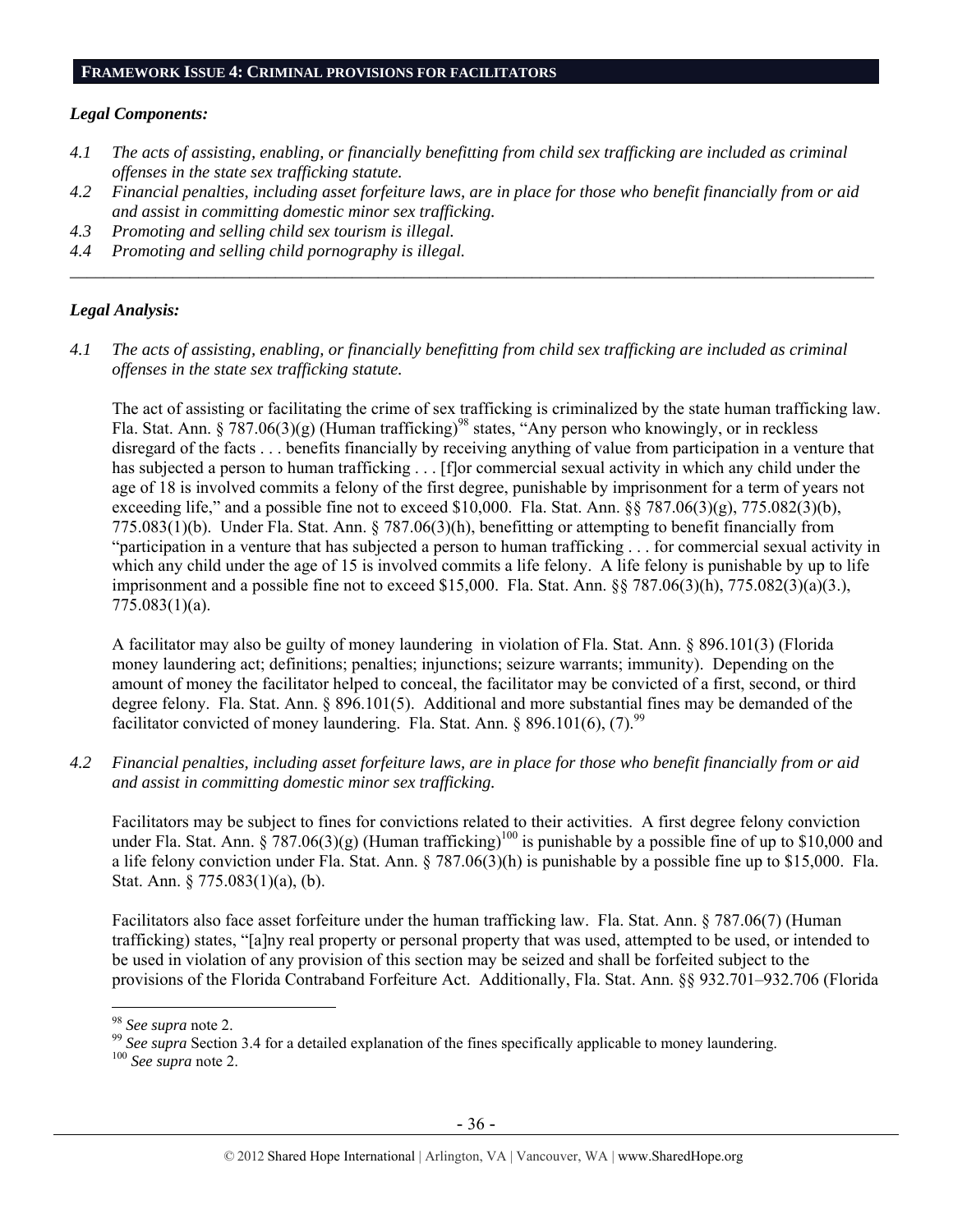## FRAMEWORK ISSUE 4: CRIMINAL PROVISIONS FOR FACILITATORS

### *Legal Components:*

*4.1 The acts of assisting, enabling, or financially benefitting from child sex trafficking are included as criminal offenses in the state sex trafficking statute.*

*4.2 Financial penalties, including asset forfeiture laws, are in place for those who benefit financially from or aid and assist in committing domestic minor sex trafficking.*

*4.3 Promoting and selling child sex tourism is illegal.*

*4.4 Promoting and selling child pornography is illegal.*

---

### *Legal Analysis:*

*4.1 The acts of assisting, enabling, or financially benefitting from child sex trafficking are included as criminal offenses in the state sex trafficking statute.*

The act of assisting or facilitating the crime of sex trafficking is criminalized by the state human trafficking law. Fla. Stat. Ann. § 787.06(3)(g) (Human trafficking)[98] states, "Any person who knowingly, or in reckless disregard of the facts . . . benefits financially by receiving anything of value from participation in a venture that has subjected a person to human trafficking . . . [f]or commercial sexual activity in which any child under the age of 18 is involved commits a felony of the first degree, punishable by imprisonment for a term of years not exceeding life," and a possible fine not to exceed $10,000. Fla. Stat. Ann. §§ 787.06(3)(g), 775.082(3)(b), 775.083(1)(b). Under Fla. Stat. Ann. § 787.06(3)(h), benefitting or attempting to benefit financially from "participation in a venture that has subjected a person to human trafficking . . . for commercial sexual activity in which any child under the age of 15 is involved commits a life felony. A life felony is punishable by up to life imprisonment and a possible fine not to exceed $15,000. Fla. Stat. Ann. §§ 787.06(3)(h), 775.082(3)(a)(3.), 775.083(1)(a).

A facilitator may also be guilty of money laundering in violation of Fla. Stat. Ann. § 896.101(3) (Florida money laundering act; definitions; penalties; injunctions; seizure warrants; immunity). Depending on the amount of money the facilitator helped to conceal, the facilitator may be convicted of a first, second, or third degree felony. Fla. Stat. Ann. § 896.101(5). Additional and more substantial fines may be demanded of the facilitator convicted of money laundering. Fla. Stat. Ann. § 896.101(6), (7).[99]

*4.2 Financial penalties, including asset forfeiture laws, are in place for those who benefit financially from or aid and assist in committing domestic minor sex trafficking.*

Facilitators may be subject to fines for convictions related to their activities. A first degree felony conviction under Fla. Stat. Ann. § 787.06(3)(g) (Human trafficking)[100] is punishable by a possible fine of up to $10,000 and a life felony conviction under Fla. Stat. Ann. § 787.06(3)(h) is punishable by a possible fine up to $15,000. Fla. Stat. Ann. § 775.083(1)(a), (b).

Facilitators also face asset forfeiture under the human trafficking law. Fla. Stat. Ann. § 787.06(7) (Human trafficking) states, "[a]ny real property or personal property that was used, attempted to be used, or intended to be used in violation of any provision of this section may be seized and shall be forfeited subject to the provisions of the Florida Contraband Forfeiture Act. Additionally, Fla. Stat. Ann. §§ 932.701–932.706 (Florida

---

[98] *See supra* note 2.

[99] *See supra* Section 3.4 for a detailed explanation of the fines specifically applicable to money laundering.

[100] *See supra* note 2.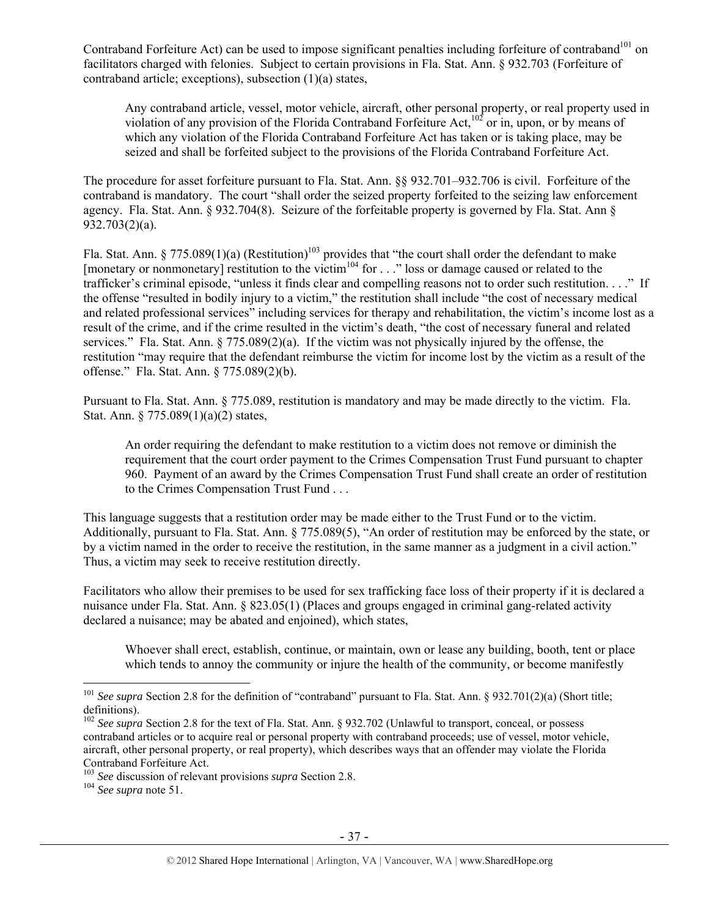Contraband Forfeiture Act) can be used to impose significant penalties including forfeiture of contraband[101] on facilitators charged with felonies. Subject to certain provisions in Fla. Stat. Ann. § 932.703 (Forfeiture of contraband article; exceptions), subsection (1)(a) states,

> Any contraband article, vessel, motor vehicle, aircraft, other personal property, or real property used in violation of any provision of the Florida Contraband Forfeiture Act,[102] or in, upon, or by means of which any violation of the Florida Contraband Forfeiture Act has taken or is taking place, may be seized and shall be forfeited subject to the provisions of the Florida Contraband Forfeiture Act.

The procedure for asset forfeiture pursuant to Fla. Stat. Ann. §§ 932.701–932.706 is civil. Forfeiture of the contraband is mandatory. The court "shall order the seized property forfeited to the seizing law enforcement agency. Fla. Stat. Ann. § 932.704(8). Seizure of the forfeitable property is governed by Fla. Stat. Ann § 932.703(2)(a).

Fla. Stat. Ann. § 775.089(1)(a) (Restitution)[103] provides that "the court shall order the defendant to make [monetary or nonmonetary] restitution to the victim[104] for . . ." loss or damage caused or related to the trafficker's criminal episode, "unless it finds clear and compelling reasons not to order such restitution. . . ." If the offense "resulted in bodily injury to a victim," the restitution shall include "the cost of necessary medical and related professional services" including services for therapy and rehabilitation, the victim's income lost as a result of the crime, and if the crime resulted in the victim's death, "the cost of necessary funeral and related services." Fla. Stat. Ann. § 775.089(2)(a). If the victim was not physically injured by the offense, the restitution "may require that the defendant reimburse the victim for income lost by the victim as a result of the offense." Fla. Stat. Ann. § 775.089(2)(b).

Pursuant to Fla. Stat. Ann. § 775.089, restitution is mandatory and may be made directly to the victim. Fla. Stat. Ann. § 775.089(1)(a)(2) states,

> An order requiring the defendant to make restitution to a victim does not remove or diminish the requirement that the court order payment to the Crimes Compensation Trust Fund pursuant to chapter 960. Payment of an award by the Crimes Compensation Trust Fund shall create an order of restitution to the Crimes Compensation Trust Fund . . .

This language suggests that a restitution order may be made either to the Trust Fund or to the victim. Additionally, pursuant to Fla. Stat. Ann. § 775.089(5), "An order of restitution may be enforced by the state, or by a victim named in the order to receive the restitution, in the same manner as a judgment in a civil action." Thus, a victim may seek to receive restitution directly.

Facilitators who allow their premises to be used for sex trafficking face loss of their property if it is declared a nuisance under Fla. Stat. Ann. § 823.05(1) (Places and groups engaged in criminal gang-related activity declared a nuisance; may be abated and enjoined), which states,

> Whoever shall erect, establish, continue, or maintain, own or lease any building, booth, tent or place which tends to annoy the community or injure the health of the community, or become manifestly

---

[101] *See supra* Section 2.8 for the definition of "contraband" pursuant to Fla. Stat. Ann. § 932.701(2)(a) (Short title; definitions).

[102] *See supra* Section 2.8 for the text of Fla. Stat. Ann. § 932.702 (Unlawful to transport, conceal, or possess contraband articles or to acquire real or personal property with contraband proceeds; use of vessel, motor vehicle, aircraft, other personal property, or real property), which describes ways that an offender may violate the Florida Contraband Forfeiture Act.

[103] *See* discussion of relevant provisions *supra* Section 2.8.

[104] *See supra* note 51.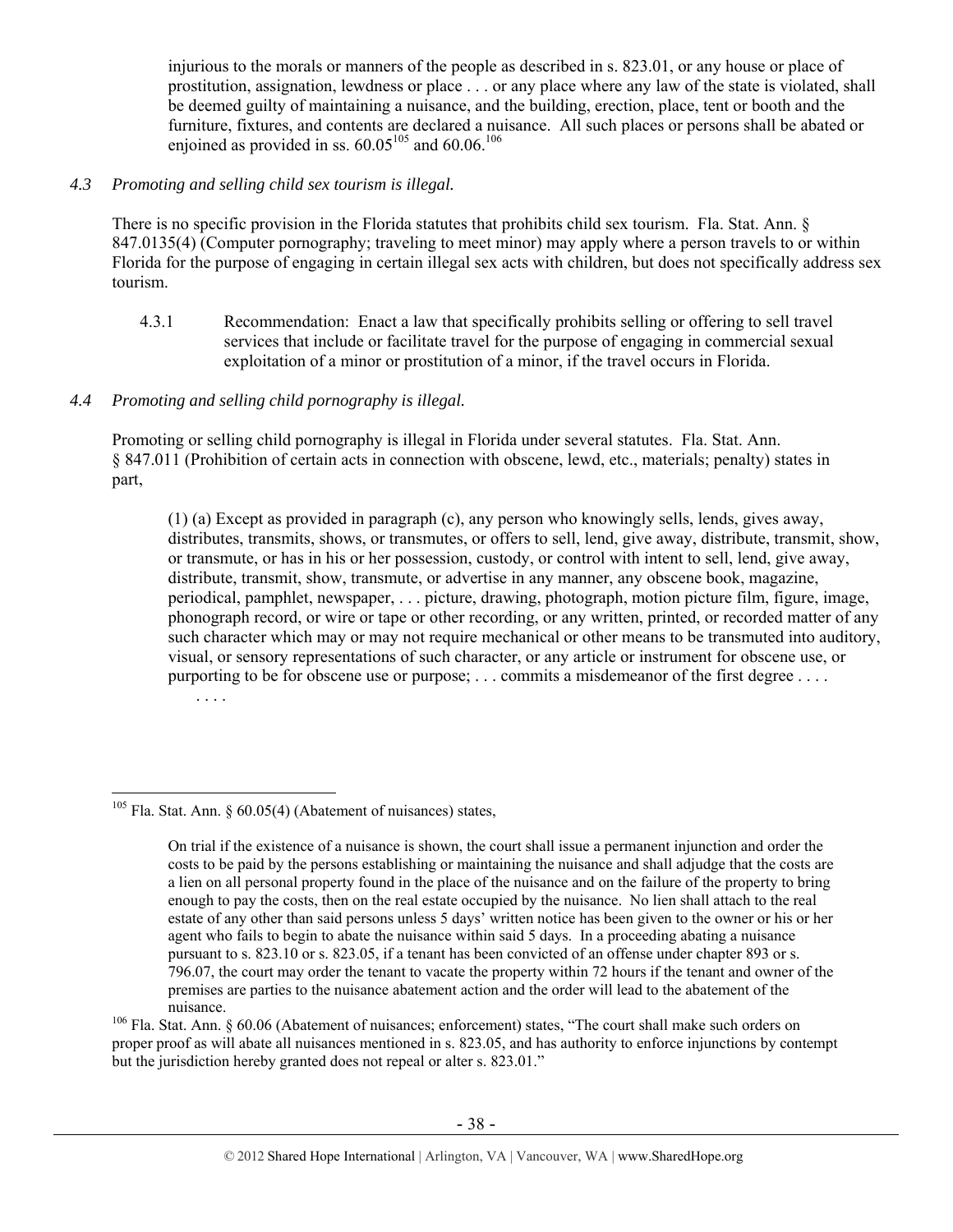injurious to the morals or manners of the people as described in s. 823.01, or any house or place of prostitution, assignation, lewdness or place . . . or any place where any law of the state is violated, shall be deemed guilty of maintaining a nuisance, and the building, erection, place, tent or booth and the furniture, fixtures, and contents are declared a nuisance. All such places or persons shall be abated or enjoined as provided in ss. 60.05[105] and 60.06.[106]

*4.3 Promoting and selling child sex tourism is illegal.*

There is no specific provision in the Florida statutes that prohibits child sex tourism. Fla. Stat. Ann. § 847.0135(4) (Computer pornography; traveling to meet minor) may apply where a person travels to or within Florida for the purpose of engaging in certain illegal sex acts with children, but does not specifically address sex tourism.

4.3.1 Recommendation: Enact a law that specifically prohibits selling or offering to sell travel services that include or facilitate travel for the purpose of engaging in commercial sexual exploitation of a minor or prostitution of a minor, if the travel occurs in Florida.

*4.4 Promoting and selling child pornography is illegal.*

Promoting or selling child pornography is illegal in Florida under several statutes. Fla. Stat. Ann. § 847.011 (Prohibition of certain acts in connection with obscene, lewd, etc., materials; penalty) states in part,

> (1) (a) Except as provided in paragraph (c), any person who knowingly sells, lends, gives away, distributes, transmits, shows, or transmutes, or offers to sell, lend, give away, distribute, transmit, show, or transmute, or has in his or her possession, custody, or control with intent to sell, lend, give away, distribute, transmit, show, transmute, or advertise in any manner, any obscene book, magazine, periodical, pamphlet, newspaper, . . . picture, drawing, photograph, motion picture film, figure, image, phonograph record, or wire or tape or other recording, or any written, printed, or recorded matter of any such character which may or may not require mechanical or other means to be transmuted into auditory, visual, or sensory representations of such character, or any article or instrument for obscene use, or purporting to be for obscene use or purpose; . . . commits a misdemeanor of the first degree . . . .
>
> . . . .

---

[105] Fla. Stat. Ann. § 60.05(4) (Abatement of nuisances) states,

> On trial if the existence of a nuisance is shown, the court shall issue a permanent injunction and order the costs to be paid by the persons establishing or maintaining the nuisance and shall adjudge that the costs are a lien on all personal property found in the place of the nuisance and on the failure of the property to bring enough to pay the costs, then on the real estate occupied by the nuisance. No lien shall attach to the real estate of any other than said persons unless 5 days' written notice has been given to the owner or his or her agent who fails to begin to abate the nuisance within said 5 days. In a proceeding abating a nuisance pursuant to s. 823.10 or s. 823.05, if a tenant has been convicted of an offense under chapter 893 or s. 796.07, the court may order the tenant to vacate the property within 72 hours if the tenant and owner of the premises are parties to the nuisance abatement action and the order will lead to the abatement of the nuisance.

[106] Fla. Stat. Ann. § 60.06 (Abatement of nuisances; enforcement) states, "The court shall make such orders on proper proof as will abate all nuisances mentioned in s. 823.05, and has authority to enforce injunctions by contempt but the jurisdiction hereby granted does not repeal or alter s. 823.01."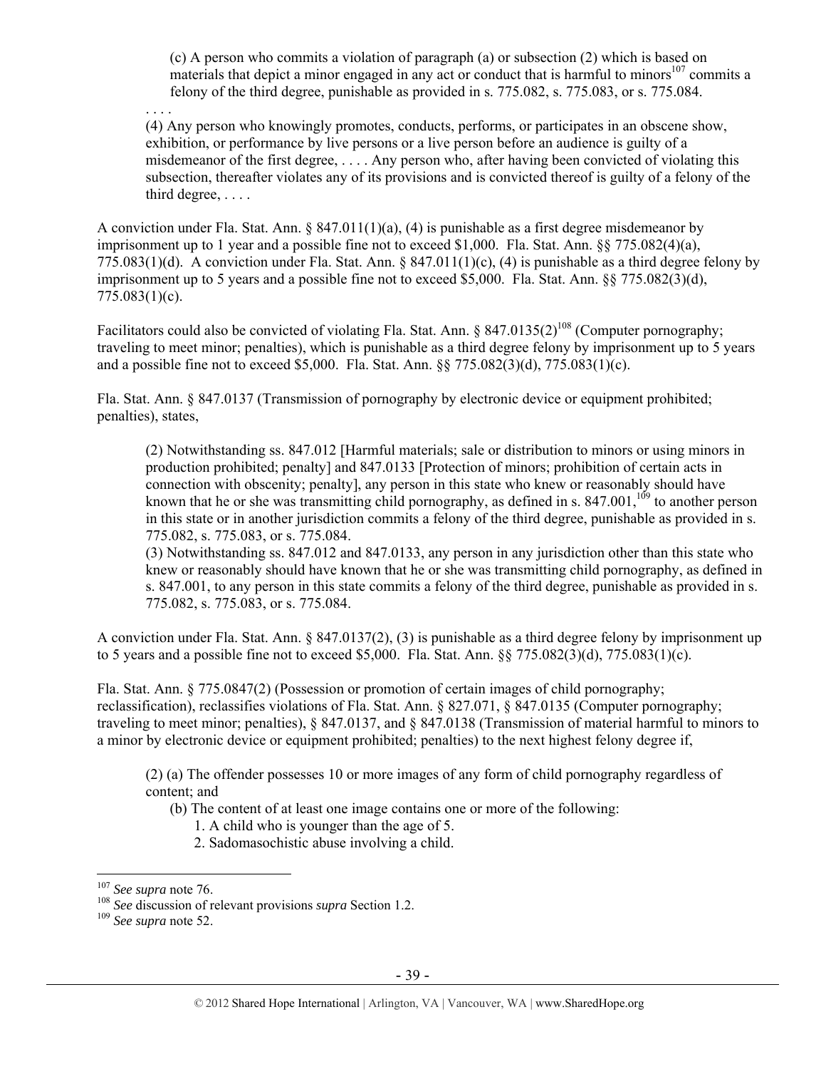> (c) A person who commits a violation of paragraph (a) or subsection (2) which is based on materials that depict a minor engaged in any act or conduct that is harmful to minors[107] commits a felony of the third degree, punishable as provided in s. 775.082, s. 775.083, or s. 775.084.
>
> . . . .
>
> (4) Any person who knowingly promotes, conducts, performs, or participates in an obscene show, exhibition, or performance by live persons or a live person before an audience is guilty of a misdemeanor of the first degree, . . . . Any person who, after having been convicted of violating this subsection, thereafter violates any of its provisions and is convicted thereof is guilty of a felony of the third degree, . . . .

A conviction under Fla. Stat. Ann. § 847.011(1)(a), (4) is punishable as a first degree misdemeanor by imprisonment up to 1 year and a possible fine not to exceed $1,000. Fla. Stat. Ann. §§ 775.082(4)(a), 775.083(1)(d). A conviction under Fla. Stat. Ann. § 847.011(1)(c), (4) is punishable as a third degree felony by imprisonment up to 5 years and a possible fine not to exceed $5,000. Fla. Stat. Ann. §§ 775.082(3)(d), 775.083(1)(c).

Facilitators could also be convicted of violating Fla. Stat. Ann. § 847.0135(2)[108] (Computer pornography; traveling to meet minor; penalties), which is punishable as a third degree felony by imprisonment up to 5 years and a possible fine not to exceed $5,000. Fla. Stat. Ann. §§ 775.082(3)(d), 775.083(1)(c).

Fla. Stat. Ann. § 847.0137 (Transmission of pornography by electronic device or equipment prohibited; penalties), states,

> (2) Notwithstanding ss. 847.012 [Harmful materials; sale or distribution to minors or using minors in production prohibited; penalty] and 847.0133 [Protection of minors; prohibition of certain acts in connection with obscenity; penalty], any person in this state who knew or reasonably should have known that he or she was transmitting child pornography, as defined in s. 847.001,[109] to another person in this state or in another jurisdiction commits a felony of the third degree, punishable as provided in s. 775.082, s. 775.083, or s. 775.084.
>
> (3) Notwithstanding ss. 847.012 and 847.0133, any person in any jurisdiction other than this state who knew or reasonably should have known that he or she was transmitting child pornography, as defined in s. 847.001, to any person in this state commits a felony of the third degree, punishable as provided in s. 775.082, s. 775.083, or s. 775.084.

A conviction under Fla. Stat. Ann. § 847.0137(2), (3) is punishable as a third degree felony by imprisonment up to 5 years and a possible fine not to exceed $5,000. Fla. Stat. Ann. §§ 775.082(3)(d), 775.083(1)(c).

Fla. Stat. Ann. § 775.0847(2) (Possession or promotion of certain images of child pornography; reclassification), reclassifies violations of Fla. Stat. Ann. § 827.071, § 847.0135 (Computer pornography; traveling to meet minor; penalties), § 847.0137, and § 847.0138 (Transmission of material harmful to minors to a minor by electronic device or equipment prohibited; penalties) to the next highest felony degree if,

> (2) (a) The offender possesses 10 or more images of any form of child pornography regardless of content; and
>
> (b) The content of at least one image contains one or more of the following:
>
> 1. A child who is younger than the age of 5.
> 2. Sadomasochistic abuse involving a child.

---

[107] *See supra* note 76.

[108] *See* discussion of relevant provisions *supra* Section 1.2.

[109] *See supra* note 52.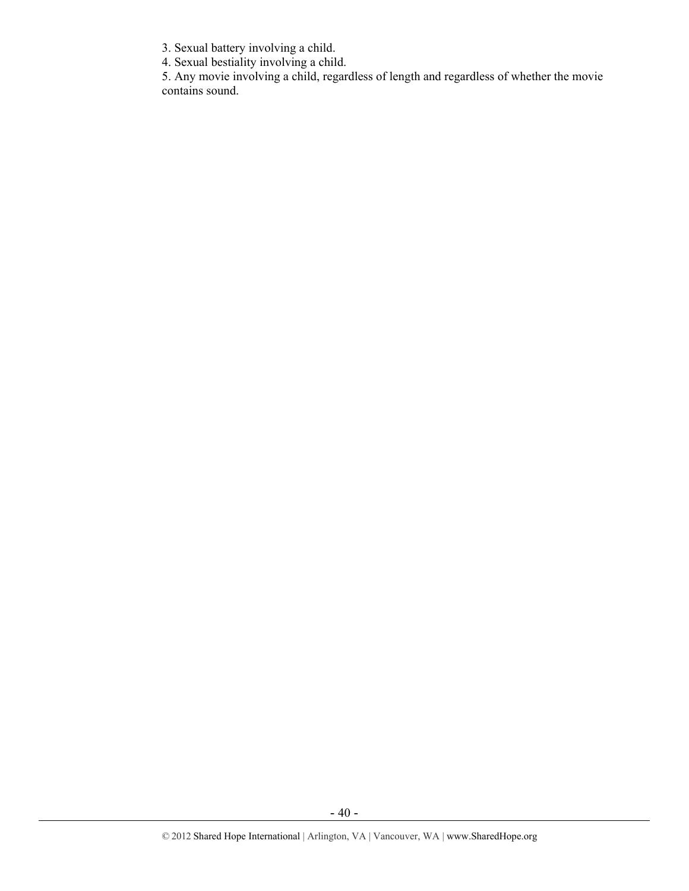3. Sexual battery involving a child.
4. Sexual bestiality involving a child.
5. Any movie involving a child, regardless of length and regardless of whether the movie contains sound.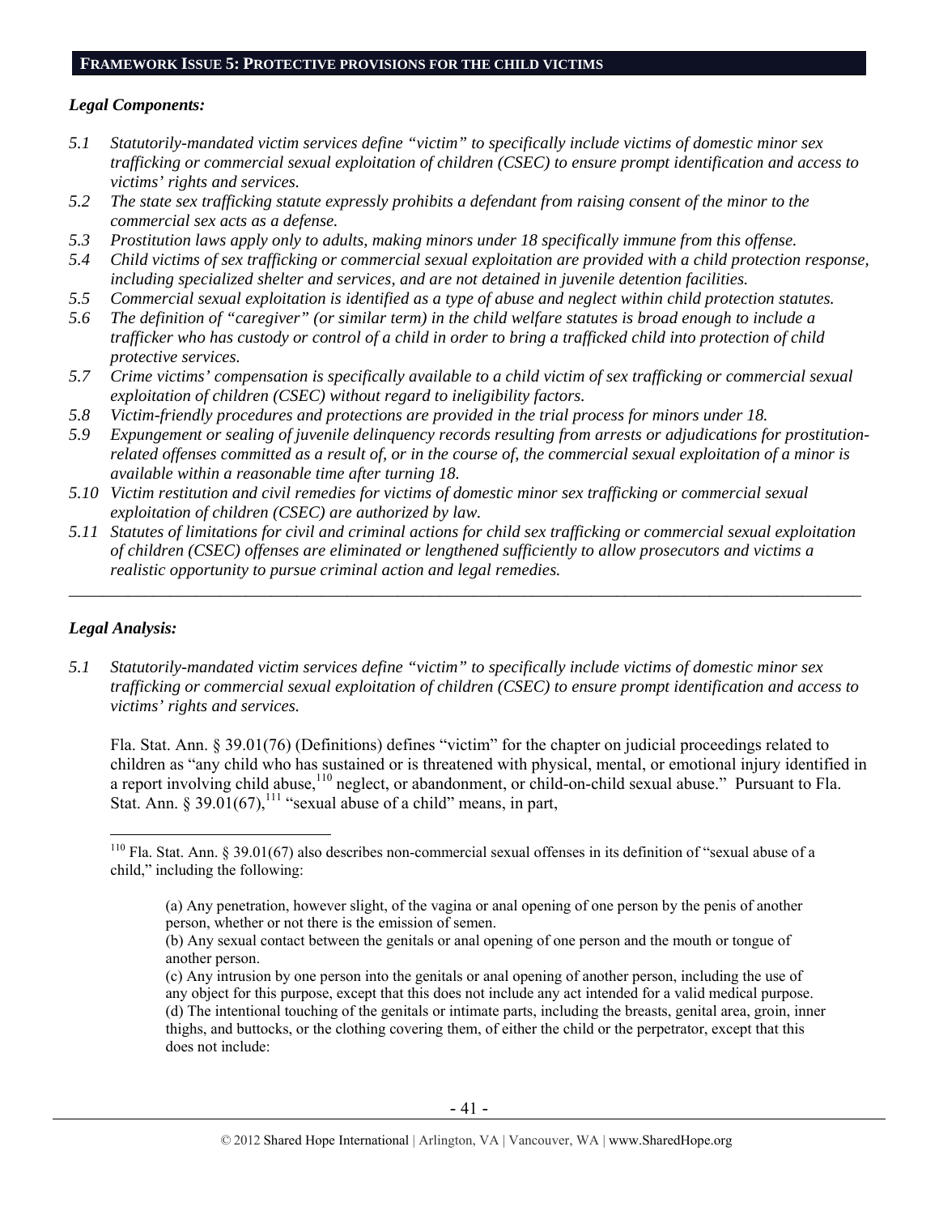## FRAMEWORK ISSUE 5: PROTECTIVE PROVISIONS FOR THE CHILD VICTIMS

### *Legal Components:*

*5.1 Statutorily-mandated victim services define "victim" to specifically include victims of domestic minor sex trafficking or commercial sexual exploitation of children (CSEC) to ensure prompt identification and access to victims' rights and services.*

*5.2 The state sex trafficking statute expressly prohibits a defendant from raising consent of the minor to the commercial sex acts as a defense.*

*5.3 Prostitution laws apply only to adults, making minors under 18 specifically immune from this offense.*

*5.4 Child victims of sex trafficking or commercial sexual exploitation are provided with a child protection response, including specialized shelter and services, and are not detained in juvenile detention facilities.*

*5.5 Commercial sexual exploitation is identified as a type of abuse and neglect within child protection statutes.*

*5.6 The definition of "caregiver" (or similar term) in the child welfare statutes is broad enough to include a trafficker who has custody or control of a child in order to bring a trafficked child into protection of child protective services.*

*5.7 Crime victims' compensation is specifically available to a child victim of sex trafficking or commercial sexual exploitation of children (CSEC) without regard to ineligibility factors.*

*5.8 Victim-friendly procedures and protections are provided in the trial process for minors under 18.*

*5.9 Expungement or sealing of juvenile delinquency records resulting from arrests or adjudications for prostitution-related offenses committed as a result of, or in the course of, the commercial sexual exploitation of a minor is available within a reasonable time after turning 18.*

*5.10 Victim restitution and civil remedies for victims of domestic minor sex trafficking or commercial sexual exploitation of children (CSEC) are authorized by law.*

*5.11 Statutes of limitations for civil and criminal actions for child sex trafficking or commercial sexual exploitation of children (CSEC) offenses are eliminated or lengthened sufficiently to allow prosecutors and victims a realistic opportunity to pursue criminal action and legal remedies.*

---

### *Legal Analysis:*

*5.1 Statutorily-mandated victim services define "victim" to specifically include victims of domestic minor sex trafficking or commercial sexual exploitation of children (CSEC) to ensure prompt identification and access to victims' rights and services.*

Fla. Stat. Ann. § 39.01(76) (Definitions) defines "victim" for the chapter on judicial proceedings related to children as "any child who has sustained or is threatened with physical, mental, or emotional injury identified in a report involving child abuse,[110] neglect, or abandonment, or child-on-child sexual abuse." Pursuant to Fla. Stat. Ann. § 39.01(67),[111] "sexual abuse of a child" means, in part,

---

[110] Fla. Stat. Ann. § 39.01(67) also describes non-commercial sexual offenses in its definition of "sexual abuse of a child," including the following:

> (a) Any penetration, however slight, of the vagina or anal opening of one person by the penis of another person, whether or not there is the emission of semen.
> (b) Any sexual contact between the genitals or anal opening of one person and the mouth or tongue of another person.
> (c) Any intrusion by one person into the genitals or anal opening of another person, including the use of any object for this purpose, except that this does not include any act intended for a valid medical purpose.
> (d) The intentional touching of the genitals or intimate parts, including the breasts, genital area, groin, inner thighs, and buttocks, or the clothing covering them, of either the child or the perpetrator, except that this does not include: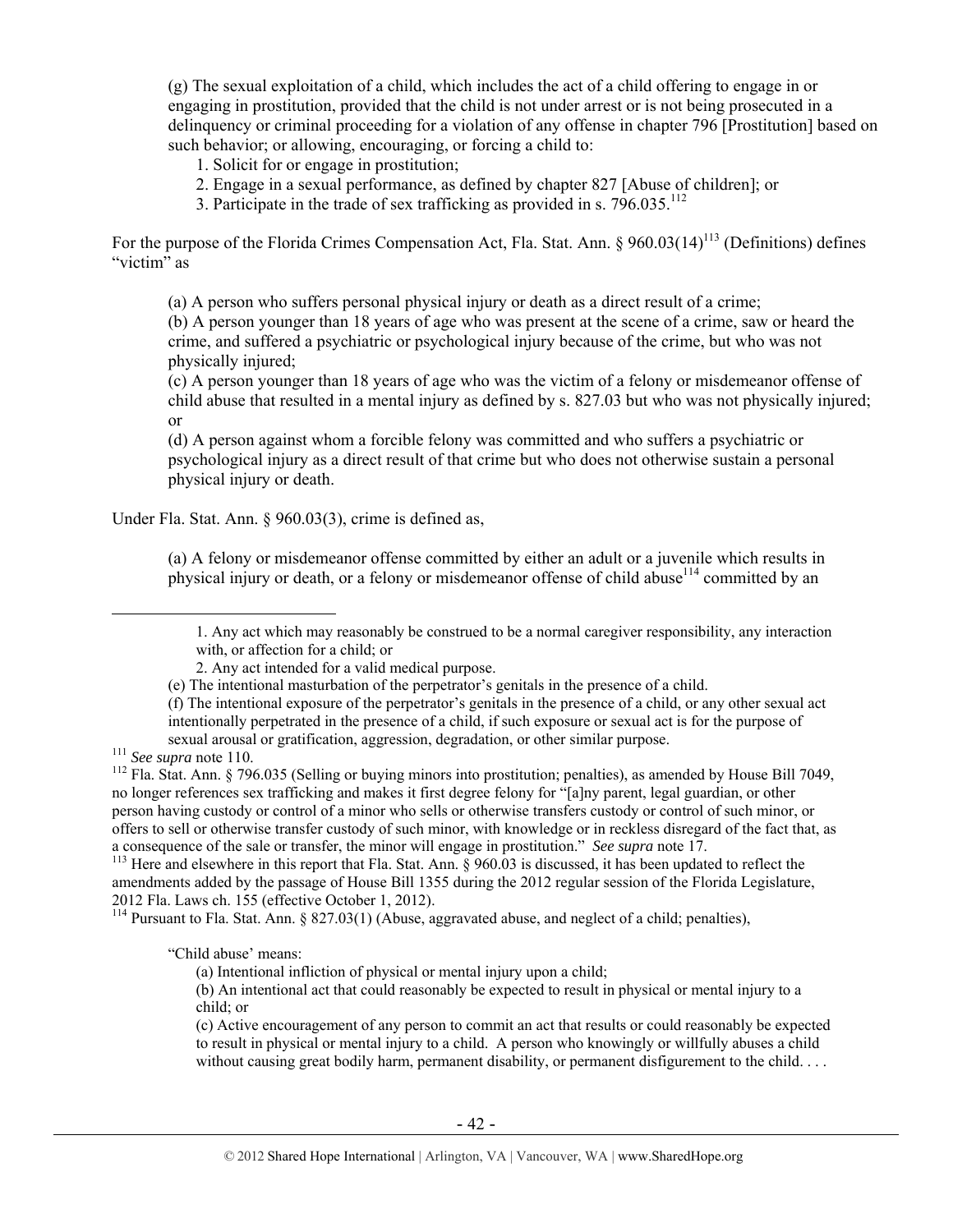(g) The sexual exploitation of a child, which includes the act of a child offering to engage in or engaging in prostitution, provided that the child is not under arrest or is not being prosecuted in a delinquency or criminal proceeding for a violation of any offense in chapter 796 [Prostitution] based on such behavior; or allowing, encouraging, or forcing a child to:

1. Solicit for or engage in prostitution;
2. Engage in a sexual performance, as defined by chapter 827 [Abuse of children]; or
3. Participate in the trade of sex trafficking as provided in s. 796.035.[112]

For the purpose of the Florida Crimes Compensation Act, Fla. Stat. Ann. § 960.03(14)[113] (Definitions) defines "victim" as

> (a) A person who suffers personal physical injury or death as a direct result of a crime;
> (b) A person younger than 18 years of age who was present at the scene of a crime, saw or heard the crime, and suffered a psychiatric or psychological injury because of the crime, but who was not physically injured;
> (c) A person younger than 18 years of age who was the victim of a felony or misdemeanor offense of child abuse that resulted in a mental injury as defined by s. 827.03 but who was not physically injured; or
> (d) A person against whom a forcible felony was committed and who suffers a psychiatric or psychological injury as a direct result of that crime but who does not otherwise sustain a personal physical injury or death.

Under Fla. Stat. Ann. § 960.03(3), crime is defined as,

> (a) A felony or misdemeanor offense committed by either an adult or a juvenile which results in physical injury or death, or a felony or misdemeanor offense of child abuse[114] committed by an

---

> 1. Any act which may reasonably be construed to be a normal caregiver responsibility, any interaction with, or affection for a child; or
> 2. Any act intended for a valid medical purpose.
>
> (e) The intentional masturbation of the perpetrator's genitals in the presence of a child.
> (f) The intentional exposure of the perpetrator's genitals in the presence of a child, or any other sexual act intentionally perpetrated in the presence of a child, if such exposure or sexual act is for the purpose of sexual arousal or gratification, aggression, degradation, or other similar purpose.

[111] *See supra* note 110.

[112] Fla. Stat. Ann. § 796.035 (Selling or buying minors into prostitution; penalties), as amended by House Bill 7049, no longer references sex trafficking and makes it first degree felony for "[a]ny parent, legal guardian, or other person having custody or control of a minor who sells or otherwise transfers custody or control of such minor, or offers to sell or otherwise transfer custody of such minor, with knowledge or in reckless disregard of the fact that, as a consequence of the sale or transfer, the minor will engage in prostitution." *See supra* note 17.

[113] Here and elsewhere in this report that Fla. Stat. Ann. § 960.03 is discussed, it has been updated to reflect the amendments added by the passage of House Bill 1355 during the 2012 regular session of the Florida Legislature, 2012 Fla. Laws ch. 155 (effective October 1, 2012).

[114] Pursuant to Fla. Stat. Ann. § 827.03(1) (Abuse, aggravated abuse, and neglect of a child; penalties),

> "Child abuse' means:
>
> (a) Intentional infliction of physical or mental injury upon a child;
> (b) An intentional act that could reasonably be expected to result in physical or mental injury to a child; or
> (c) Active encouragement of any person to commit an act that results or could reasonably be expected to result in physical or mental injury to a child. A person who knowingly or willfully abuses a child without causing great bodily harm, permanent disability, or permanent disfigurement to the child. . . .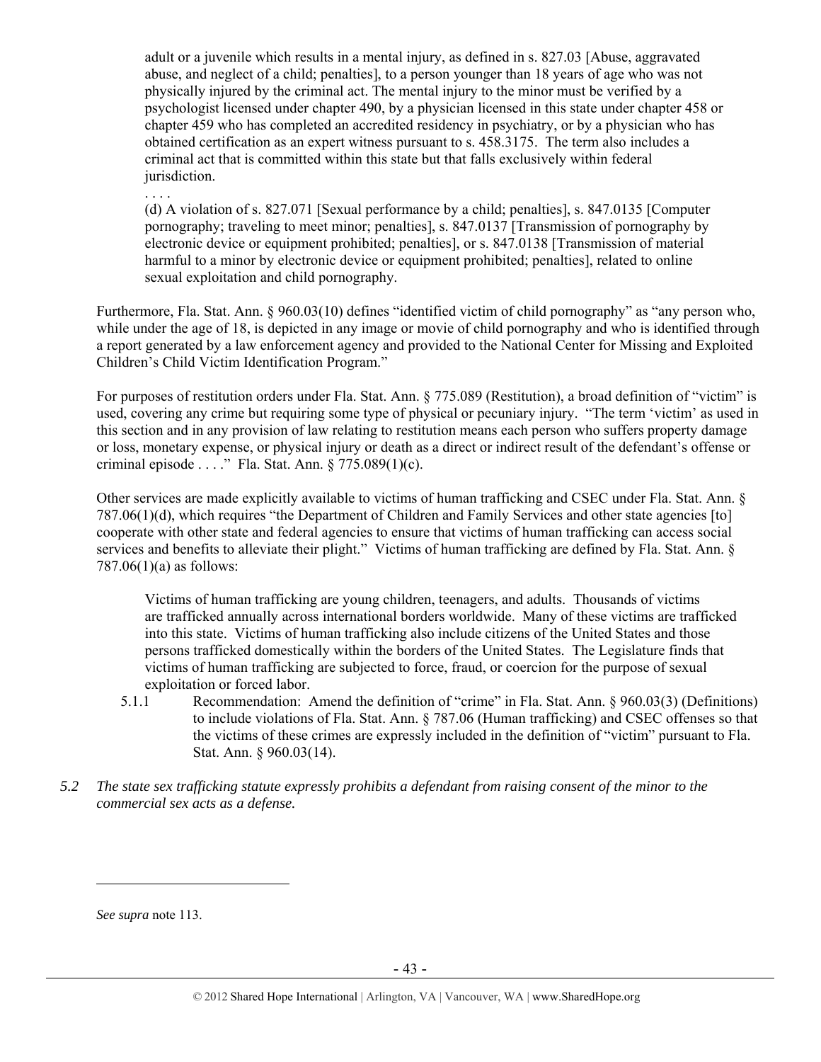> adult or a juvenile which results in a mental injury, as defined in s. 827.03 [Abuse, aggravated abuse, and neglect of a child; penalties], to a person younger than 18 years of age who was not physically injured by the criminal act. The mental injury to the minor must be verified by a psychologist licensed under chapter 490, by a physician licensed in this state under chapter 458 or chapter 459 who has completed an accredited residency in psychiatry, or by a physician who has obtained certification as an expert witness pursuant to s. 458.3175. The term also includes a criminal act that is committed within this state but that falls exclusively within federal jurisdiction.
>
> . . . .
>
> (d) A violation of s. 827.071 [Sexual performance by a child; penalties], s. 847.0135 [Computer pornography; traveling to meet minor; penalties], s. 847.0137 [Transmission of pornography by electronic device or equipment prohibited; penalties], or s. 847.0138 [Transmission of material harmful to a minor by electronic device or equipment prohibited; penalties], related to online sexual exploitation and child pornography.

Furthermore, Fla. Stat. Ann. § 960.03(10) defines "identified victim of child pornography" as "any person who, while under the age of 18, is depicted in any image or movie of child pornography and who is identified through a report generated by a law enforcement agency and provided to the National Center for Missing and Exploited Children's Child Victim Identification Program."

For purposes of restitution orders under Fla. Stat. Ann. § 775.089 (Restitution), a broad definition of "victim" is used, covering any crime but requiring some type of physical or pecuniary injury. "The term 'victim' as used in this section and in any provision of law relating to restitution means each person who suffers property damage or loss, monetary expense, or physical injury or death as a direct or indirect result of the defendant's offense or criminal episode . . . ." Fla. Stat. Ann. § 775.089(1)(c).

Other services are made explicitly available to victims of human trafficking and CSEC under Fla. Stat. Ann. § 787.06(1)(d), which requires "the Department of Children and Family Services and other state agencies [to] cooperate with other state and federal agencies to ensure that victims of human trafficking can access social services and benefits to alleviate their plight." Victims of human trafficking are defined by Fla. Stat. Ann. § 787.06(1)(a) as follows:

> Victims of human trafficking are young children, teenagers, and adults. Thousands of victims are trafficked annually across international borders worldwide. Many of these victims are trafficked into this state. Victims of human trafficking also include citizens of the United States and those persons trafficked domestically within the borders of the United States. The Legislature finds that victims of human trafficking are subjected to force, fraud, or coercion for the purpose of sexual exploitation or forced labor.

5.1.1 Recommendation: Amend the definition of "crime" in Fla. Stat. Ann. § 960.03(3) (Definitions) to include violations of Fla. Stat. Ann. § 787.06 (Human trafficking) and CSEC offenses so that the victims of these crimes are expressly included in the definition of "victim" pursuant to Fla. Stat. Ann. § 960.03(14).

*5.2 The state sex trafficking statute expressly prohibits a defendant from raising consent of the minor to the commercial sex acts as a defense.*

---

*See supra* note 113.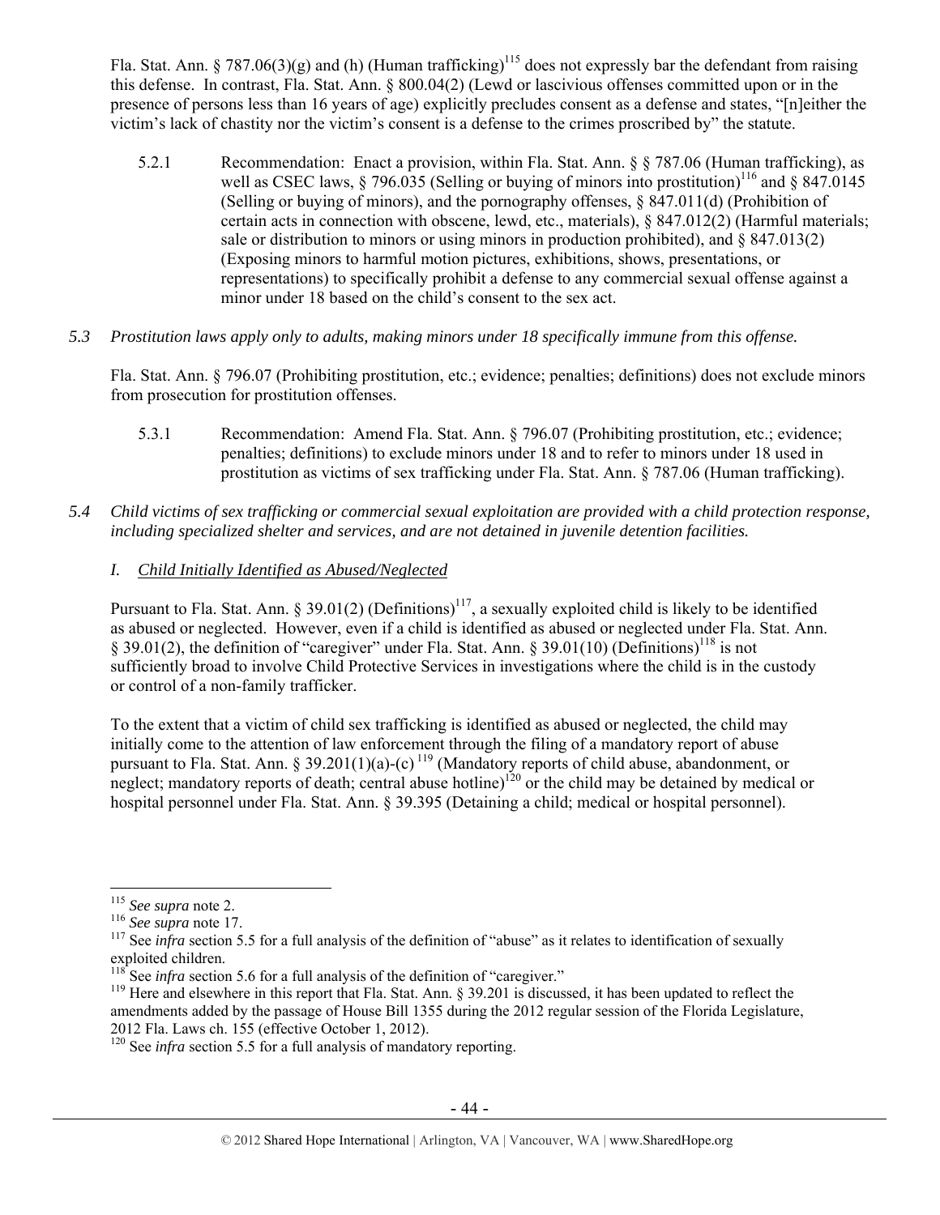Fla. Stat. Ann. § 787.06(3)(g) and (h) (Human trafficking)[115] does not expressly bar the defendant from raising this defense. In contrast, Fla. Stat. Ann. § 800.04(2) (Lewd or lascivious offenses committed upon or in the presence of persons less than 16 years of age) explicitly precludes consent as a defense and states, "[n]either the victim's lack of chastity nor the victim's consent is a defense to the crimes proscribed by" the statute.

5.2.1 Recommendation: Enact a provision, within Fla. Stat. Ann. § § 787.06 (Human trafficking), as well as CSEC laws, § 796.035 (Selling or buying of minors into prostitution)[116] and § 847.0145 (Selling or buying of minors), and the pornography offenses, § 847.011(d) (Prohibition of certain acts in connection with obscene, lewd, etc., materials), § 847.012(2) (Harmful materials; sale or distribution to minors or using minors in production prohibited), and § 847.013(2) (Exposing minors to harmful motion pictures, exhibitions, shows, presentations, or representations) to specifically prohibit a defense to any commercial sexual offense against a minor under 18 based on the child's consent to the sex act.

*5.3 Prostitution laws apply only to adults, making minors under 18 specifically immune from this offense.*

Fla. Stat. Ann. § 796.07 (Prohibiting prostitution, etc.; evidence; penalties; definitions) does not exclude minors from prosecution for prostitution offenses.

5.3.1 Recommendation: Amend Fla. Stat. Ann. § 796.07 (Prohibiting prostitution, etc.; evidence; penalties; definitions) to exclude minors under 18 and to refer to minors under 18 used in prostitution as victims of sex trafficking under Fla. Stat. Ann. § 787.06 (Human trafficking).

*5.4 Child victims of sex trafficking or commercial sexual exploitation are provided with a child protection response, including specialized shelter and services, and are not detained in juvenile detention facilities.*

*I. Child Initially Identified as Abused/Neglected*

Pursuant to Fla. Stat. Ann. § 39.01(2) (Definitions)[117], a sexually exploited child is likely to be identified as abused or neglected. However, even if a child is identified as abused or neglected under Fla. Stat. Ann. § 39.01(2), the definition of "caregiver" under Fla. Stat. Ann. § 39.01(10) (Definitions)[118] is not sufficiently broad to involve Child Protective Services in investigations where the child is in the custody or control of a non-family trafficker.

To the extent that a victim of child sex trafficking is identified as abused or neglected, the child may initially come to the attention of law enforcement through the filing of a mandatory report of abuse pursuant to Fla. Stat. Ann. § 39.201(1)(a)-(c)[119] (Mandatory reports of child abuse, abandonment, or neglect; mandatory reports of death; central abuse hotline)[120] or the child may be detained by medical or hospital personnel under Fla. Stat. Ann. § 39.395 (Detaining a child; medical or hospital personnel).

---

[115] *See supra* note 2.

[116] *See supra* note 17.

[117] See *infra* section 5.5 for a full analysis of the definition of "abuse" as it relates to identification of sexually exploited children.

[118] See *infra* section 5.6 for a full analysis of the definition of "caregiver."

[119] Here and elsewhere in this report that Fla. Stat. Ann. § 39.201 is discussed, it has been updated to reflect the amendments added by the passage of House Bill 1355 during the 2012 regular session of the Florida Legislature, 2012 Fla. Laws ch. 155 (effective October 1, 2012).

[120] See *infra* section 5.5 for a full analysis of mandatory reporting.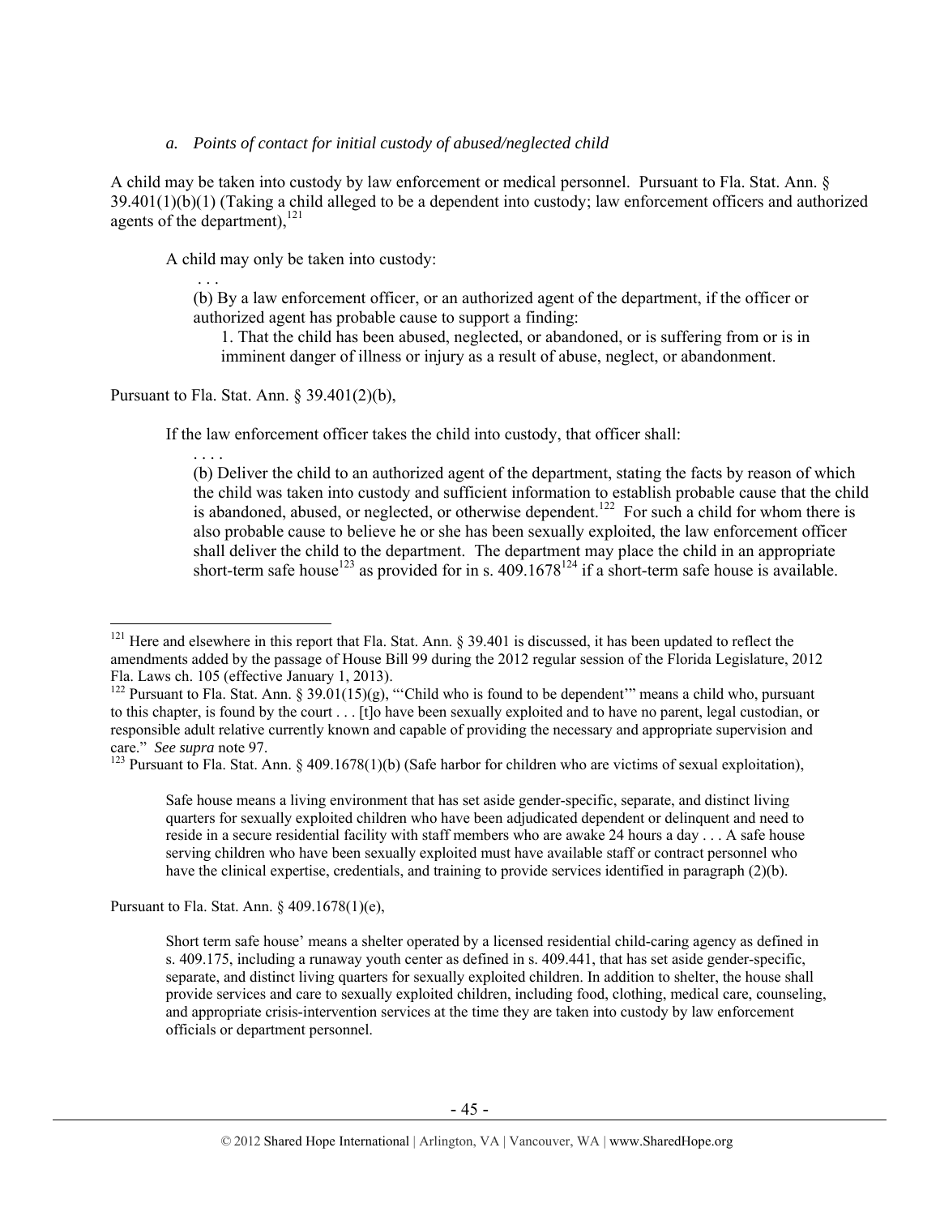*a. Points of contact for initial custody of abused/neglected child*

A child may be taken into custody by law enforcement or medical personnel. Pursuant to Fla. Stat. Ann. § 39.401(1)(b)(1) (Taking a child alleged to be a dependent into custody; law enforcement officers and authorized agents of the department),[121]

> A child may only be taken into custody:
>
> . . .
>
> (b) By a law enforcement officer, or an authorized agent of the department, if the officer or authorized agent has probable cause to support a finding:
>
> 1. That the child has been abused, neglected, or abandoned, or is suffering from or is in imminent danger of illness or injury as a result of abuse, neglect, or abandonment.

Pursuant to Fla. Stat. Ann. § 39.401(2)(b),

> If the law enforcement officer takes the child into custody, that officer shall:
>
> . . . .
>
> (b) Deliver the child to an authorized agent of the department, stating the facts by reason of which the child was taken into custody and sufficient information to establish probable cause that the child is abandoned, abused, or neglected, or otherwise dependent.[122] For such a child for whom there is also probable cause to believe he or she has been sexually exploited, the law enforcement officer shall deliver the child to the department. The department may place the child in an appropriate short-term safe house[123] as provided for in s. 409.1678[124] if a short-term safe house is available.

---

[121] Here and elsewhere in this report that Fla. Stat. Ann. § 39.401 is discussed, it has been updated to reflect the amendments added by the passage of House Bill 99 during the 2012 regular session of the Florida Legislature, 2012 Fla. Laws ch. 105 (effective January 1, 2013).

[122] Pursuant to Fla. Stat. Ann. § 39.01(15)(g), "'Child who is found to be dependent'" means a child who, pursuant to this chapter, is found by the court . . . [t]o have been sexually exploited and to have no parent, legal custodian, or responsible adult relative currently known and capable of providing the necessary and appropriate supervision and care." *See supra* note 97.

[123] Pursuant to Fla. Stat. Ann. § 409.1678(1)(b) (Safe harbor for children who are victims of sexual exploitation),

> Safe house means a living environment that has set aside gender-specific, separate, and distinct living quarters for sexually exploited children who have been adjudicated dependent or delinquent and need to reside in a secure residential facility with staff members who are awake 24 hours a day . . . A safe house serving children who have been sexually exploited must have available staff or contract personnel who have the clinical expertise, credentials, and training to provide services identified in paragraph (2)(b).

Pursuant to Fla. Stat. Ann. § 409.1678(1)(e),

> Short term safe house' means a shelter operated by a licensed residential child-caring agency as defined in s. 409.175, including a runaway youth center as defined in s. 409.441, that has set aside gender-specific, separate, and distinct living quarters for sexually exploited children. In addition to shelter, the house shall provide services and care to sexually exploited children, including food, clothing, medical care, counseling, and appropriate crisis-intervention services at the time they are taken into custody by law enforcement officials or department personnel.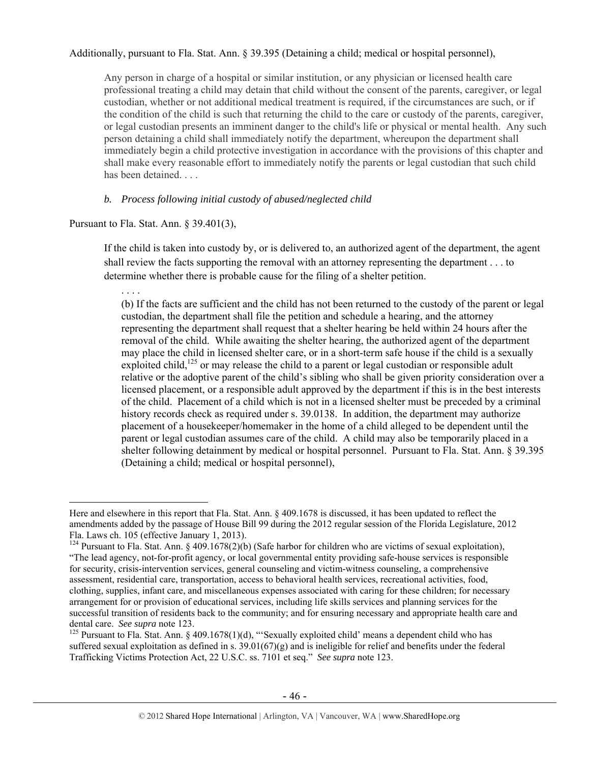Additionally, pursuant to Fla. Stat. Ann. § 39.395 (Detaining a child; medical or hospital personnel),

> Any person in charge of a hospital or similar institution, or any physician or licensed health care professional treating a child may detain that child without the consent of the parents, caregiver, or legal custodian, whether or not additional medical treatment is required, if the circumstances are such, or if the condition of the child is such that returning the child to the care or custody of the parents, caregiver, or legal custodian presents an imminent danger to the child's life or physical or mental health. Any such person detaining a child shall immediately notify the department, whereupon the department shall immediately begin a child protective investigation in accordance with the provisions of this chapter and shall make every reasonable effort to immediately notify the parents or legal custodian that such child has been detained. . . .

*b. Process following initial custody of abused/neglected child*

Pursuant to Fla. Stat. Ann. § 39.401(3),

> If the child is taken into custody by, or is delivered to, an authorized agent of the department, the agent shall review the facts supporting the removal with an attorney representing the department . . . to determine whether there is probable cause for the filing of a shelter petition.
>
> . . . .
>
> (b) If the facts are sufficient and the child has not been returned to the custody of the parent or legal custodian, the department shall file the petition and schedule a hearing, and the attorney representing the department shall request that a shelter hearing be held within 24 hours after the removal of the child. While awaiting the shelter hearing, the authorized agent of the department may place the child in licensed shelter care, or in a short-term safe house if the child is a sexually exploited child,[125] or may release the child to a parent or legal custodian or responsible adult relative or the adoptive parent of the child's sibling who shall be given priority consideration over a licensed placement, or a responsible adult approved by the department if this is in the best interests of the child. Placement of a child which is not in a licensed shelter must be preceded by a criminal history records check as required under s. 39.0138. In addition, the department may authorize placement of a housekeeper/homemaker in the home of a child alleged to be dependent until the parent or legal custodian assumes care of the child. A child may also be temporarily placed in a shelter following detainment by medical or hospital personnel. Pursuant to Fla. Stat. Ann. § 39.395 (Detaining a child; medical or hospital personnel),

---

Here and elsewhere in this report that Fla. Stat. Ann. § 409.1678 is discussed, it has been updated to reflect the amendments added by the passage of House Bill 99 during the 2012 regular session of the Florida Legislature, 2012 Fla. Laws ch. 105 (effective January 1, 2013).

[124] Pursuant to Fla. Stat. Ann. § 409.1678(2)(b) (Safe harbor for children who are victims of sexual exploitation), "The lead agency, not-for-profit agency, or local governmental entity providing safe-house services is responsible for security, crisis-intervention services, general counseling and victim-witness counseling, a comprehensive assessment, residential care, transportation, access to behavioral health services, recreational activities, food, clothing, supplies, infant care, and miscellaneous expenses associated with caring for these children; for necessary arrangement for or provision of educational services, including life skills services and planning services for the successful transition of residents back to the community; and for ensuring necessary and appropriate health care and dental care. *See supra* note 123.

[125] Pursuant to Fla. Stat. Ann. § 409.1678(1)(d), "'Sexually exploited child' means a dependent child who has suffered sexual exploitation as defined in s. 39.01(67)(g) and is ineligible for relief and benefits under the federal Trafficking Victims Protection Act, 22 U.S.C. ss. 7101 et seq." *See supra* note 123.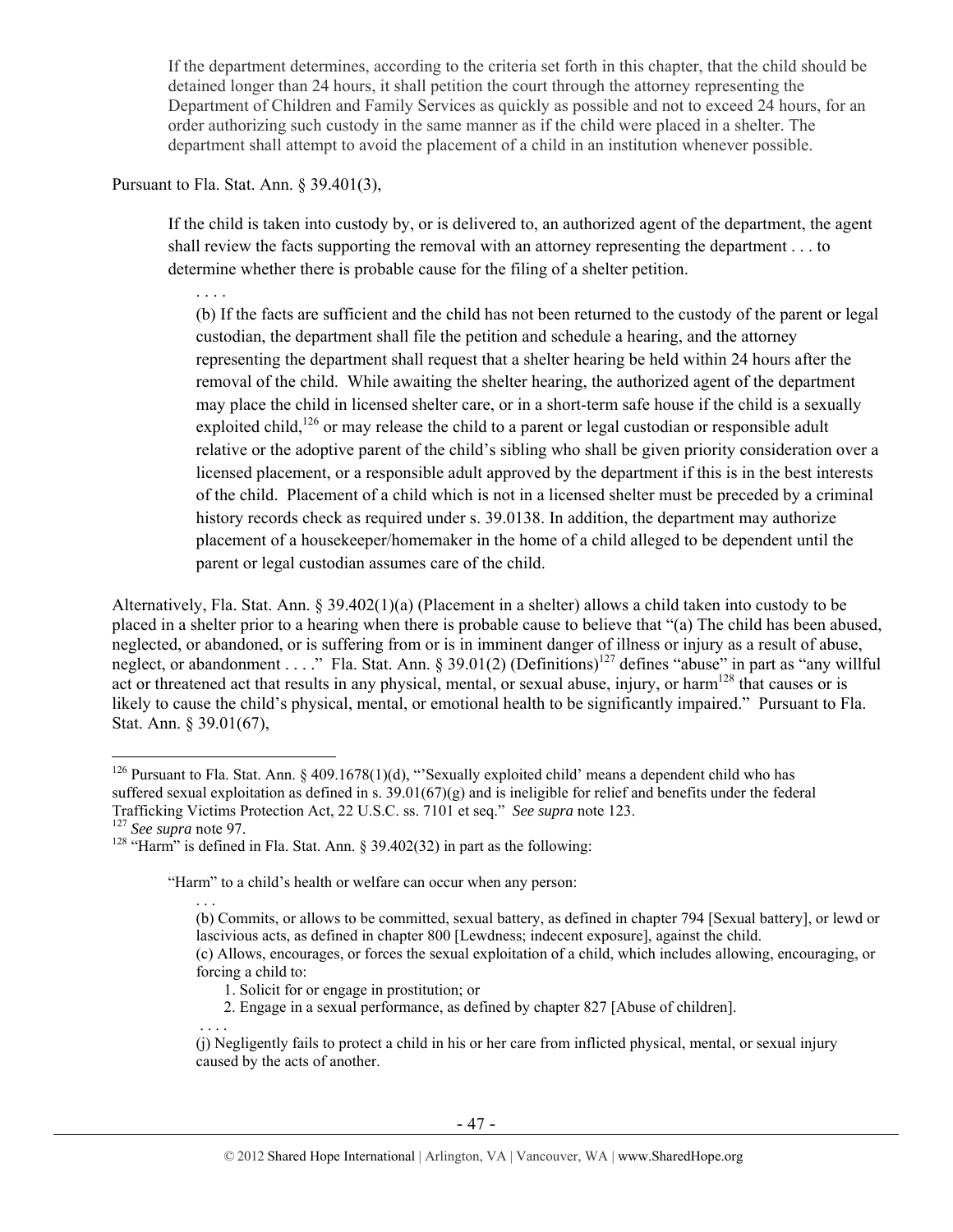> If the department determines, according to the criteria set forth in this chapter, that the child should be detained longer than 24 hours, it shall petition the court through the attorney representing the Department of Children and Family Services as quickly as possible and not to exceed 24 hours, for an order authorizing such custody in the same manner as if the child were placed in a shelter. The department shall attempt to avoid the placement of a child in an institution whenever possible.

Pursuant to Fla. Stat. Ann. § 39.401(3),

> If the child is taken into custody by, or is delivered to, an authorized agent of the department, the agent shall review the facts supporting the removal with an attorney representing the department . . . to determine whether there is probable cause for the filing of a shelter petition.
>
> . . . .
>
> (b) If the facts are sufficient and the child has not been returned to the custody of the parent or legal custodian, the department shall file the petition and schedule a hearing, and the attorney representing the department shall request that a shelter hearing be held within 24 hours after the removal of the child. While awaiting the shelter hearing, the authorized agent of the department may place the child in licensed shelter care, or in a short-term safe house if the child is a sexually exploited child,[126] or may release the child to a parent or legal custodian or responsible adult relative or the adoptive parent of the child's sibling who shall be given priority consideration over a licensed placement, or a responsible adult approved by the department if this is in the best interests of the child. Placement of a child which is not in a licensed shelter must be preceded by a criminal history records check as required under s. 39.0138. In addition, the department may authorize placement of a housekeeper/homemaker in the home of a child alleged to be dependent until the parent or legal custodian assumes care of the child.

Alternatively, Fla. Stat. Ann. § 39.402(1)(a) (Placement in a shelter) allows a child taken into custody to be placed in a shelter prior to a hearing when there is probable cause to believe that "(a) The child has been abused, neglected, or abandoned, or is suffering from or is in imminent danger of illness or injury as a result of abuse, neglect, or abandonment . . . ." Fla. Stat. Ann. § 39.01(2) (Definitions)[127] defines "abuse" in part as "any willful act or threatened act that results in any physical, mental, or sexual abuse, injury, or harm[128] that causes or is likely to cause the child's physical, mental, or emotional health to be significantly impaired." Pursuant to Fla. Stat. Ann. § 39.01(67),

---

[126] Pursuant to Fla. Stat. Ann. § 409.1678(1)(d), "'Sexually exploited child' means a dependent child who has suffered sexual exploitation as defined in s. 39.01(67)(g) and is ineligible for relief and benefits under the federal Trafficking Victims Protection Act, 22 U.S.C. ss. 7101 et seq." *See supra* note 123.

[127] *See supra* note 97.

[128] "Harm" is defined in Fla. Stat. Ann. § 39.402(32) in part as the following:

> "Harm" to a child's health or welfare can occur when any person:
>
> . . .
>
> (b) Commits, or allows to be committed, sexual battery, as defined in chapter 794 [Sexual battery], or lewd or lascivious acts, as defined in chapter 800 [Lewdness; indecent exposure], against the child.
>
> (c) Allows, encourages, or forces the sexual exploitation of a child, which includes allowing, encouraging, or forcing a child to:
>
> 1. Solicit for or engage in prostitution; or
> 2. Engage in a sexual performance, as defined by chapter 827 [Abuse of children].
>
> . . . .
>
> (j) Negligently fails to protect a child in his or her care from inflicted physical, mental, or sexual injury caused by the acts of another.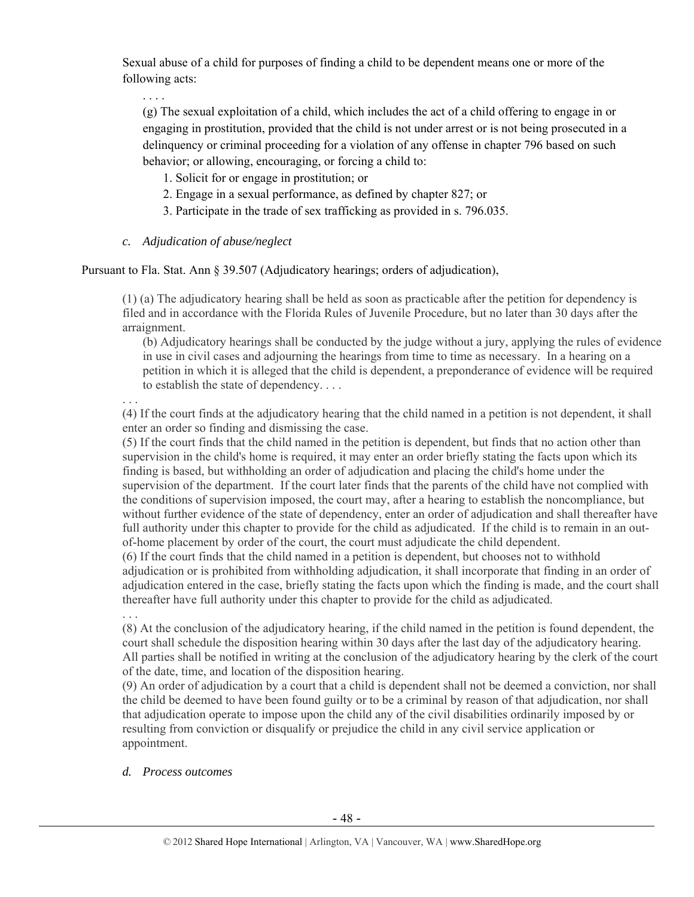Sexual abuse of a child for purposes of finding a child to be dependent means one or more of the following acts:

> . . . .
>
> (g) The sexual exploitation of a child, which includes the act of a child offering to engage in or engaging in prostitution, provided that the child is not under arrest or is not being prosecuted in a delinquency or criminal proceeding for a violation of any offense in chapter 796 based on such behavior; or allowing, encouraging, or forcing a child to:
>
> 1. Solicit for or engage in prostitution; or
> 2. Engage in a sexual performance, as defined by chapter 827; or
> 3. Participate in the trade of sex trafficking as provided in s. 796.035.

*c. Adjudication of abuse/neglect*

Pursuant to Fla. Stat. Ann § 39.507 (Adjudicatory hearings; orders of adjudication),

> (1) (a) The adjudicatory hearing shall be held as soon as practicable after the petition for dependency is filed and in accordance with the Florida Rules of Juvenile Procedure, but no later than 30 days after the arraignment.
>
> (b) Adjudicatory hearings shall be conducted by the judge without a jury, applying the rules of evidence in use in civil cases and adjourning the hearings from time to time as necessary. In a hearing on a petition in which it is alleged that the child is dependent, a preponderance of evidence will be required to establish the state of dependency. . . .
>
> . . .
>
> (4) If the court finds at the adjudicatory hearing that the child named in a petition is not dependent, it shall enter an order so finding and dismissing the case.
>
> (5) If the court finds that the child named in the petition is dependent, but finds that no action other than supervision in the child's home is required, it may enter an order briefly stating the facts upon which its finding is based, but withholding an order of adjudication and placing the child's home under the supervision of the department. If the court later finds that the parents of the child have not complied with the conditions of supervision imposed, the court may, after a hearing to establish the noncompliance, but without further evidence of the state of dependency, enter an order of adjudication and shall thereafter have full authority under this chapter to provide for the child as adjudicated. If the child is to remain in an out-of-home placement by order of the court, the court must adjudicate the child dependent.
>
> (6) If the court finds that the child named in a petition is dependent, but chooses not to withhold adjudication or is prohibited from withholding adjudication, it shall incorporate that finding in an order of adjudication entered in the case, briefly stating the facts upon which the finding is made, and the court shall thereafter have full authority under this chapter to provide for the child as adjudicated.
>
> . . .
>
> (8) At the conclusion of the adjudicatory hearing, if the child named in the petition is found dependent, the court shall schedule the disposition hearing within 30 days after the last day of the adjudicatory hearing. All parties shall be notified in writing at the conclusion of the adjudicatory hearing by the clerk of the court of the date, time, and location of the disposition hearing.
>
> (9) An order of adjudication by a court that a child is dependent shall not be deemed a conviction, nor shall the child be deemed to have been found guilty or to be a criminal by reason of that adjudication, nor shall that adjudication operate to impose upon the child any of the civil disabilities ordinarily imposed by or resulting from conviction or disqualify or prejudice the child in any civil service application or appointment.

*d. Process outcomes*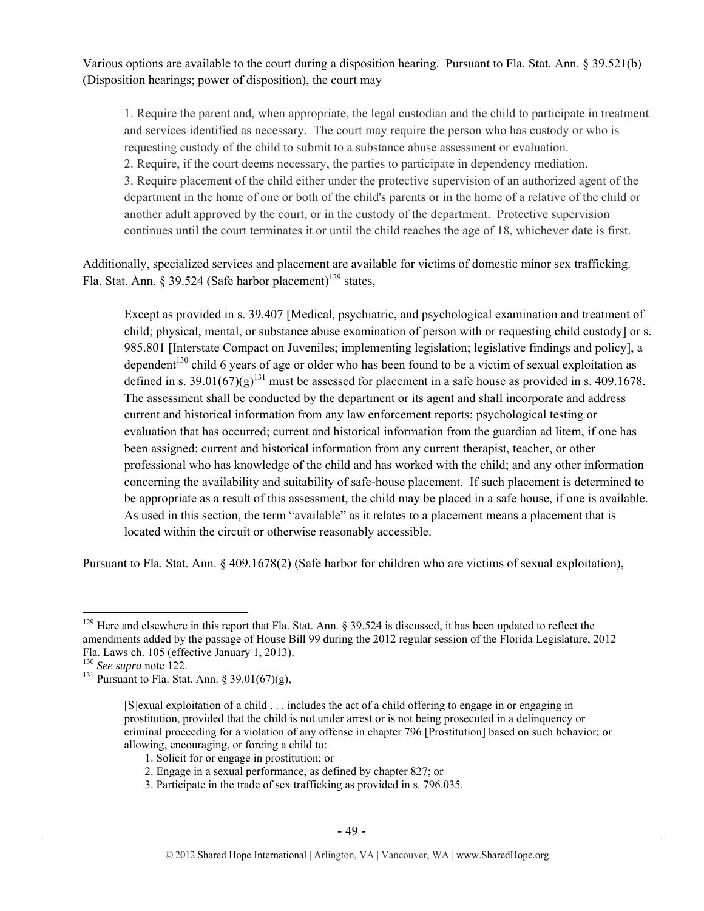Various options are available to the court during a disposition hearing. Pursuant to Fla. Stat. Ann. § 39.521(b) (Disposition hearings; power of disposition), the court may

> 1. Require the parent and, when appropriate, the legal custodian and the child to participate in treatment and services identified as necessary. The court may require the person who has custody or who is requesting custody of the child to submit to a substance abuse assessment or evaluation.
> 2. Require, if the court deems necessary, the parties to participate in dependency mediation.
> 3. Require placement of the child either under the protective supervision of an authorized agent of the department in the home of one or both of the child's parents or in the home of a relative of the child or another adult approved by the court, or in the custody of the department. Protective supervision continues until the court terminates it or until the child reaches the age of 18, whichever date is first.

Additionally, specialized services and placement are available for victims of domestic minor sex trafficking. Fla. Stat. Ann. § 39.524 (Safe harbor placement)[129] states,

> Except as provided in s. 39.407 [Medical, psychiatric, and psychological examination and treatment of child; physical, mental, or substance abuse examination of person with or requesting child custody] or s. 985.801 [Interstate Compact on Juveniles; implementing legislation; legislative findings and policy], a dependent[130] child 6 years of age or older who has been found to be a victim of sexual exploitation as defined in s. 39.01(67)(g)[131] must be assessed for placement in a safe house as provided in s. 409.1678. The assessment shall be conducted by the department or its agent and shall incorporate and address current and historical information from any law enforcement reports; psychological testing or evaluation that has occurred; current and historical information from the guardian ad litem, if one has been assigned; current and historical information from any current therapist, teacher, or other professional who has knowledge of the child and has worked with the child; and any other information concerning the availability and suitability of safe-house placement. If such placement is determined to be appropriate as a result of this assessment, the child may be placed in a safe house, if one is available. As used in this section, the term "available" as it relates to a placement means a placement that is located within the circuit or otherwise reasonably accessible.

Pursuant to Fla. Stat. Ann. § 409.1678(2) (Safe harbor for children who are victims of sexual exploitation),

---

[129] Here and elsewhere in this report that Fla. Stat. Ann. § 39.524 is discussed, it has been updated to reflect the amendments added by the passage of House Bill 99 during the 2012 regular session of the Florida Legislature, 2012 Fla. Laws ch. 105 (effective January 1, 2013).

[130] *See supra* note 122.

[131] Pursuant to Fla. Stat. Ann. § 39.01(67)(g),

> [S]exual exploitation of a child . . . includes the act of a child offering to engage in or engaging in prostitution, provided that the child is not under arrest or is not being prosecuted in a delinquency or criminal proceeding for a violation of any offense in chapter 796 [Prostitution] based on such behavior; or allowing, encouraging, or forcing a child to:
>
> 1. Solicit for or engage in prostitution; or
> 2. Engage in a sexual performance, as defined by chapter 827; or
> 3. Participate in the trade of sex trafficking as provided in s. 796.035.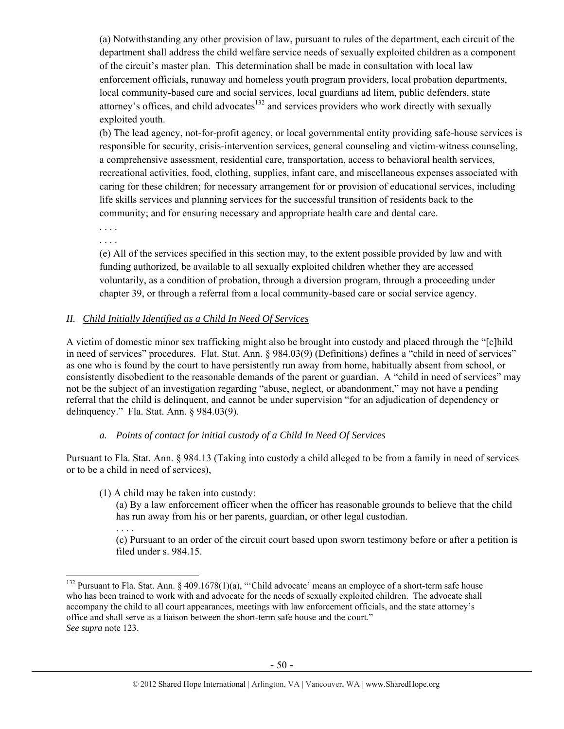(a) Notwithstanding any other provision of law, pursuant to rules of the department, each circuit of the department shall address the child welfare service needs of sexually exploited children as a component of the circuit's master plan. This determination shall be made in consultation with local law enforcement officials, runaway and homeless youth program providers, local probation departments, local community-based care and social services, local guardians ad litem, public defenders, state attorney's offices, and child advocates[132] and services providers who work directly with sexually exploited youth.

(b) The lead agency, not-for-profit agency, or local governmental entity providing safe-house services is responsible for security, crisis-intervention services, general counseling and victim-witness counseling, a comprehensive assessment, residential care, transportation, access to behavioral health services, recreational activities, food, clothing, supplies, infant care, and miscellaneous expenses associated with caring for these children; for necessary arrangement for or provision of educational services, including life skills services and planning services for the successful transition of residents back to the community; and for ensuring necessary and appropriate health care and dental care.

. . . .

. . . .

(e) All of the services specified in this section may, to the extent possible provided by law and with funding authorized, be available to all sexually exploited children whether they are accessed voluntarily, as a condition of probation, through a diversion program, through a proceeding under chapter 39, or through a referral from a local community-based care or social service agency.

## *II. Child Initially Identified as a Child In Need Of Services*

A victim of domestic minor sex trafficking might also be brought into custody and placed through the "[c]hild in need of services" procedures. Flat. Stat. Ann. § 984.03(9) (Definitions) defines a "child in need of services" as one who is found by the court to have persistently run away from home, habitually absent from school, or consistently disobedient to the reasonable demands of the parent or guardian. A "child in need of services" may not be the subject of an investigation regarding "abuse, neglect, or abandonment," may not have a pending referral that the child is delinquent, and cannot be under supervision "for an adjudication of dependency or delinquency." Fla. Stat. Ann. § 984.03(9).

### *a. Points of contact for initial custody of a Child In Need Of Services*

Pursuant to Fla. Stat. Ann. § 984.13 (Taking into custody a child alleged to be from a family in need of services or to be a child in need of services),

(1) A child may be taken into custody:

(a) By a law enforcement officer when the officer has reasonable grounds to believe that the child has run away from his or her parents, guardian, or other legal custodian.

. . . .

(c) Pursuant to an order of the circuit court based upon sworn testimony before or after a petition is filed under s. 984.15.

---

[132] Pursuant to Fla. Stat. Ann. § 409.1678(1)(a), "'Child advocate' means an employee of a short-term safe house who has been trained to work with and advocate for the needs of sexually exploited children. The advocate shall accompany the child to all court appearances, meetings with law enforcement officials, and the state attorney's office and shall serve as a liaison between the short-term safe house and the court." *See supra* note 123.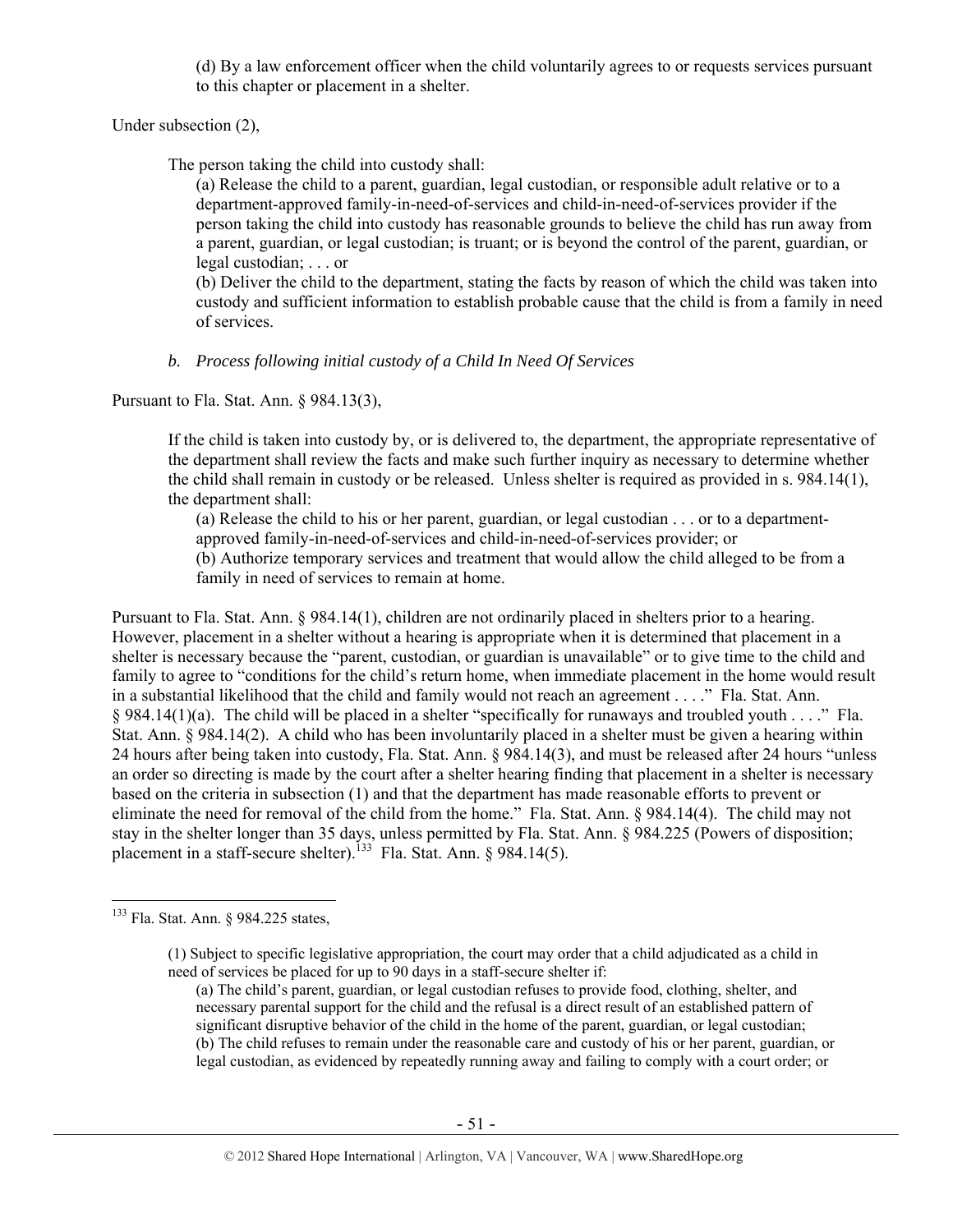(d) By a law enforcement officer when the child voluntarily agrees to or requests services pursuant to this chapter or placement in a shelter.

Under subsection (2),

> The person taking the child into custody shall:
>
> (a) Release the child to a parent, guardian, legal custodian, or responsible adult relative or to a department-approved family-in-need-of-services and child-in-need-of-services provider if the person taking the child into custody has reasonable grounds to believe the child has run away from a parent, guardian, or legal custodian; is truant; or is beyond the control of the parent, guardian, or legal custodian; . . . or
>
> (b) Deliver the child to the department, stating the facts by reason of which the child was taken into custody and sufficient information to establish probable cause that the child is from a family in need of services.

*b. Process following initial custody of a Child In Need Of Services*

Pursuant to Fla. Stat. Ann. § 984.13(3),

> If the child is taken into custody by, or is delivered to, the department, the appropriate representative of the department shall review the facts and make such further inquiry as necessary to determine whether the child shall remain in custody or be released. Unless shelter is required as provided in s. 984.14(1), the department shall:
>
> (a) Release the child to his or her parent, guardian, or legal custodian . . . or to a department-approved family-in-need-of-services and child-in-need-of-services provider; or
>
> (b) Authorize temporary services and treatment that would allow the child alleged to be from a family in need of services to remain at home.

Pursuant to Fla. Stat. Ann. § 984.14(1), children are not ordinarily placed in shelters prior to a hearing. However, placement in a shelter without a hearing is appropriate when it is determined that placement in a shelter is necessary because the "parent, custodian, or guardian is unavailable" or to give time to the child and family to agree to "conditions for the child's return home, when immediate placement in the home would result in a substantial likelihood that the child and family would not reach an agreement . . . ." Fla. Stat. Ann. § 984.14(1)(a). The child will be placed in a shelter "specifically for runaways and troubled youth . . . ." Fla. Stat. Ann. § 984.14(2). A child who has been involuntarily placed in a shelter must be given a hearing within 24 hours after being taken into custody, Fla. Stat. Ann. § 984.14(3), and must be released after 24 hours "unless an order so directing is made by the court after a shelter hearing finding that placement in a shelter is necessary based on the criteria in subsection (1) and that the department has made reasonable efforts to prevent or eliminate the need for removal of the child from the home." Fla. Stat. Ann. § 984.14(4). The child may not stay in the shelter longer than 35 days, unless permitted by Fla. Stat. Ann. § 984.225 (Powers of disposition; placement in a staff-secure shelter).[133] Fla. Stat. Ann. § 984.14(5).

---

[133] Fla. Stat. Ann. § 984.225 states,

> (1) Subject to specific legislative appropriation, the court may order that a child adjudicated as a child in need of services be placed for up to 90 days in a staff-secure shelter if:
>
> (a) The child's parent, guardian, or legal custodian refuses to provide food, clothing, shelter, and necessary parental support for the child and the refusal is a direct result of an established pattern of significant disruptive behavior of the child in the home of the parent, guardian, or legal custodian;
>
> (b) The child refuses to remain under the reasonable care and custody of his or her parent, guardian, or legal custodian, as evidenced by repeatedly running away and failing to comply with a court order; or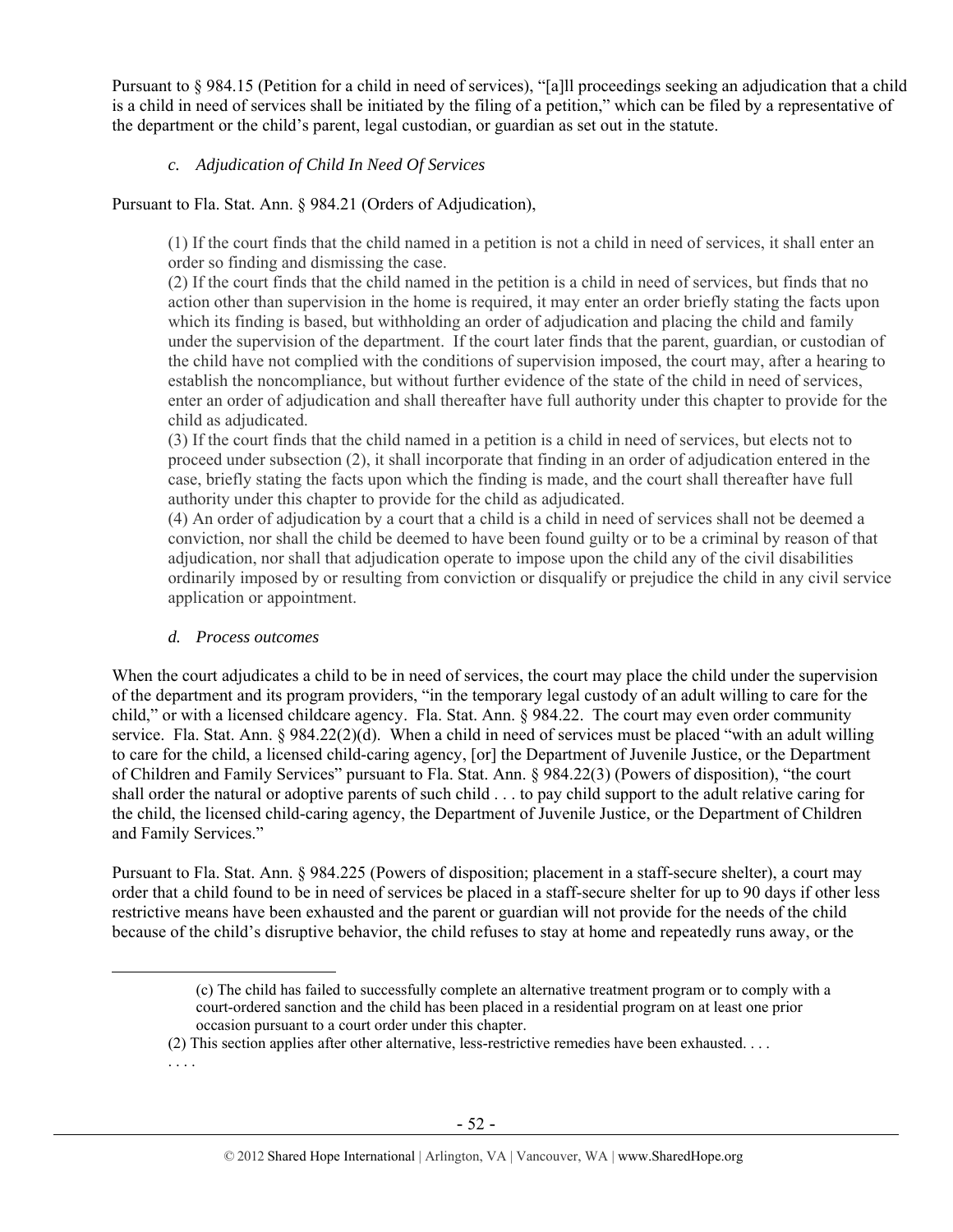Pursuant to § 984.15 (Petition for a child in need of services), "[a]ll proceedings seeking an adjudication that a child is a child in need of services shall be initiated by the filing of a petition," which can be filed by a representative of the department or the child's parent, legal custodian, or guardian as set out in the statute.

*c. Adjudication of Child In Need Of Services*

Pursuant to Fla. Stat. Ann. § 984.21 (Orders of Adjudication),

> (1) If the court finds that the child named in a petition is not a child in need of services, it shall enter an order so finding and dismissing the case.
> (2) If the court finds that the child named in the petition is a child in need of services, but finds that no action other than supervision in the home is required, it may enter an order briefly stating the facts upon which its finding is based, but withholding an order of adjudication and placing the child and family under the supervision of the department. If the court later finds that the parent, guardian, or custodian of the child have not complied with the conditions of supervision imposed, the court may, after a hearing to establish the noncompliance, but without further evidence of the state of the child in need of services, enter an order of adjudication and shall thereafter have full authority under this chapter to provide for the child as adjudicated.
> (3) If the court finds that the child named in a petition is a child in need of services, but elects not to proceed under subsection (2), it shall incorporate that finding in an order of adjudication entered in the case, briefly stating the facts upon which the finding is made, and the court shall thereafter have full authority under this chapter to provide for the child as adjudicated.
> (4) An order of adjudication by a court that a child is a child in need of services shall not be deemed a conviction, nor shall the child be deemed to have been found guilty or to be a criminal by reason of that adjudication, nor shall that adjudication operate to impose upon the child any of the civil disabilities ordinarily imposed by or resulting from conviction or disqualify or prejudice the child in any civil service application or appointment.

*d. Process outcomes*

When the court adjudicates a child to be in need of services, the court may place the child under the supervision of the department and its program providers, "in the temporary legal custody of an adult willing to care for the child," or with a licensed childcare agency. Fla. Stat. Ann. § 984.22. The court may even order community service. Fla. Stat. Ann. § 984.22(2)(d). When a child in need of services must be placed "with an adult willing to care for the child, a licensed child-caring agency, [or] the Department of Juvenile Justice, or the Department of Children and Family Services" pursuant to Fla. Stat. Ann. § 984.22(3) (Powers of disposition), "the court shall order the natural or adoptive parents of such child . . . to pay child support to the adult relative caring for the child, the licensed child-caring agency, the Department of Juvenile Justice, or the Department of Children and Family Services."

Pursuant to Fla. Stat. Ann. § 984.225 (Powers of disposition; placement in a staff-secure shelter), a court may order that a child found to be in need of services be placed in a staff-secure shelter for up to 90 days if other less restrictive means have been exhausted and the parent or guardian will not provide for the needs of the child because of the child's disruptive behavior, the child refuses to stay at home and repeatedly runs away, or the

---

> (c) The child has failed to successfully complete an alternative treatment program or to comply with a court-ordered sanction and the child has been placed in a residential program on at least one prior occasion pursuant to a court order under this chapter.

(2) This section applies after other alternative, less-restrictive remedies have been exhausted. . . .

. . . .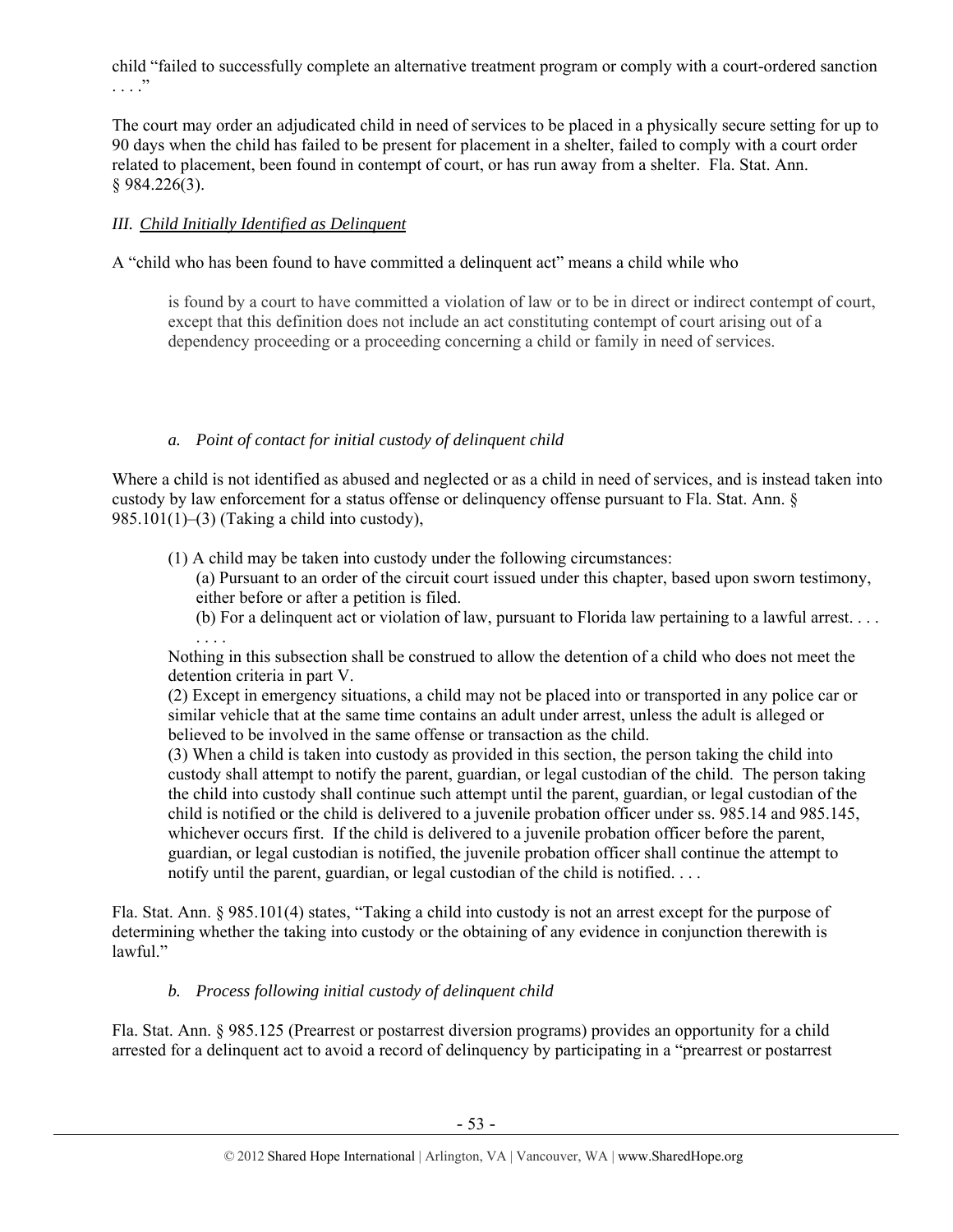child "failed to successfully complete an alternative treatment program or comply with a court-ordered sanction . . . ."

The court may order an adjudicated child in need of services to be placed in a physically secure setting for up to 90 days when the child has failed to be present for placement in a shelter, failed to comply with a court order related to placement, been found in contempt of court, or has run away from a shelter. Fla. Stat. Ann. § 984.226(3).

### *III. Child Initially Identified as Delinquent*

A "child who has been found to have committed a delinquent act" means a child while who

> is found by a court to have committed a violation of law or to be in direct or indirect contempt of court, except that this definition does not include an act constituting contempt of court arising out of a dependency proceeding or a proceeding concerning a child or family in need of services.

#### *a. Point of contact for initial custody of delinquent child*

Where a child is not identified as abused and neglected or as a child in need of services, and is instead taken into custody by law enforcement for a status offense or delinquency offense pursuant to Fla. Stat. Ann. § 985.101(1)–(3) (Taking a child into custody),

> (1) A child may be taken into custody under the following circumstances:
>
> (a) Pursuant to an order of the circuit court issued under this chapter, based upon sworn testimony, either before or after a petition is filed.
>
> (b) For a delinquent act or violation of law, pursuant to Florida law pertaining to a lawful arrest. . . . . . . .
>
> Nothing in this subsection shall be construed to allow the detention of a child who does not meet the detention criteria in part V.
>
> (2) Except in emergency situations, a child may not be placed into or transported in any police car or similar vehicle that at the same time contains an adult under arrest, unless the adult is alleged or believed to be involved in the same offense or transaction as the child.
>
> (3) When a child is taken into custody as provided in this section, the person taking the child into custody shall attempt to notify the parent, guardian, or legal custodian of the child. The person taking the child into custody shall continue such attempt until the parent, guardian, or legal custodian of the child is notified or the child is delivered to a juvenile probation officer under ss. 985.14 and 985.145, whichever occurs first. If the child is delivered to a juvenile probation officer before the parent, guardian, or legal custodian is notified, the juvenile probation officer shall continue the attempt to notify until the parent, guardian, or legal custodian of the child is notified. . . .

Fla. Stat. Ann. § 985.101(4) states, "Taking a child into custody is not an arrest except for the purpose of determining whether the taking into custody or the obtaining of any evidence in conjunction therewith is lawful."

#### *b. Process following initial custody of delinquent child*

Fla. Stat. Ann. § 985.125 (Prearrest or postarrest diversion programs) provides an opportunity for a child arrested for a delinquent act to avoid a record of delinquency by participating in a "prearrest or postarrest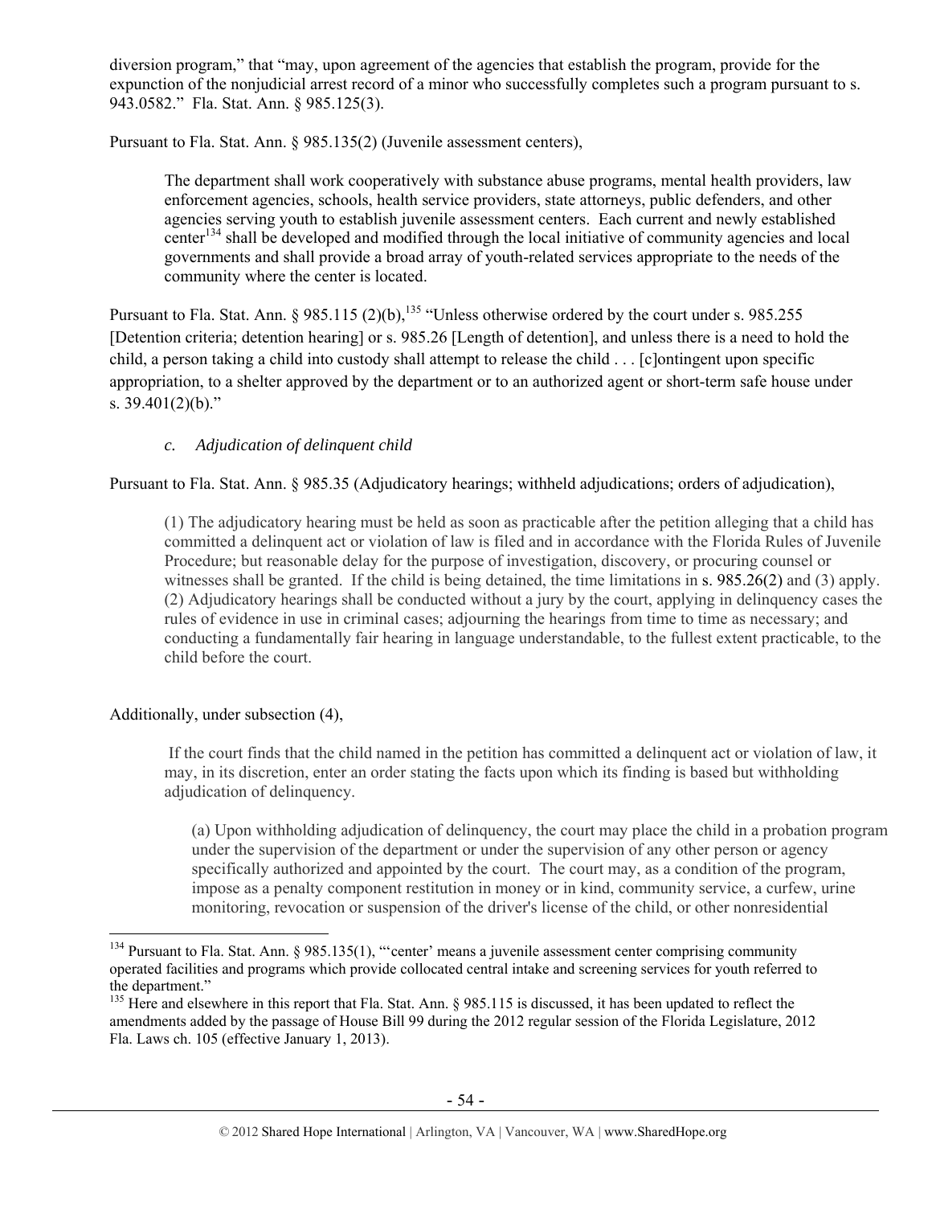diversion program," that "may, upon agreement of the agencies that establish the program, provide for the expunction of the nonjudicial arrest record of a minor who successfully completes such a program pursuant to s. 943.0582." Fla. Stat. Ann. § 985.125(3).

Pursuant to Fla. Stat. Ann. § 985.135(2) (Juvenile assessment centers),

> The department shall work cooperatively with substance abuse programs, mental health providers, law enforcement agencies, schools, health service providers, state attorneys, public defenders, and other agencies serving youth to establish juvenile assessment centers. Each current and newly established center[134] shall be developed and modified through the local initiative of community agencies and local governments and shall provide a broad array of youth-related services appropriate to the needs of the community where the center is located.

Pursuant to Fla. Stat. Ann. § 985.115 (2)(b),[135] "Unless otherwise ordered by the court under s. 985.255 [Detention criteria; detention hearing] or s. 985.26 [Length of detention], and unless there is a need to hold the child, a person taking a child into custody shall attempt to release the child . . . [c]ontingent upon specific appropriation, to a shelter approved by the department or to an authorized agent or short-term safe house under s. 39.401(2)(b)."

### *c. Adjudication of delinquent child*

Pursuant to Fla. Stat. Ann. § 985.35 (Adjudicatory hearings; withheld adjudications; orders of adjudication),

> (1) The adjudicatory hearing must be held as soon as practicable after the petition alleging that a child has committed a delinquent act or violation of law is filed and in accordance with the Florida Rules of Juvenile Procedure; but reasonable delay for the purpose of investigation, discovery, or procuring counsel or witnesses shall be granted. If the child is being detained, the time limitations in s. 985.26(2) and (3) apply.
> (2) Adjudicatory hearings shall be conducted without a jury by the court, applying in delinquency cases the rules of evidence in use in criminal cases; adjourning the hearings from time to time as necessary; and conducting a fundamentally fair hearing in language understandable, to the fullest extent practicable, to the child before the court.

Additionally, under subsection (4),

> If the court finds that the child named in the petition has committed a delinquent act or violation of law, it may, in its discretion, enter an order stating the facts upon which its finding is based but withholding adjudication of delinquency.
>
> > (a) Upon withholding adjudication of delinquency, the court may place the child in a probation program under the supervision of the department or under the supervision of any other person or agency specifically authorized and appointed by the court. The court may, as a condition of the program, impose as a penalty component restitution in money or in kind, community service, a curfew, urine monitoring, revocation or suspension of the driver's license of the child, or other nonresidential

---

[134] Pursuant to Fla. Stat. Ann. § 985.135(1), "'center' means a juvenile assessment center comprising community operated facilities and programs which provide collocated central intake and screening services for youth referred to the department."

[135] Here and elsewhere in this report that Fla. Stat. Ann. § 985.115 is discussed, it has been updated to reflect the amendments added by the passage of House Bill 99 during the 2012 regular session of the Florida Legislature, 2012 Fla. Laws ch. 105 (effective January 1, 2013).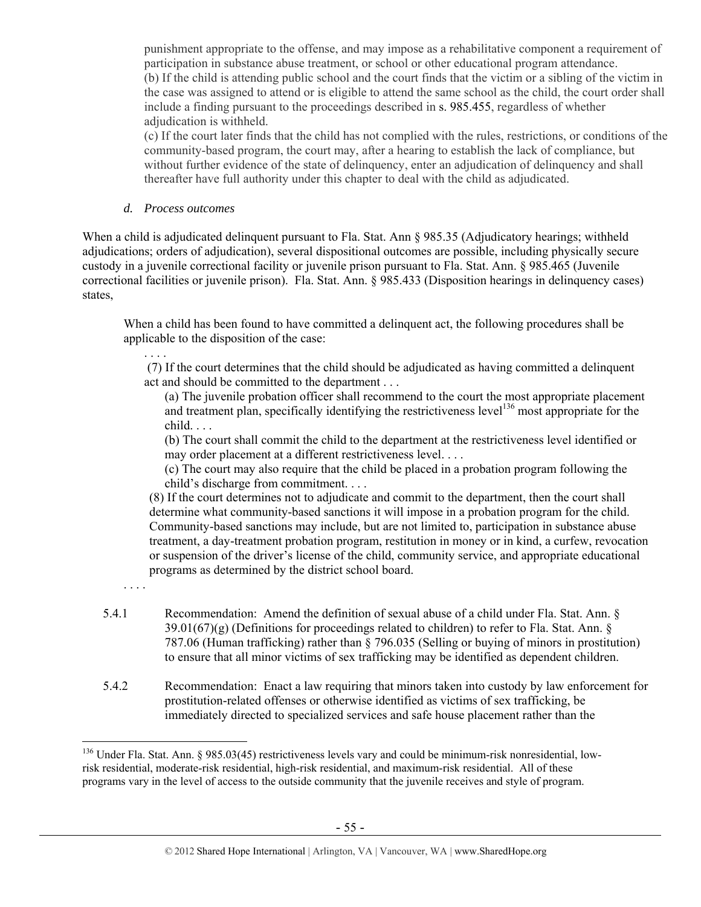punishment appropriate to the offense, and may impose as a rehabilitative component a requirement of participation in substance abuse treatment, or school or other educational program attendance.
(b) If the child is attending public school and the court finds that the victim or a sibling of the victim in the case was assigned to attend or is eligible to attend the same school as the child, the court order shall include a finding pursuant to the proceedings described in s. 985.455, regardless of whether adjudication is withheld.
(c) If the court later finds that the child has not complied with the rules, restrictions, or conditions of the community-based program, the court may, after a hearing to establish the lack of compliance, but without further evidence of the state of delinquency, enter an adjudication of delinquency and shall thereafter have full authority under this chapter to deal with the child as adjudicated.

*d. Process outcomes*

When a child is adjudicated delinquent pursuant to Fla. Stat. Ann § 985.35 (Adjudicatory hearings; withheld adjudications; orders of adjudication), several dispositional outcomes are possible, including physically secure custody in a juvenile correctional facility or juvenile prison pursuant to Fla. Stat. Ann. § 985.465 (Juvenile correctional facilities or juvenile prison). Fla. Stat. Ann. § 985.433 (Disposition hearings in delinquency cases) states,

> When a child has been found to have committed a delinquent act, the following procedures shall be applicable to the disposition of the case:
>
> . . . .
>
> (7) If the court determines that the child should be adjudicated as having committed a delinquent act and should be committed to the department . . .
>
> (a) The juvenile probation officer shall recommend to the court the most appropriate placement and treatment plan, specifically identifying the restrictiveness level[136] most appropriate for the child. . . .
>
> (b) The court shall commit the child to the department at the restrictiveness level identified or may order placement at a different restrictiveness level. . . .
>
> (c) The court may also require that the child be placed in a probation program following the child's discharge from commitment. . . .
>
> (8) If the court determines not to adjudicate and commit to the department, then the court shall determine what community-based sanctions it will impose in a probation program for the child. Community-based sanctions may include, but are not limited to, participation in substance abuse treatment, a day-treatment probation program, restitution in money or in kind, a curfew, revocation or suspension of the driver's license of the child, community service, and appropriate educational programs as determined by the district school board.
>
> . . . .

5.4.1 Recommendation: Amend the definition of sexual abuse of a child under Fla. Stat. Ann. § 39.01(67)(g) (Definitions for proceedings related to children) to refer to Fla. Stat. Ann. § 787.06 (Human trafficking) rather than § 796.035 (Selling or buying of minors in prostitution) to ensure that all minor victims of sex trafficking may be identified as dependent children.

5.4.2 Recommendation: Enact a law requiring that minors taken into custody by law enforcement for prostitution-related offenses or otherwise identified as victims of sex trafficking, be immediately directed to specialized services and safe house placement rather than the

---

[136] Under Fla. Stat. Ann. § 985.03(45) restrictiveness levels vary and could be minimum-risk nonresidential, low-risk residential, moderate-risk residential, high-risk residential, and maximum-risk residential. All of these programs vary in the level of access to the outside community that the juvenile receives and style of program.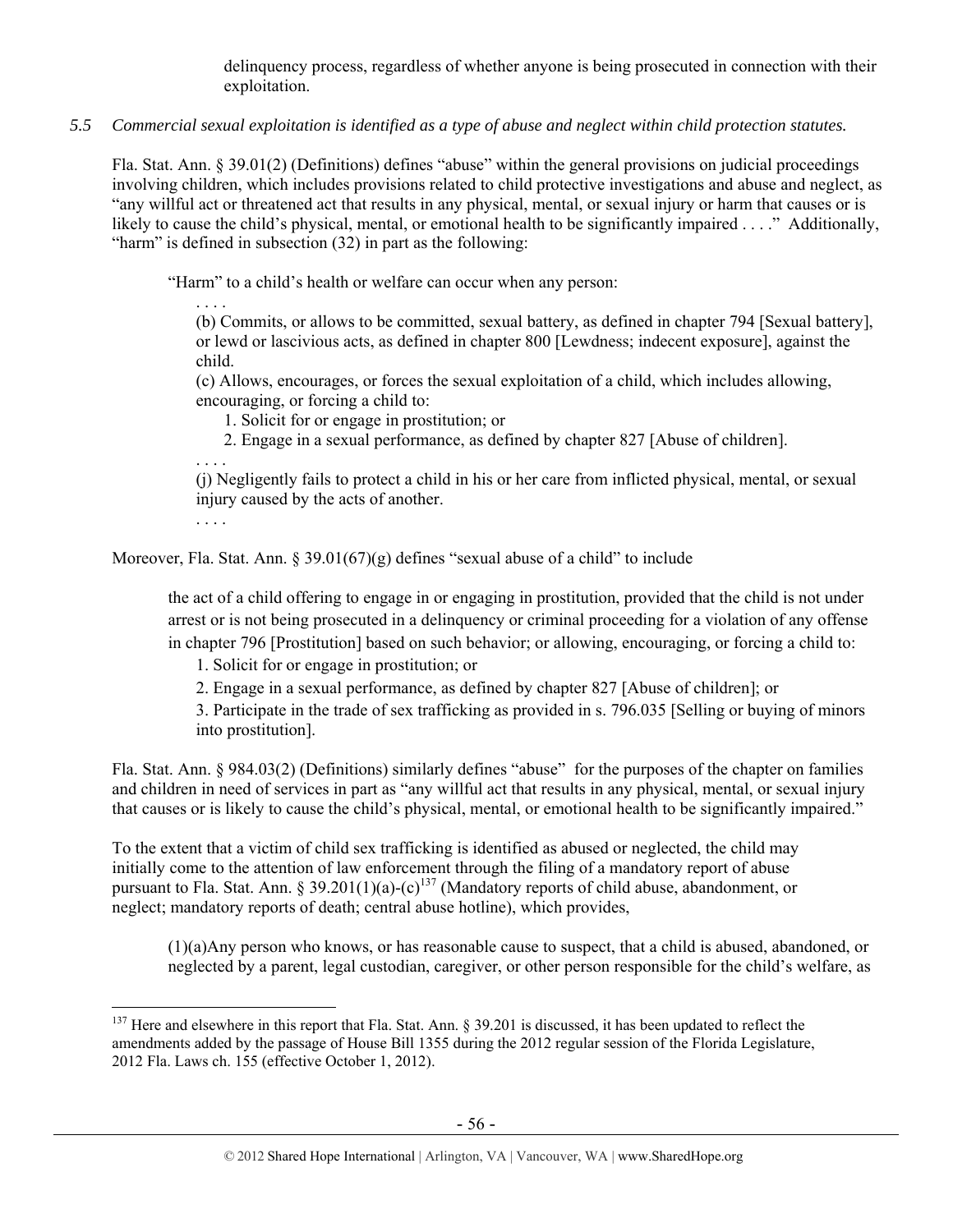delinquency process, regardless of whether anyone is being prosecuted in connection with their exploitation.

*5.5 Commercial sexual exploitation is identified as a type of abuse and neglect within child protection statutes.*

Fla. Stat. Ann. § 39.01(2) (Definitions) defines "abuse" within the general provisions on judicial proceedings involving children, which includes provisions related to child protective investigations and abuse and neglect, as "any willful act or threatened act that results in any physical, mental, or sexual injury or harm that causes or is likely to cause the child's physical, mental, or emotional health to be significantly impaired . . . ." Additionally, "harm" is defined in subsection (32) in part as the following:

> "Harm" to a child's health or welfare can occur when any person:
>
> . . . .
>
> (b) Commits, or allows to be committed, sexual battery, as defined in chapter 794 [Sexual battery], or lewd or lascivious acts, as defined in chapter 800 [Lewdness; indecent exposure], against the child.
>
> (c) Allows, encourages, or forces the sexual exploitation of a child, which includes allowing, encouraging, or forcing a child to:
>
> 1. Solicit for or engage in prostitution; or
> 2. Engage in a sexual performance, as defined by chapter 827 [Abuse of children].
>
> . . . .
>
> (j) Negligently fails to protect a child in his or her care from inflicted physical, mental, or sexual injury caused by the acts of another.
>
> . . . .

Moreover, Fla. Stat. Ann. § 39.01(67)(g) defines "sexual abuse of a child" to include

> the act of a child offering to engage in or engaging in prostitution, provided that the child is not under arrest or is not being prosecuted in a delinquency or criminal proceeding for a violation of any offense in chapter 796 [Prostitution] based on such behavior; or allowing, encouraging, or forcing a child to:
>
> 1. Solicit for or engage in prostitution; or
> 2. Engage in a sexual performance, as defined by chapter 827 [Abuse of children]; or
> 3. Participate in the trade of sex trafficking as provided in s. 796.035 [Selling or buying of minors into prostitution].

Fla. Stat. Ann. § 984.03(2) (Definitions) similarly defines "abuse" for the purposes of the chapter on families and children in need of services in part as "any willful act that results in any physical, mental, or sexual injury that causes or is likely to cause the child's physical, mental, or emotional health to be significantly impaired."

To the extent that a victim of child sex trafficking is identified as abused or neglected, the child may initially come to the attention of law enforcement through the filing of a mandatory report of abuse pursuant to Fla. Stat. Ann. § 39.201(1)(a)-(c)[137] (Mandatory reports of child abuse, abandonment, or neglect; mandatory reports of death; central abuse hotline), which provides,

> (1)(a)Any person who knows, or has reasonable cause to suspect, that a child is abused, abandoned, or neglected by a parent, legal custodian, caregiver, or other person responsible for the child's welfare, as

[137] Here and elsewhere in this report that Fla. Stat. Ann. § 39.201 is discussed, it has been updated to reflect the amendments added by the passage of House Bill 1355 during the 2012 regular session of the Florida Legislature, 2012 Fla. Laws ch. 155 (effective October 1, 2012).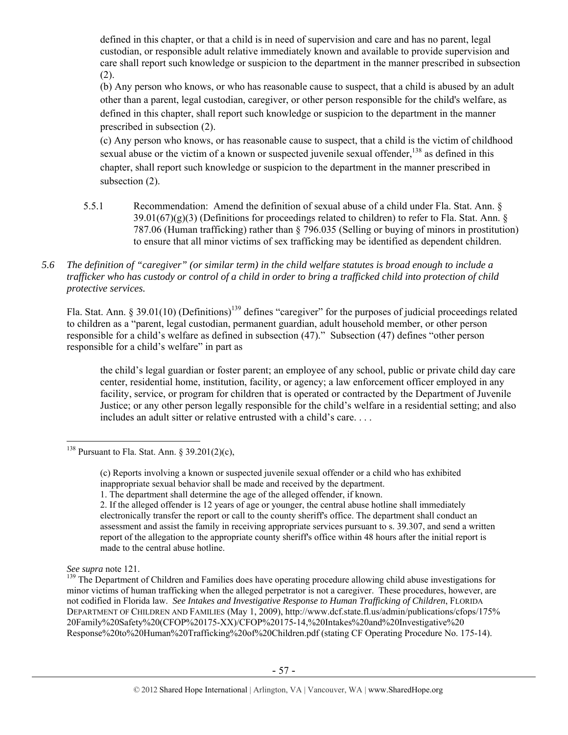defined in this chapter, or that a child is in need of supervision and care and has no parent, legal custodian, or responsible adult relative immediately known and available to provide supervision and care shall report such knowledge or suspicion to the department in the manner prescribed in subsection (2).

(b) Any person who knows, or who has reasonable cause to suspect, that a child is abused by an adult other than a parent, legal custodian, caregiver, or other person responsible for the child's welfare, as defined in this chapter, shall report such knowledge or suspicion to the department in the manner prescribed in subsection (2).

(c) Any person who knows, or has reasonable cause to suspect, that a child is the victim of childhood sexual abuse or the victim of a known or suspected juvenile sexual offender,[138] as defined in this chapter, shall report such knowledge or suspicion to the department in the manner prescribed in subsection (2).

5.5.1 Recommendation: Amend the definition of sexual abuse of a child under Fla. Stat. Ann. § 39.01(67)(g)(3) (Definitions for proceedings related to children) to refer to Fla. Stat. Ann. § 787.06 (Human trafficking) rather than § 796.035 (Selling or buying of minors in prostitution) to ensure that all minor victims of sex trafficking may be identified as dependent children.

*5.6 The definition of "caregiver" (or similar term) in the child welfare statutes is broad enough to include a trafficker who has custody or control of a child in order to bring a trafficked child into protection of child protective services.*

Fla. Stat. Ann. § 39.01(10) (Definitions)[139] defines "caregiver" for the purposes of judicial proceedings related to children as a "parent, legal custodian, permanent guardian, adult household member, or other person responsible for a child's welfare as defined in subsection (47)." Subsection (47) defines "other person responsible for a child's welfare" in part as

> the child's legal guardian or foster parent; an employee of any school, public or private child day care center, residential home, institution, facility, or agency; a law enforcement officer employed in any facility, service, or program for children that is operated or contracted by the Department of Juvenile Justice; or any other person legally responsible for the child's welfare in a residential setting; and also includes an adult sitter or relative entrusted with a child's care. . . .

---

[138] Pursuant to Fla. Stat. Ann. § 39.201(2)(c),

> (c) Reports involving a known or suspected juvenile sexual offender or a child who has exhibited inappropriate sexual behavior shall be made and received by the department.
> 1. The department shall determine the age of the alleged offender, if known.
> 2. If the alleged offender is 12 years of age or younger, the central abuse hotline shall immediately electronically transfer the report or call to the county sheriff's office. The department shall conduct an assessment and assist the family in receiving appropriate services pursuant to s. 39.307, and send a written report of the allegation to the appropriate county sheriff's office within 48 hours after the initial report is made to the central abuse hotline.

*See supra* note 121.

[139] The Department of Children and Families does have operating procedure allowing child abuse investigations for minor victims of human trafficking when the alleged perpetrator is not a caregiver. These procedures, however, are not codified in Florida law. *See Intakes and Investigative Response to Human Trafficking of Children*, FLORIDA DEPARTMENT OF CHILDREN AND FAMILIES (May 1, 2009), http://www.dcf.state.fl.us/admin/publications/cfops/175%20Family%20Safety%20(CFOP%20175-XX)/CFOP%20175-14,%20Intakes%20and%20Investigative%20Response%20to%20Human%20Trafficking%20of%20Children.pdf (stating CF Operating Procedure No. 175-14).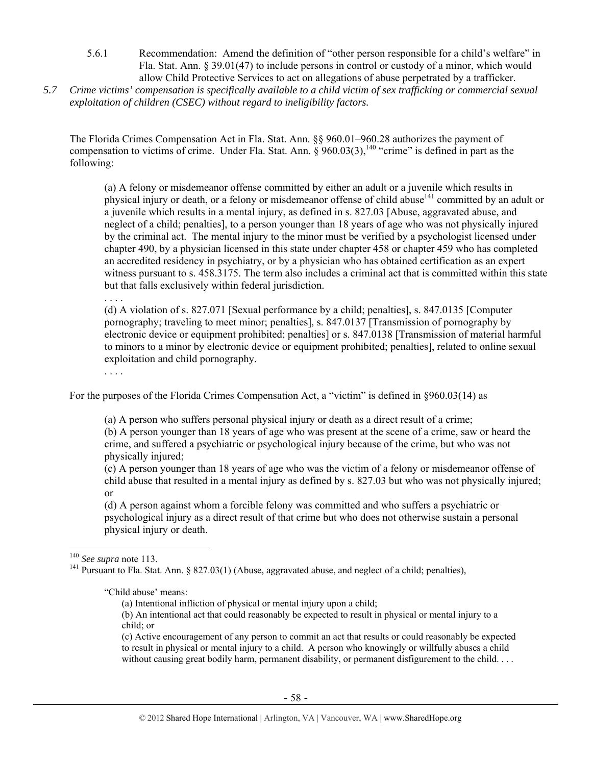5.6.1 Recommendation: Amend the definition of "other person responsible for a child's welfare" in Fla. Stat. Ann. § 39.01(47) to include persons in control or custody of a minor, which would allow Child Protective Services to act on allegations of abuse perpetrated by a trafficker.

*5.7 Crime victims' compensation is specifically available to a child victim of sex trafficking or commercial sexual exploitation of children (CSEC) without regard to ineligibility factors.*

The Florida Crimes Compensation Act in Fla. Stat. Ann. §§ 960.01–960.28 authorizes the payment of compensation to victims of crime. Under Fla. Stat. Ann. § 960.03(3),[140] "crime" is defined in part as the following:

> (a) A felony or misdemeanor offense committed by either an adult or a juvenile which results in physical injury or death, or a felony or misdemeanor offense of child abuse[141] committed by an adult or a juvenile which results in a mental injury, as defined in s. 827.03 [Abuse, aggravated abuse, and neglect of a child; penalties], to a person younger than 18 years of age who was not physically injured by the criminal act. The mental injury to the minor must be verified by a psychologist licensed under chapter 490, by a physician licensed in this state under chapter 458 or chapter 459 who has completed an accredited residency in psychiatry, or by a physician who has obtained certification as an expert witness pursuant to s. 458.3175. The term also includes a criminal act that is committed within this state but that falls exclusively within federal jurisdiction.
>
> . . . .
>
> (d) A violation of s. 827.071 [Sexual performance by a child; penalties], s. 847.0135 [Computer pornography; traveling to meet minor; penalties], s. 847.0137 [Transmission of pornography by electronic device or equipment prohibited; penalties] or s. 847.0138 [Transmission of material harmful to minors to a minor by electronic device or equipment prohibited; penalties], related to online sexual exploitation and child pornography.
>
> . . . .

For the purposes of the Florida Crimes Compensation Act, a "victim" is defined in §960.03(14) as

> (a) A person who suffers personal physical injury or death as a direct result of a crime;
>
> (b) A person younger than 18 years of age who was present at the scene of a crime, saw or heard the crime, and suffered a psychiatric or psychological injury because of the crime, but who was not physically injured;
>
> (c) A person younger than 18 years of age who was the victim of a felony or misdemeanor offense of child abuse that resulted in a mental injury as defined by s. 827.03 but who was not physically injured; or
>
> (d) A person against whom a forcible felony was committed and who suffers a psychiatric or psychological injury as a direct result of that crime but who does not otherwise sustain a personal physical injury or death.

---

[140] *See supra* note 113.

[141] Pursuant to Fla. Stat. Ann. § 827.03(1) (Abuse, aggravated abuse, and neglect of a child; penalties),

> "Child abuse' means:
>
> (a) Intentional infliction of physical or mental injury upon a child;
>
> (b) An intentional act that could reasonably be expected to result in physical or mental injury to a child; or
>
> (c) Active encouragement of any person to commit an act that results or could reasonably be expected to result in physical or mental injury to a child. A person who knowingly or willfully abuses a child without causing great bodily harm, permanent disability, or permanent disfigurement to the child. . . .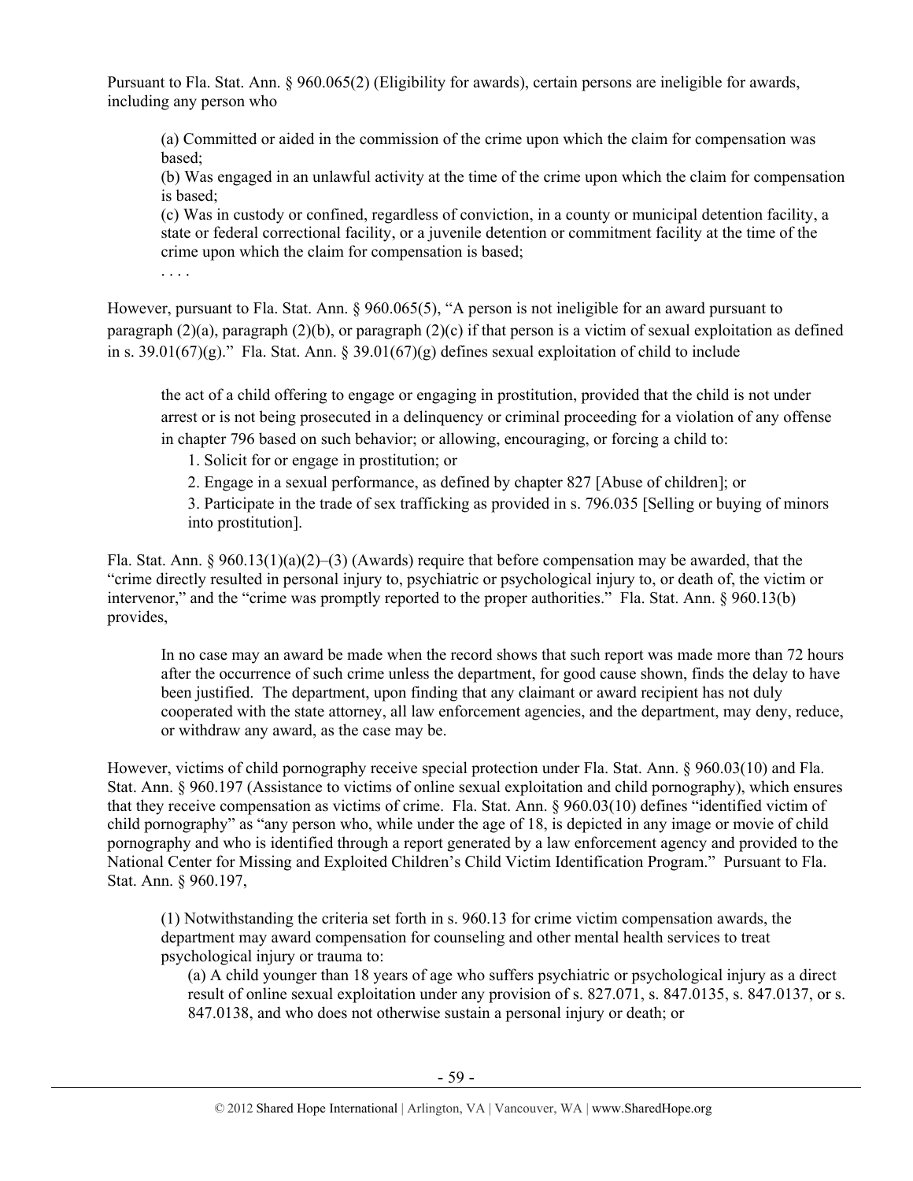Pursuant to Fla. Stat. Ann. § 960.065(2) (Eligibility for awards), certain persons are ineligible for awards, including any person who

> (a) Committed or aided in the commission of the crime upon which the claim for compensation was based;
> (b) Was engaged in an unlawful activity at the time of the crime upon which the claim for compensation is based;
> (c) Was in custody or confined, regardless of conviction, in a county or municipal detention facility, a state or federal correctional facility, or a juvenile detention or commitment facility at the time of the crime upon which the claim for compensation is based;
> . . . .

However, pursuant to Fla. Stat. Ann. § 960.065(5), "A person is not ineligible for an award pursuant to paragraph (2)(a), paragraph (2)(b), or paragraph (2)(c) if that person is a victim of sexual exploitation as defined in s. 39.01(67)(g)." Fla. Stat. Ann. § 39.01(67)(g) defines sexual exploitation of child to include

> the act of a child offering to engage or engaging in prostitution, provided that the child is not under arrest or is not being prosecuted in a delinquency or criminal proceeding for a violation of any offense in chapter 796 based on such behavior; or allowing, encouraging, or forcing a child to:
>
> 1. Solicit for or engage in prostitution; or
> 2. Engage in a sexual performance, as defined by chapter 827 [Abuse of children]; or
> 3. Participate in the trade of sex trafficking as provided in s. 796.035 [Selling or buying of minors into prostitution].

Fla. Stat. Ann. § 960.13(1)(a)(2)–(3) (Awards) require that before compensation may be awarded, that the "crime directly resulted in personal injury to, psychiatric or psychological injury to, or death of, the victim or intervenor," and the "crime was promptly reported to the proper authorities." Fla. Stat. Ann. § 960.13(b) provides,

> In no case may an award be made when the record shows that such report was made more than 72 hours after the occurrence of such crime unless the department, for good cause shown, finds the delay to have been justified. The department, upon finding that any claimant or award recipient has not duly cooperated with the state attorney, all law enforcement agencies, and the department, may deny, reduce, or withdraw any award, as the case may be.

However, victims of child pornography receive special protection under Fla. Stat. Ann. § 960.03(10) and Fla. Stat. Ann. § 960.197 (Assistance to victims of online sexual exploitation and child pornography), which ensures that they receive compensation as victims of crime. Fla. Stat. Ann. § 960.03(10) defines "identified victim of child pornography" as "any person who, while under the age of 18, is depicted in any image or movie of child pornography and who is identified through a report generated by a law enforcement agency and provided to the National Center for Missing and Exploited Children's Child Victim Identification Program." Pursuant to Fla. Stat. Ann. § 960.197,

> (1) Notwithstanding the criteria set forth in s. 960.13 for crime victim compensation awards, the department may award compensation for counseling and other mental health services to treat psychological injury or trauma to:
>
> (a) A child younger than 18 years of age who suffers psychiatric or psychological injury as a direct result of online sexual exploitation under any provision of s. 827.071, s. 847.0135, s. 847.0137, or s. 847.0138, and who does not otherwise sustain a personal injury or death; or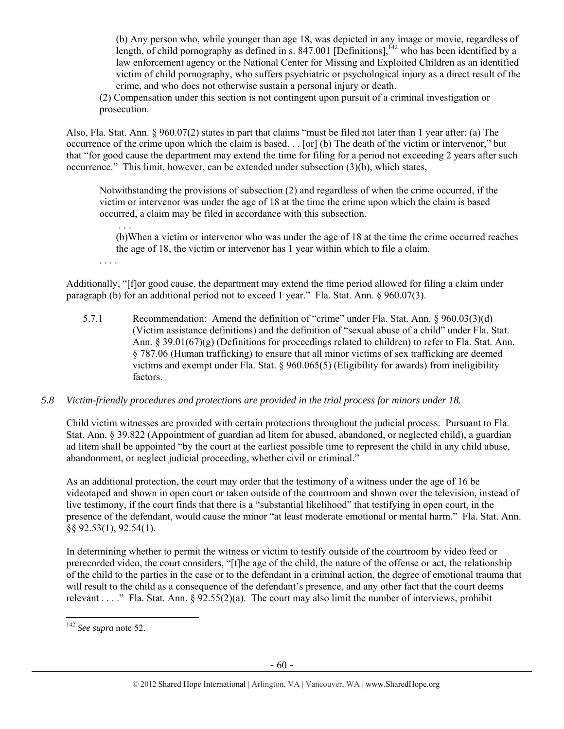> (b) Any person who, while younger than age 18, was depicted in any image or movie, regardless of length, of child pornography as defined in s. 847.001 [Definitions],[142] who has been identified by a law enforcement agency or the National Center for Missing and Exploited Children as an identified victim of child pornography, who suffers psychiatric or psychological injury as a direct result of the crime, and who does not otherwise sustain a personal injury or death.
>
> (2) Compensation under this section is not contingent upon pursuit of a criminal investigation or prosecution.

Also, Fla. Stat. Ann. § 960.07(2) states in part that claims "must be filed not later than 1 year after: (a) The occurrence of the crime upon which the claim is based. . . [or] (b) The death of the victim or intervenor," but that "for good cause the department may extend the time for filing for a period not exceeding 2 years after such occurrence." This limit, however, can be extended under subsection (3)(b), which states,

> Notwithstanding the provisions of subsection (2) and regardless of when the crime occurred, if the victim or intervenor was under the age of 18 at the time the crime upon which the claim is based occurred, a claim may be filed in accordance with this subsection.
>
> . . .
>
> (b)When a victim or intervenor who was under the age of 18 at the time the crime occurred reaches the age of 18, the victim or intervenor has 1 year within which to file a claim.
>
> . . . .

Additionally, "[f]or good cause, the department may extend the time period allowed for filing a claim under paragraph (b) for an additional period not to exceed 1 year." Fla. Stat. Ann. § 960.07(3).

5.7.1 Recommendation: Amend the definition of "crime" under Fla. Stat. Ann. § 960.03(3)(d) (Victim assistance definitions) and the definition of "sexual abuse of a child" under Fla. Stat. Ann. § 39.01(67)(g) (Definitions for proceedings related to children) to refer to Fla. Stat. Ann. § 787.06 (Human trafficking) to ensure that all minor victims of sex trafficking are deemed victims and exempt under Fla. Stat. § 960.065(5) (Eligibility for awards) from ineligibility factors.

### *5.8 Victim-friendly procedures and protections are provided in the trial process for minors under 18.*

Child victim witnesses are provided with certain protections throughout the judicial process. Pursuant to Fla. Stat. Ann. § 39.822 (Appointment of guardian ad litem for abused, abandoned, or neglected child), a guardian ad litem shall be appointed "by the court at the earliest possible time to represent the child in any child abuse, abandonment, or neglect judicial proceeding, whether civil or criminal."

As an additional protection, the court may order that the testimony of a witness under the age of 16 be videotaped and shown in open court or taken outside of the courtroom and shown over the television, instead of live testimony, if the court finds that there is a "substantial likelihood" that testifying in open court, in the presence of the defendant, would cause the minor "at least moderate emotional or mental harm." Fla. Stat. Ann. §§ 92.53(1), 92.54(1).

In determining whether to permit the witness or victim to testify outside of the courtroom by video feed or prerecorded video, the court considers, "[t]he age of the child, the nature of the offense or act, the relationship of the child to the parties in the case or to the defendant in a criminal action, the degree of emotional trauma that will result to the child as a consequence of the defendant's presence, and any other fact that the court deems relevant . . . ." Fla. Stat. Ann. § 92.55(2)(a). The court may also limit the number of interviews, prohibit

[142] *See supra* note 52.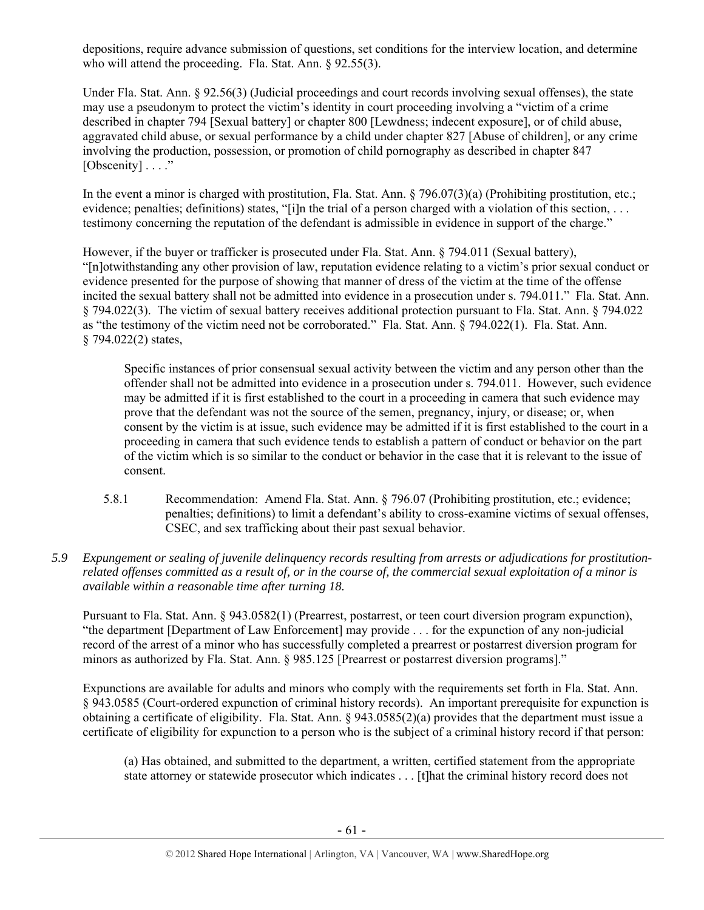depositions, require advance submission of questions, set conditions for the interview location, and determine who will attend the proceeding. Fla. Stat. Ann. § 92.55(3).

Under Fla. Stat. Ann. § 92.56(3) (Judicial proceedings and court records involving sexual offenses), the state may use a pseudonym to protect the victim's identity in court proceeding involving a "victim of a crime described in chapter 794 [Sexual battery] or chapter 800 [Lewdness; indecent exposure], or of child abuse, aggravated child abuse, or sexual performance by a child under chapter 827 [Abuse of children], or any crime involving the production, possession, or promotion of child pornography as described in chapter 847 [Obscenity] . . . ."

In the event a minor is charged with prostitution, Fla. Stat. Ann. § 796.07(3)(a) (Prohibiting prostitution, etc.; evidence; penalties; definitions) states, "[i]n the trial of a person charged with a violation of this section, . . . testimony concerning the reputation of the defendant is admissible in evidence in support of the charge."

However, if the buyer or trafficker is prosecuted under Fla. Stat. Ann. § 794.011 (Sexual battery), "[n]otwithstanding any other provision of law, reputation evidence relating to a victim's prior sexual conduct or evidence presented for the purpose of showing that manner of dress of the victim at the time of the offense incited the sexual battery shall not be admitted into evidence in a prosecution under s. 794.011." Fla. Stat. Ann. § 794.022(3). The victim of sexual battery receives additional protection pursuant to Fla. Stat. Ann. § 794.022 as "the testimony of the victim need not be corroborated." Fla. Stat. Ann. § 794.022(1). Fla. Stat. Ann. § 794.022(2) states,

> Specific instances of prior consensual sexual activity between the victim and any person other than the offender shall not be admitted into evidence in a prosecution under s. 794.011. However, such evidence may be admitted if it is first established to the court in a proceeding in camera that such evidence may prove that the defendant was not the source of the semen, pregnancy, injury, or disease; or, when consent by the victim is at issue, such evidence may be admitted if it is first established to the court in a proceeding in camera that such evidence tends to establish a pattern of conduct or behavior on the part of the victim which is so similar to the conduct or behavior in the case that it is relevant to the issue of consent.

5.8.1 Recommendation: Amend Fla. Stat. Ann. § 796.07 (Prohibiting prostitution, etc.; evidence; penalties; definitions) to limit a defendant's ability to cross-examine victims of sexual offenses, CSEC, and sex trafficking about their past sexual behavior.

*5.9 Expungement or sealing of juvenile delinquency records resulting from arrests or adjudications for prostitution-related offenses committed as a result of, or in the course of, the commercial sexual exploitation of a minor is available within a reasonable time after turning 18.*

Pursuant to Fla. Stat. Ann. § 943.0582(1) (Prearrest, postarrest, or teen court diversion program expunction), "the department [Department of Law Enforcement] may provide . . . for the expunction of any non-judicial record of the arrest of a minor who has successfully completed a prearrest or postarrest diversion program for minors as authorized by Fla. Stat. Ann. § 985.125 [Prearrest or postarrest diversion programs]."

Expunctions are available for adults and minors who comply with the requirements set forth in Fla. Stat. Ann. § 943.0585 (Court-ordered expunction of criminal history records). An important prerequisite for expunction is obtaining a certificate of eligibility. Fla. Stat. Ann. § 943.0585(2)(a) provides that the department must issue a certificate of eligibility for expunction to a person who is the subject of a criminal history record if that person:

> (a) Has obtained, and submitted to the department, a written, certified statement from the appropriate state attorney or statewide prosecutor which indicates . . . [t]hat the criminal history record does not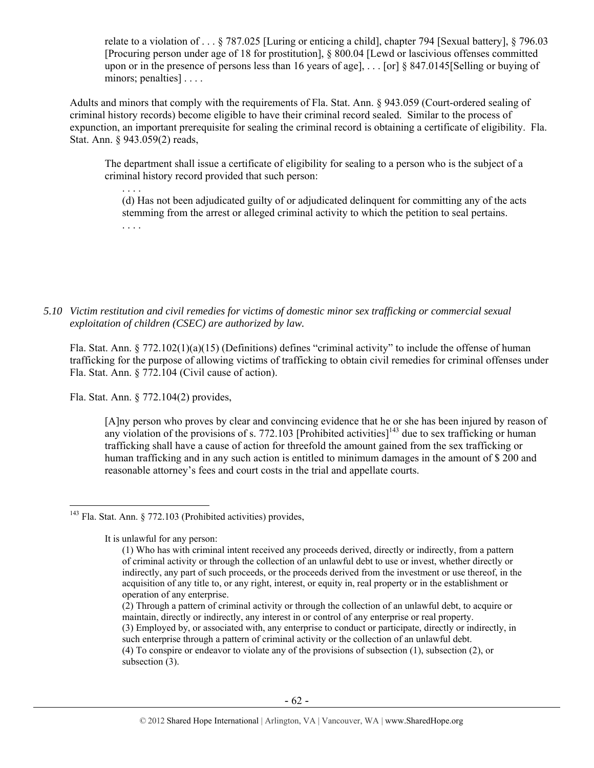> relate to a violation of . . . § 787.025 [Luring or enticing a child], chapter 794 [Sexual battery], § 796.03 [Procuring person under age of 18 for prostitution], § 800.04 [Lewd or lascivious offenses committed upon or in the presence of persons less than 16 years of age], . . . [or] § 847.0145[Selling or buying of minors; penalties] . . . .

Adults and minors that comply with the requirements of Fla. Stat. Ann. § 943.059 (Court-ordered sealing of criminal history records) become eligible to have their criminal record sealed. Similar to the process of expunction, an important prerequisite for sealing the criminal record is obtaining a certificate of eligibility. Fla. Stat. Ann. § 943.059(2) reads,

> The department shall issue a certificate of eligibility for sealing to a person who is the subject of a criminal history record provided that such person:
>
> . . . .
>
> (d) Has not been adjudicated guilty of or adjudicated delinquent for committing any of the acts stemming from the arrest or alleged criminal activity to which the petition to seal pertains.
>
> . . . .

*5.10 Victim restitution and civil remedies for victims of domestic minor sex trafficking or commercial sexual exploitation of children (CSEC) are authorized by law.*

Fla. Stat. Ann. § 772.102(1)(a)(15) (Definitions) defines "criminal activity" to include the offense of human trafficking for the purpose of allowing victims of trafficking to obtain civil remedies for criminal offenses under Fla. Stat. Ann. § 772.104 (Civil cause of action).

Fla. Stat. Ann. § 772.104(2) provides,

> [A]ny person who proves by clear and convincing evidence that he or she has been injured by reason of any violation of the provisions of s. 772.103 [Prohibited activities][143] due to sex trafficking or human trafficking shall have a cause of action for threefold the amount gained from the sex trafficking or human trafficking and in any such action is entitled to minimum damages in the amount of $ 200 and reasonable attorney's fees and court costs in the trial and appellate courts.

---

[143] Fla. Stat. Ann. § 772.103 (Prohibited activities) provides,

> It is unlawful for any person:
>
> (1) Who has with criminal intent received any proceeds derived, directly or indirectly, from a pattern of criminal activity or through the collection of an unlawful debt to use or invest, whether directly or indirectly, any part of such proceeds, or the proceeds derived from the investment or use thereof, in the acquisition of any title to, or any right, interest, or equity in, real property or in the establishment or operation of any enterprise.
>
> (2) Through a pattern of criminal activity or through the collection of an unlawful debt, to acquire or maintain, directly or indirectly, any interest in or control of any enterprise or real property.
>
> (3) Employed by, or associated with, any enterprise to conduct or participate, directly or indirectly, in such enterprise through a pattern of criminal activity or the collection of an unlawful debt.
>
> (4) To conspire or endeavor to violate any of the provisions of subsection (1), subsection (2), or subsection (3).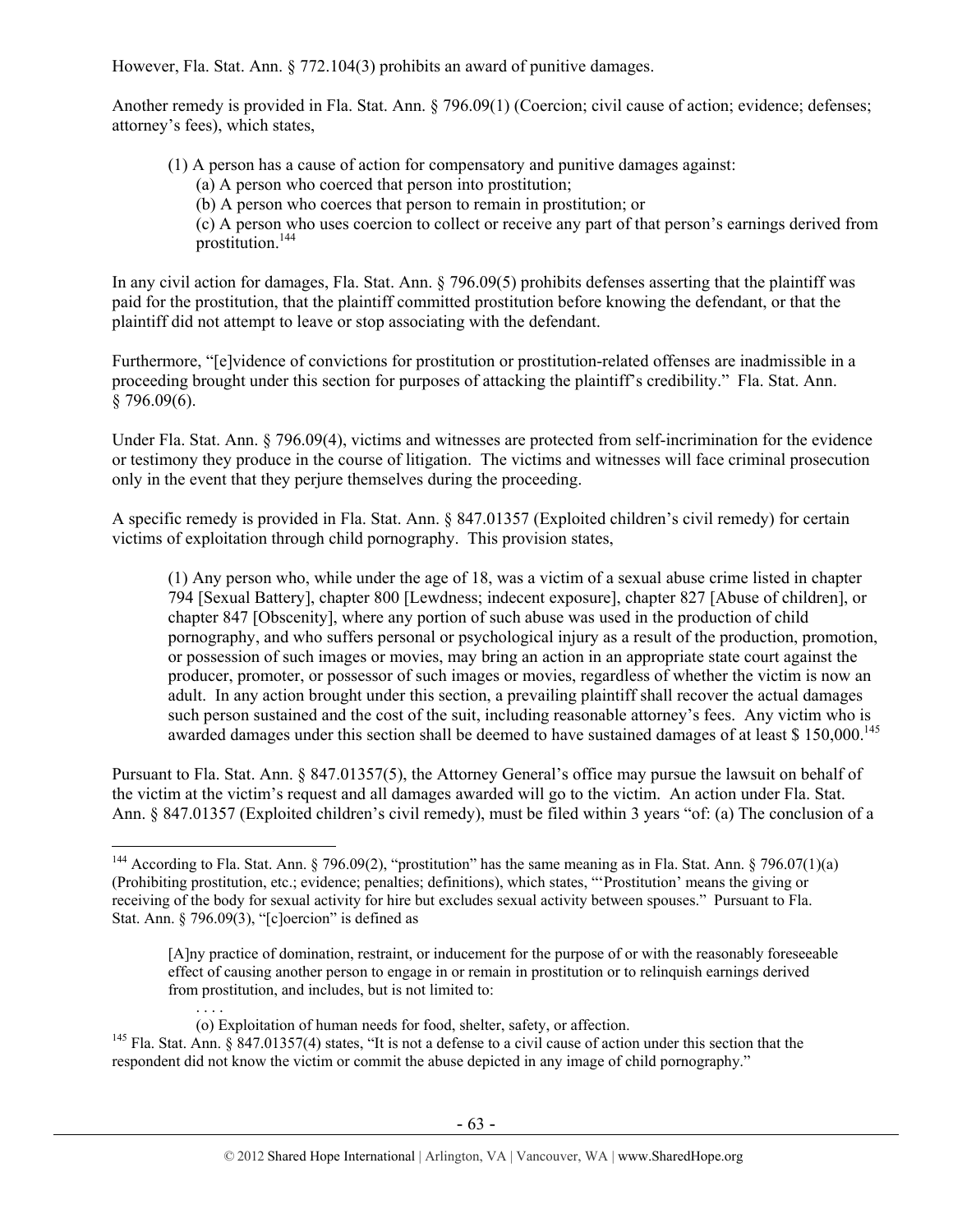However, Fla. Stat. Ann. § 772.104(3) prohibits an award of punitive damages.

Another remedy is provided in Fla. Stat. Ann. § 796.09(1) (Coercion; civil cause of action; evidence; defenses; attorney's fees), which states,

> (1) A person has a cause of action for compensatory and punitive damages against:
> (a) A person who coerced that person into prostitution;
> (b) A person who coerces that person to remain in prostitution; or
> (c) A person who uses coercion to collect or receive any part of that person's earnings derived from prostitution.[144]

In any civil action for damages, Fla. Stat. Ann. § 796.09(5) prohibits defenses asserting that the plaintiff was paid for the prostitution, that the plaintiff committed prostitution before knowing the defendant, or that the plaintiff did not attempt to leave or stop associating with the defendant.

Furthermore, "[e]vidence of convictions for prostitution or prostitution-related offenses are inadmissible in a proceeding brought under this section for purposes of attacking the plaintiff's credibility." Fla. Stat. Ann. § 796.09(6).

Under Fla. Stat. Ann. § 796.09(4), victims and witnesses are protected from self-incrimination for the evidence or testimony they produce in the course of litigation. The victims and witnesses will face criminal prosecution only in the event that they perjure themselves during the proceeding.

A specific remedy is provided in Fla. Stat. Ann. § 847.01357 (Exploited children's civil remedy) for certain victims of exploitation through child pornography. This provision states,

> (1) Any person who, while under the age of 18, was a victim of a sexual abuse crime listed in chapter 794 [Sexual Battery], chapter 800 [Lewdness; indecent exposure], chapter 827 [Abuse of children], or chapter 847 [Obscenity], where any portion of such abuse was used in the production of child pornography, and who suffers personal or psychological injury as a result of the production, promotion, or possession of such images or movies, may bring an action in an appropriate state court against the producer, promoter, or possessor of such images or movies, regardless of whether the victim is now an adult. In any action brought under this section, a prevailing plaintiff shall recover the actual damages such person sustained and the cost of the suit, including reasonable attorney's fees. Any victim who is awarded damages under this section shall be deemed to have sustained damages of at least $ 150,000.[145]

Pursuant to Fla. Stat. Ann. § 847.01357(5), the Attorney General's office may pursue the lawsuit on behalf of the victim at the victim's request and all damages awarded will go to the victim. An action under Fla. Stat. Ann. § 847.01357 (Exploited children's civil remedy), must be filed within 3 years "of: (a) The conclusion of a

---

[144] According to Fla. Stat. Ann. § 796.09(2), "prostitution" has the same meaning as in Fla. Stat. Ann. § 796.07(1)(a) (Prohibiting prostitution, etc.; evidence; penalties; definitions), which states, "'Prostitution' means the giving or receiving of the body for sexual activity for hire but excludes sexual activity between spouses." Pursuant to Fla. Stat. Ann. § 796.09(3), "[c]oercion" is defined as

> [A]ny practice of domination, restraint, or inducement for the purpose of or with the reasonably foreseeable effect of causing another person to engage in or remain in prostitution or to relinquish earnings derived from prostitution, and includes, but is not limited to:
> . . . .
> (o) Exploitation of human needs for food, shelter, safety, or affection.

[145] Fla. Stat. Ann. § 847.01357(4) states, "It is not a defense to a civil cause of action under this section that the respondent did not know the victim or commit the abuse depicted in any image of child pornography."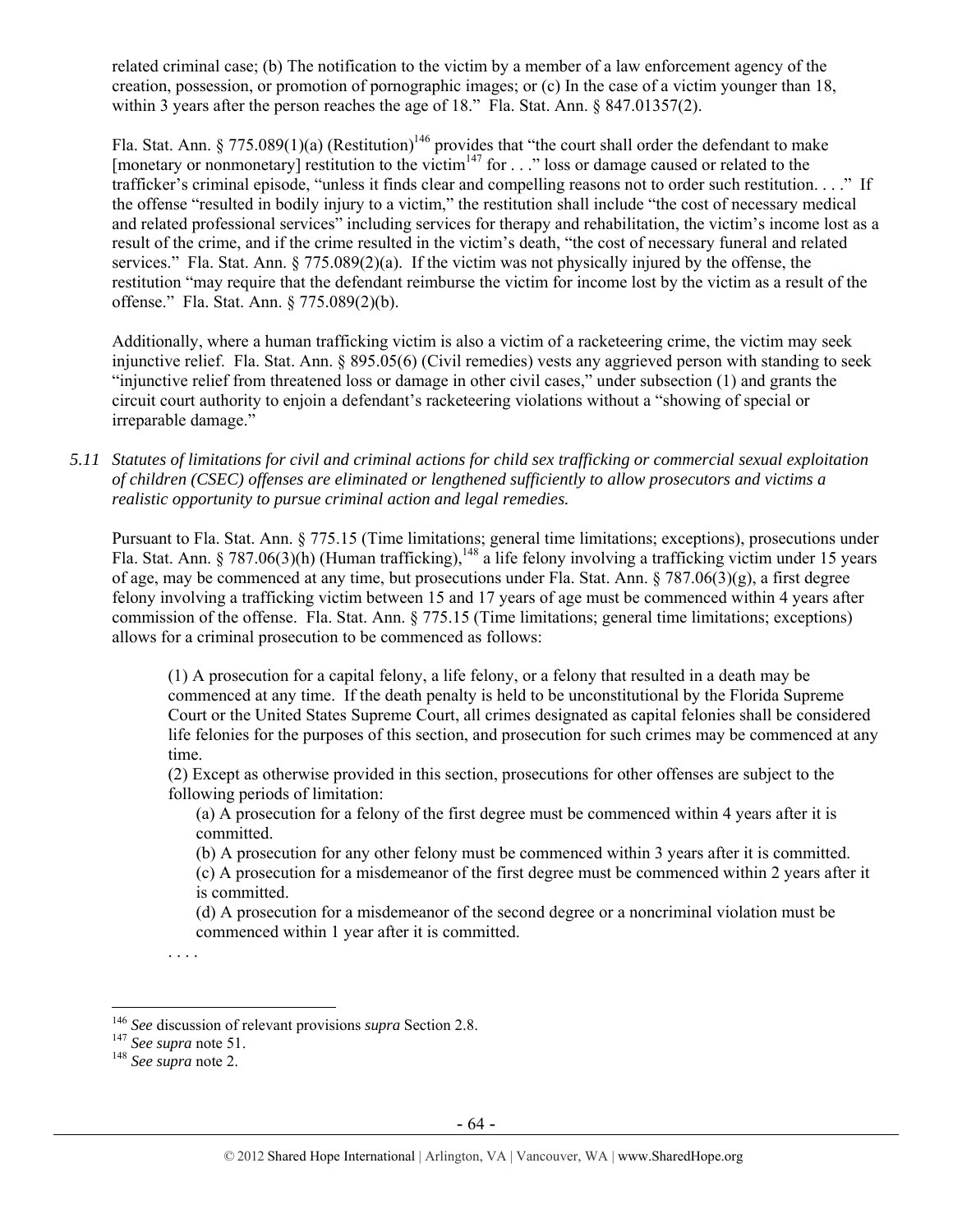related criminal case; (b) The notification to the victim by a member of a law enforcement agency of the creation, possession, or promotion of pornographic images; or (c) In the case of a victim younger than 18, within 3 years after the person reaches the age of 18." Fla. Stat. Ann. § 847.01357(2).

Fla. Stat. Ann. § 775.089(1)(a) (Restitution)[146] provides that "the court shall order the defendant to make [monetary or nonmonetary] restitution to the victim[147] for . . ." loss or damage caused or related to the trafficker's criminal episode, "unless it finds clear and compelling reasons not to order such restitution. . . ." If the offense "resulted in bodily injury to a victim," the restitution shall include "the cost of necessary medical and related professional services" including services for therapy and rehabilitation, the victim's income lost as a result of the crime, and if the crime resulted in the victim's death, "the cost of necessary funeral and related services." Fla. Stat. Ann. § 775.089(2)(a). If the victim was not physically injured by the offense, the restitution "may require that the defendant reimburse the victim for income lost by the victim as a result of the offense." Fla. Stat. Ann. § 775.089(2)(b).

Additionally, where a human trafficking victim is also a victim of a racketeering crime, the victim may seek injunctive relief. Fla. Stat. Ann. § 895.05(6) (Civil remedies) vests any aggrieved person with standing to seek "injunctive relief from threatened loss or damage in other civil cases," under subsection (1) and grants the circuit court authority to enjoin a defendant's racketeering violations without a "showing of special or irreparable damage."

*5.11 Statutes of limitations for civil and criminal actions for child sex trafficking or commercial sexual exploitation of children (CSEC) offenses are eliminated or lengthened sufficiently to allow prosecutors and victims a realistic opportunity to pursue criminal action and legal remedies.*

Pursuant to Fla. Stat. Ann. § 775.15 (Time limitations; general time limitations; exceptions), prosecutions under Fla. Stat. Ann. § 787.06(3)(h) (Human trafficking),[148] a life felony involving a trafficking victim under 15 years of age, may be commenced at any time, but prosecutions under Fla. Stat. Ann. § 787.06(3)(g), a first degree felony involving a trafficking victim between 15 and 17 years of age must be commenced within 4 years after commission of the offense. Fla. Stat. Ann. § 775.15 (Time limitations; general time limitations; exceptions) allows for a criminal prosecution to be commenced as follows:

> (1) A prosecution for a capital felony, a life felony, or a felony that resulted in a death may be commenced at any time. If the death penalty is held to be unconstitutional by the Florida Supreme Court or the United States Supreme Court, all crimes designated as capital felonies shall be considered life felonies for the purposes of this section, and prosecution for such crimes may be commenced at any time.
>
> (2) Except as otherwise provided in this section, prosecutions for other offenses are subject to the following periods of limitation:
>
> > (a) A prosecution for a felony of the first degree must be commenced within 4 years after it is committed.
> >
> > (b) A prosecution for any other felony must be commenced within 3 years after it is committed.
> >
> > (c) A prosecution for a misdemeanor of the first degree must be commenced within 2 years after it is committed.
> >
> > (d) A prosecution for a misdemeanor of the second degree or a noncriminal violation must be commenced within 1 year after it is committed.
>
> . . . .

---

[146] *See* discussion of relevant provisions *supra* Section 2.8.

[147] *See supra* note 51.

[148] *See supra* note 2.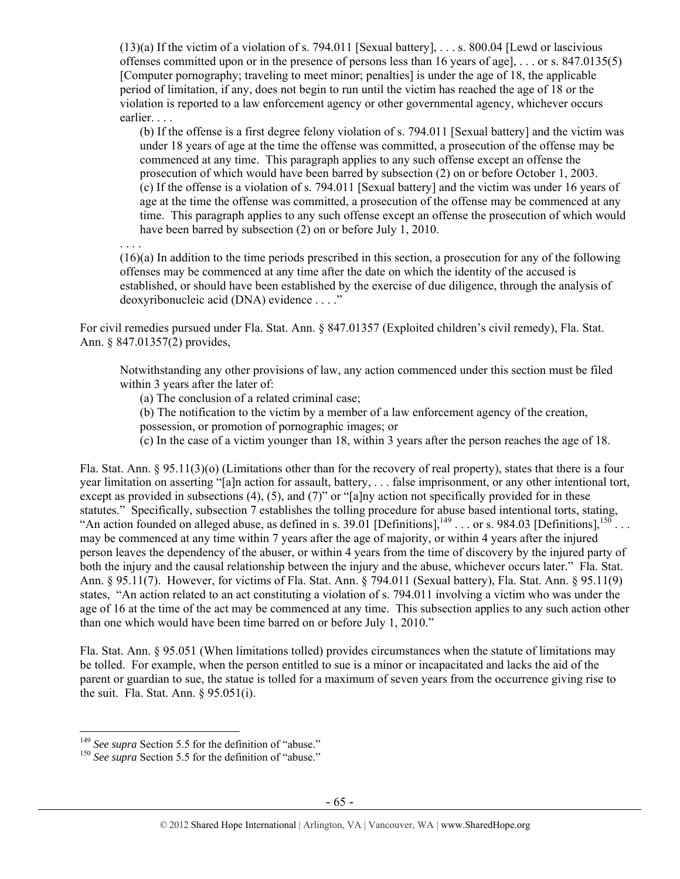(13)(a) If the victim of a violation of s. 794.011 [Sexual battery], . . . s. 800.04 [Lewd or lascivious offenses committed upon or in the presence of persons less than 16 years of age], . . . or s. 847.0135(5) [Computer pornography; traveling to meet minor; penalties] is under the age of 18, the applicable period of limitation, if any, does not begin to run until the victim has reached the age of 18 or the violation is reported to a law enforcement agency or other governmental agency, whichever occurs earlier. . . .

> (b) If the offense is a first degree felony violation of s. 794.011 [Sexual battery] and the victim was under 18 years of age at the time the offense was committed, a prosecution of the offense may be commenced at any time. This paragraph applies to any such offense except an offense the prosecution of which would have been barred by subsection (2) on or before October 1, 2003.
> (c) If the offense is a violation of s. 794.011 [Sexual battery] and the victim was under 16 years of age at the time the offense was committed, a prosecution of the offense may be commenced at any time. This paragraph applies to any such offense except an offense the prosecution of which would have been barred by subsection (2) on or before July 1, 2010.

. . . .

(16)(a) In addition to the time periods prescribed in this section, a prosecution for any of the following offenses may be commenced at any time after the date on which the identity of the accused is established, or should have been established by the exercise of due diligence, through the analysis of deoxyribonucleic acid (DNA) evidence . . . ."

For civil remedies pursued under Fla. Stat. Ann. § 847.01357 (Exploited children's civil remedy), Fla. Stat. Ann. § 847.01357(2) provides,

> Notwithstanding any other provisions of law, any action commenced under this section must be filed within 3 years after the later of:
> (a) The conclusion of a related criminal case;
> (b) The notification to the victim by a member of a law enforcement agency of the creation, possession, or promotion of pornographic images; or
> (c) In the case of a victim younger than 18, within 3 years after the person reaches the age of 18.

Fla. Stat. Ann. § 95.11(3)(o) (Limitations other than for the recovery of real property), states that there is a four year limitation on asserting "[a]n action for assault, battery, . . . false imprisonment, or any other intentional tort, except as provided in subsections (4), (5), and (7)" or "[a]ny action not specifically provided for in these statutes." Specifically, subsection 7 establishes the tolling procedure for abuse based intentional torts, stating, "An action founded on alleged abuse, as defined in s. 39.01 [Definitions],[149] . . . or s. 984.03 [Definitions],[150] . . . may be commenced at any time within 7 years after the age of majority, or within 4 years after the injured person leaves the dependency of the abuser, or within 4 years from the time of discovery by the injured party of both the injury and the causal relationship between the injury and the abuse, whichever occurs later." Fla. Stat. Ann. § 95.11(7). However, for victims of Fla. Stat. Ann. § 794.011 (Sexual battery), Fla. Stat. Ann. § 95.11(9) states, "An action related to an act constituting a violation of s. 794.011 involving a victim who was under the age of 16 at the time of the act may be commenced at any time. This subsection applies to any such action other than one which would have been time barred on or before July 1, 2010."

Fla. Stat. Ann. § 95.051 (When limitations tolled) provides circumstances when the statute of limitations may be tolled. For example, when the person entitled to sue is a minor or incapacitated and lacks the aid of the parent or guardian to sue, the statue is tolled for a maximum of seven years from the occurrence giving rise to the suit. Fla. Stat. Ann. § 95.051(i).

---

[149] *See supra* Section 5.5 for the definition of "abuse."
[150] *See supra* Section 5.5 for the definition of "abuse."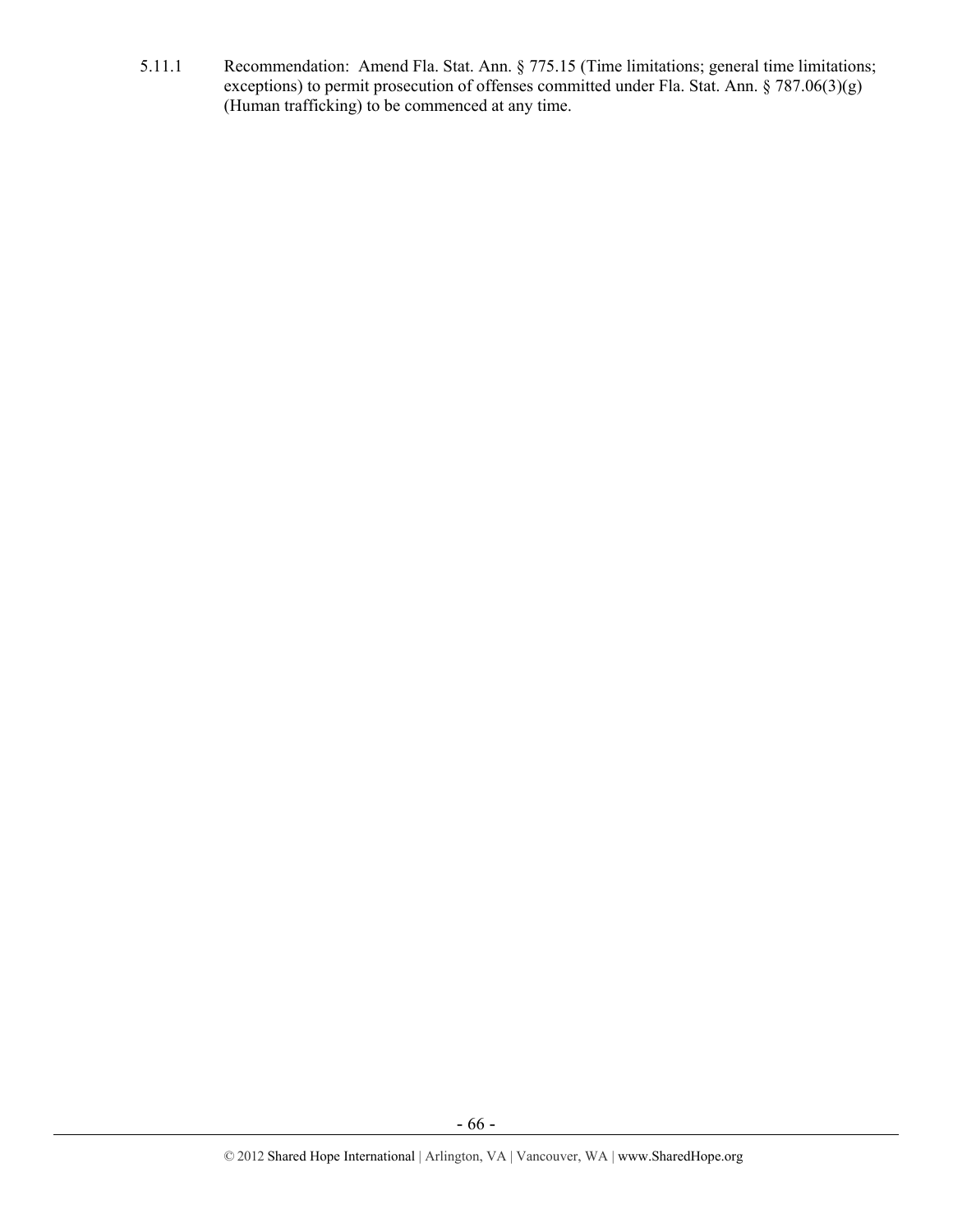5.11.1 Recommendation: Amend Fla. Stat. Ann. § 775.15 (Time limitations; general time limitations; exceptions) to permit prosecution of offenses committed under Fla. Stat. Ann. § 787.06(3)(g) (Human trafficking) to be commenced at any time.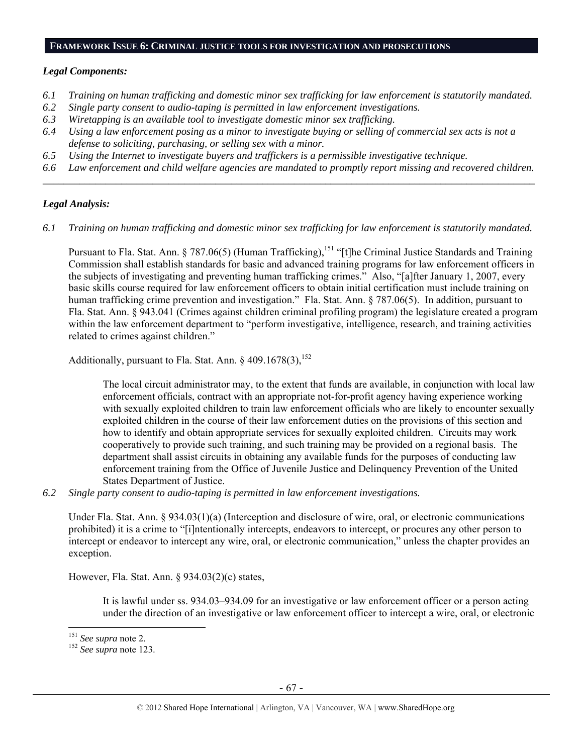## FRAMEWORK ISSUE 6: CRIMINAL JUSTICE TOOLS FOR INVESTIGATION AND PROSECUTIONS

***Legal Components:***

*6.1 Training on human trafficking and domestic minor sex trafficking for law enforcement is statutorily mandated.*
*6.2 Single party consent to audio-taping is permitted in law enforcement investigations.*
*6.3 Wiretapping is an available tool to investigate domestic minor sex trafficking.*
*6.4 Using a law enforcement posing as a minor to investigate buying or selling of commercial sex acts is not a defense to soliciting, purchasing, or selling sex with a minor.*
*6.5 Using the Internet to investigate buyers and traffickers is a permissible investigative technique.*
*6.6 Law enforcement and child welfare agencies are mandated to promptly report missing and recovered children.*

---

***Legal Analysis:***

*6.1 Training on human trafficking and domestic minor sex trafficking for law enforcement is statutorily mandated.*

Pursuant to Fla. Stat. Ann. § 787.06(5) (Human Trafficking),[151] "[t]he Criminal Justice Standards and Training Commission shall establish standards for basic and advanced training programs for law enforcement officers in the subjects of investigating and preventing human trafficking crimes." Also, "[a]fter January 1, 2007, every basic skills course required for law enforcement officers to obtain initial certification must include training on human trafficking crime prevention and investigation." Fla. Stat. Ann. § 787.06(5). In addition, pursuant to Fla. Stat. Ann. § 943.041 (Crimes against children criminal profiling program) the legislature created a program within the law enforcement department to "perform investigative, intelligence, research, and training activities related to crimes against children."

Additionally, pursuant to Fla. Stat. Ann. § 409.1678(3),[152]

> The local circuit administrator may, to the extent that funds are available, in conjunction with local law enforcement officials, contract with an appropriate not-for-profit agency having experience working with sexually exploited children to train law enforcement officials who are likely to encounter sexually exploited children in the course of their law enforcement duties on the provisions of this section and how to identify and obtain appropriate services for sexually exploited children. Circuits may work cooperatively to provide such training, and such training may be provided on a regional basis. The department shall assist circuits in obtaining any available funds for the purposes of conducting law enforcement training from the Office of Juvenile Justice and Delinquency Prevention of the United States Department of Justice.

*6.2 Single party consent to audio-taping is permitted in law enforcement investigations.*

Under Fla. Stat. Ann. § 934.03(1)(a) (Interception and disclosure of wire, oral, or electronic communications prohibited) it is a crime to "[i]ntentionally intercepts, endeavors to intercept, or procures any other person to intercept or endeavor to intercept any wire, oral, or electronic communication," unless the chapter provides an exception.

However, Fla. Stat. Ann. § 934.03(2)(c) states,

> It is lawful under ss. 934.03–934.09 for an investigative or law enforcement officer or a person acting under the direction of an investigative or law enforcement officer to intercept a wire, oral, or electronic

---

[151] *See supra* note 2.
[152] *See supra* note 123.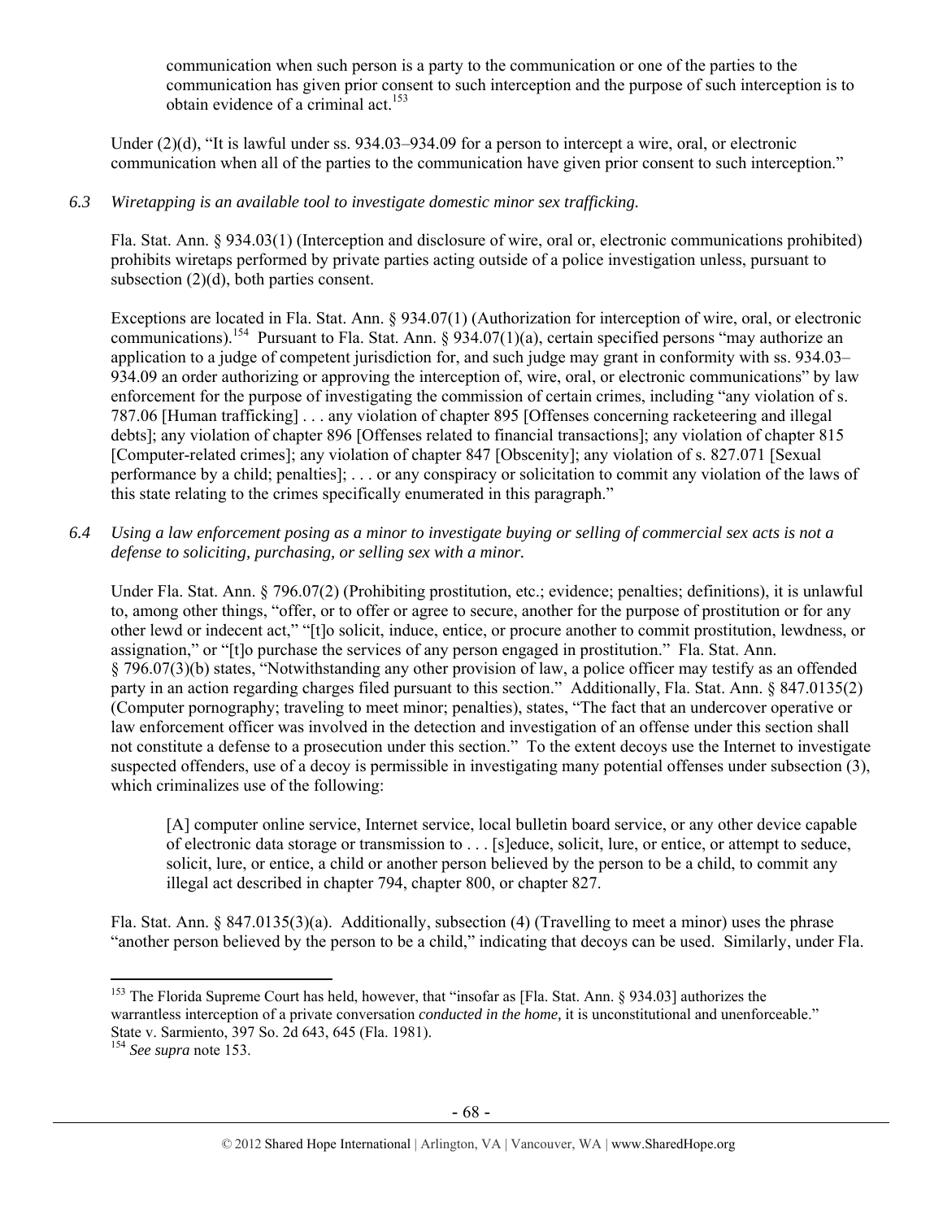communication when such person is a party to the communication or one of the parties to the communication has given prior consent to such interception and the purpose of such interception is to obtain evidence of a criminal act.[153]

Under (2)(d), "It is lawful under ss. 934.03–934.09 for a person to intercept a wire, oral, or electronic communication when all of the parties to the communication have given prior consent to such interception."

*6.3 Wiretapping is an available tool to investigate domestic minor sex trafficking.*

Fla. Stat. Ann. § 934.03(1) (Interception and disclosure of wire, oral or, electronic communications prohibited) prohibits wiretaps performed by private parties acting outside of a police investigation unless, pursuant to subsection (2)(d), both parties consent.

Exceptions are located in Fla. Stat. Ann. § 934.07(1) (Authorization for interception of wire, oral, or electronic communications).[154] Pursuant to Fla. Stat. Ann. § 934.07(1)(a), certain specified persons "may authorize an application to a judge of competent jurisdiction for, and such judge may grant in conformity with ss. 934.03–934.09 an order authorizing or approving the interception of, wire, oral, or electronic communications" by law enforcement for the purpose of investigating the commission of certain crimes, including "any violation of s. 787.06 [Human trafficking] . . . any violation of chapter 895 [Offenses concerning racketeering and illegal debts]; any violation of chapter 896 [Offenses related to financial transactions]; any violation of chapter 815 [Computer-related crimes]; any violation of chapter 847 [Obscenity]; any violation of s. 827.071 [Sexual performance by a child; penalties]; . . . or any conspiracy or solicitation to commit any violation of the laws of this state relating to the crimes specifically enumerated in this paragraph."

*6.4 Using a law enforcement posing as a minor to investigate buying or selling of commercial sex acts is not a defense to soliciting, purchasing, or selling sex with a minor.*

Under Fla. Stat. Ann. § 796.07(2) (Prohibiting prostitution, etc.; evidence; penalties; definitions), it is unlawful to, among other things, "offer, or to offer or agree to secure, another for the purpose of prostitution or for any other lewd or indecent act," "[t]o solicit, induce, entice, or procure another to commit prostitution, lewdness, or assignation," or "[t]o purchase the services of any person engaged in prostitution." Fla. Stat. Ann. § 796.07(3)(b) states, "Notwithstanding any other provision of law, a police officer may testify as an offended party in an action regarding charges filed pursuant to this section." Additionally, Fla. Stat. Ann. § 847.0135(2) (Computer pornography; traveling to meet minor; penalties), states, "The fact that an undercover operative or law enforcement officer was involved in the detection and investigation of an offense under this section shall not constitute a defense to a prosecution under this section." To the extent decoys use the Internet to investigate suspected offenders, use of a decoy is permissible in investigating many potential offenses under subsection (3), which criminalizes use of the following:

> [A] computer online service, Internet service, local bulletin board service, or any other device capable of electronic data storage or transmission to . . . [s]educe, solicit, lure, or entice, or attempt to seduce, solicit, lure, or entice, a child or another person believed by the person to be a child, to commit any illegal act described in chapter 794, chapter 800, or chapter 827.

Fla. Stat. Ann. § 847.0135(3)(a). Additionally, subsection (4) (Travelling to meet a minor) uses the phrase "another person believed by the person to be a child," indicating that decoys can be used. Similarly, under Fla.

---

[153] The Florida Supreme Court has held, however, that "insofar as [Fla. Stat. Ann. § 934.03] authorizes the warrantless interception of a private conversation *conducted in the home,* it is unconstitutional and unenforceable." State v. Sarmiento, 397 So. 2d 643, 645 (Fla. 1981).

[154] *See supra* note 153.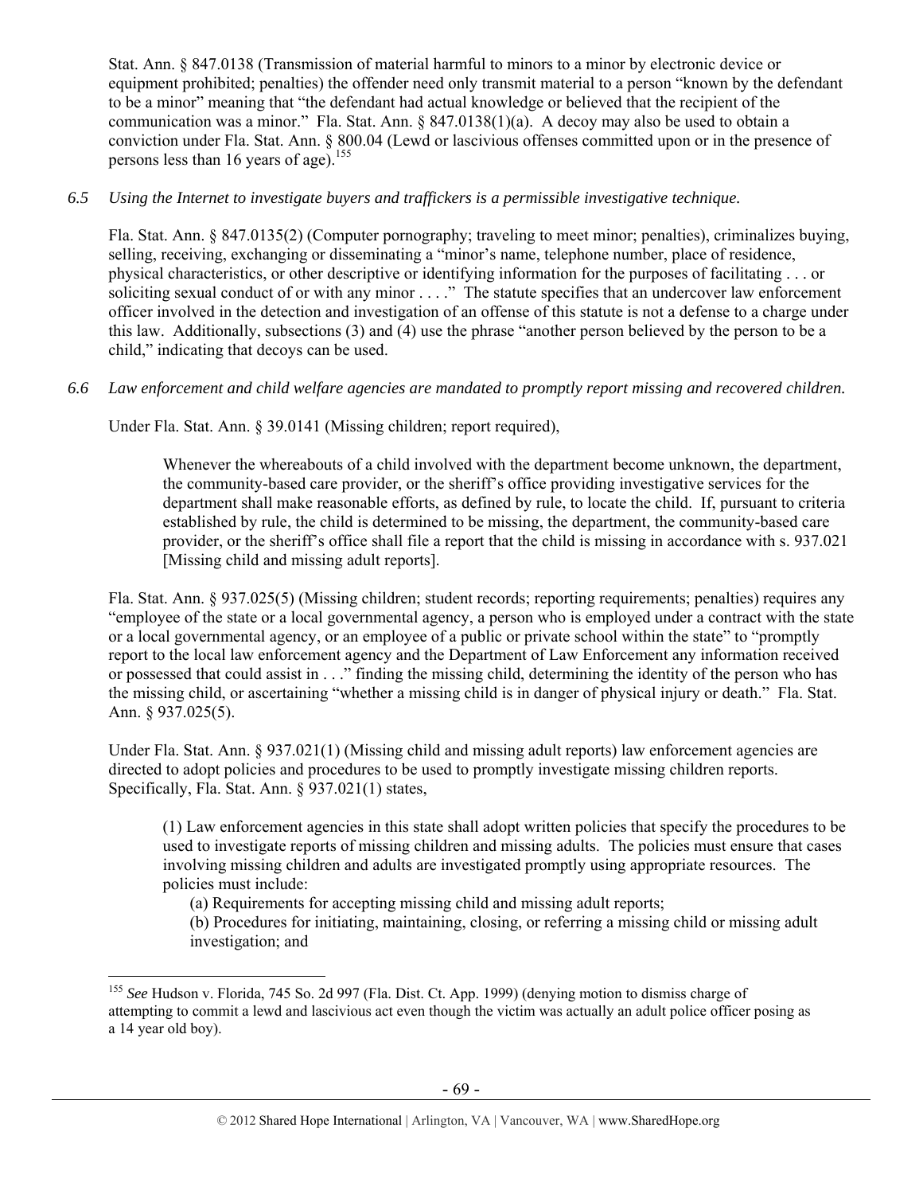Stat. Ann. § 847.0138 (Transmission of material harmful to minors to a minor by electronic device or equipment prohibited; penalties) the offender need only transmit material to a person "known by the defendant to be a minor" meaning that "the defendant had actual knowledge or believed that the recipient of the communication was a minor." Fla. Stat. Ann. § 847.0138(1)(a). A decoy may also be used to obtain a conviction under Fla. Stat. Ann. § 800.04 (Lewd or lascivious offenses committed upon or in the presence of persons less than 16 years of age).[155]

*6.5 Using the Internet to investigate buyers and traffickers is a permissible investigative technique.*

Fla. Stat. Ann. § 847.0135(2) (Computer pornography; traveling to meet minor; penalties), criminalizes buying, selling, receiving, exchanging or disseminating a "minor's name, telephone number, place of residence, physical characteristics, or other descriptive or identifying information for the purposes of facilitating . . . or soliciting sexual conduct of or with any minor . . . ." The statute specifies that an undercover law enforcement officer involved in the detection and investigation of an offense of this statute is not a defense to a charge under this law. Additionally, subsections (3) and (4) use the phrase "another person believed by the person to be a child," indicating that decoys can be used.

*6.6 Law enforcement and child welfare agencies are mandated to promptly report missing and recovered children.*

Under Fla. Stat. Ann. § 39.0141 (Missing children; report required),

> Whenever the whereabouts of a child involved with the department become unknown, the department, the community-based care provider, or the sheriff's office providing investigative services for the department shall make reasonable efforts, as defined by rule, to locate the child. If, pursuant to criteria established by rule, the child is determined to be missing, the department, the community-based care provider, or the sheriff's office shall file a report that the child is missing in accordance with s. 937.021 [Missing child and missing adult reports].

Fla. Stat. Ann. § 937.025(5) (Missing children; student records; reporting requirements; penalties) requires any "employee of the state or a local governmental agency, a person who is employed under a contract with the state or a local governmental agency, or an employee of a public or private school within the state" to "promptly report to the local law enforcement agency and the Department of Law Enforcement any information received or possessed that could assist in . . ." finding the missing child, determining the identity of the person who has the missing child, or ascertaining "whether a missing child is in danger of physical injury or death." Fla. Stat. Ann. § 937.025(5).

Under Fla. Stat. Ann. § 937.021(1) (Missing child and missing adult reports) law enforcement agencies are directed to adopt policies and procedures to be used to promptly investigate missing children reports. Specifically, Fla. Stat. Ann. § 937.021(1) states,

> (1) Law enforcement agencies in this state shall adopt written policies that specify the procedures to be used to investigate reports of missing children and missing adults. The policies must ensure that cases involving missing children and adults are investigated promptly using appropriate resources. The policies must include:
>
> (a) Requirements for accepting missing child and missing adult reports;
>
> (b) Procedures for initiating, maintaining, closing, or referring a missing child or missing adult investigation; and

---

[155] *See* Hudson v. Florida, 745 So. 2d 997 (Fla. Dist. Ct. App. 1999) (denying motion to dismiss charge of attempting to commit a lewd and lascivious act even though the victim was actually an adult police officer posing as a 14 year old boy).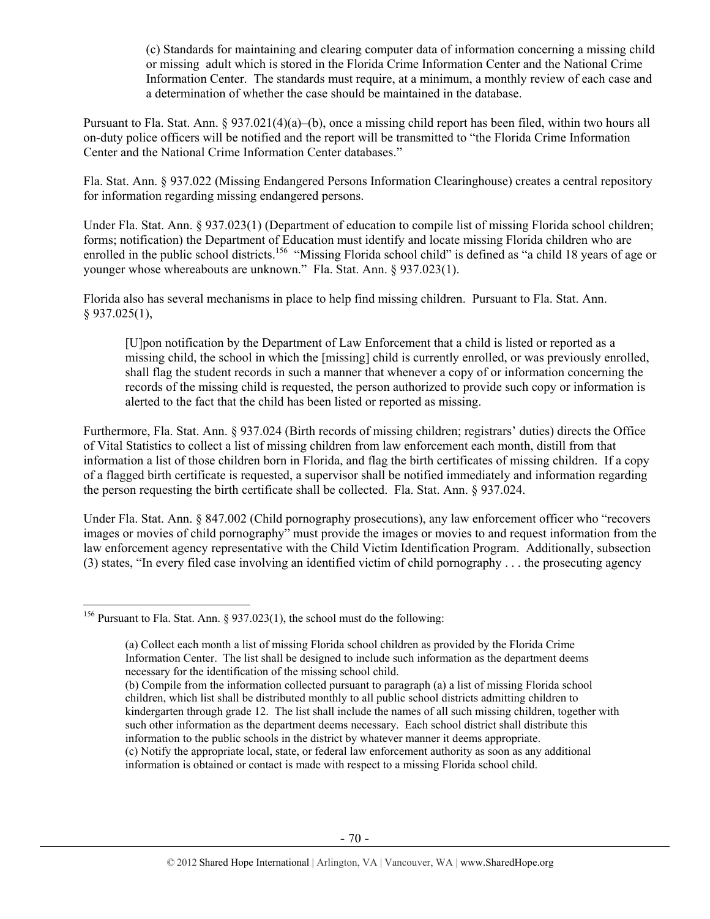(c) Standards for maintaining and clearing computer data of information concerning a missing child or missing adult which is stored in the Florida Crime Information Center and the National Crime Information Center. The standards must require, at a minimum, a monthly review of each case and a determination of whether the case should be maintained in the database.

Pursuant to Fla. Stat. Ann. § 937.021(4)(a)–(b), once a missing child report has been filed, within two hours all on-duty police officers will be notified and the report will be transmitted to "the Florida Crime Information Center and the National Crime Information Center databases."

Fla. Stat. Ann. § 937.022 (Missing Endangered Persons Information Clearinghouse) creates a central repository for information regarding missing endangered persons.

Under Fla. Stat. Ann. § 937.023(1) (Department of education to compile list of missing Florida school children; forms; notification) the Department of Education must identify and locate missing Florida children who are enrolled in the public school districts.[156] "Missing Florida school child" is defined as "a child 18 years of age or younger whose whereabouts are unknown." Fla. Stat. Ann. § 937.023(1).

Florida also has several mechanisms in place to help find missing children. Pursuant to Fla. Stat. Ann. § 937.025(1),

> [U]pon notification by the Department of Law Enforcement that a child is listed or reported as a missing child, the school in which the [missing] child is currently enrolled, or was previously enrolled, shall flag the student records in such a manner that whenever a copy of or information concerning the records of the missing child is requested, the person authorized to provide such copy or information is alerted to the fact that the child has been listed or reported as missing.

Furthermore, Fla. Stat. Ann. § 937.024 (Birth records of missing children; registrars' duties) directs the Office of Vital Statistics to collect a list of missing children from law enforcement each month, distill from that information a list of those children born in Florida, and flag the birth certificates of missing children. If a copy of a flagged birth certificate is requested, a supervisor shall be notified immediately and information regarding the person requesting the birth certificate shall be collected. Fla. Stat. Ann. § 937.024.

Under Fla. Stat. Ann. § 847.002 (Child pornography prosecutions), any law enforcement officer who "recovers images or movies of child pornography" must provide the images or movies to and request information from the law enforcement agency representative with the Child Victim Identification Program. Additionally, subsection (3) states, "In every filed case involving an identified victim of child pornography . . . the prosecuting agency

---

[156] Pursuant to Fla. Stat. Ann. § 937.023(1), the school must do the following:

> (a) Collect each month a list of missing Florida school children as provided by the Florida Crime Information Center. The list shall be designed to include such information as the department deems necessary for the identification of the missing school child.
> (b) Compile from the information collected pursuant to paragraph (a) a list of missing Florida school children, which list shall be distributed monthly to all public school districts admitting children to kindergarten through grade 12. The list shall include the names of all such missing children, together with such other information as the department deems necessary. Each school district shall distribute this information to the public schools in the district by whatever manner it deems appropriate.
> (c) Notify the appropriate local, state, or federal law enforcement authority as soon as any additional information is obtained or contact is made with respect to a missing Florida school child.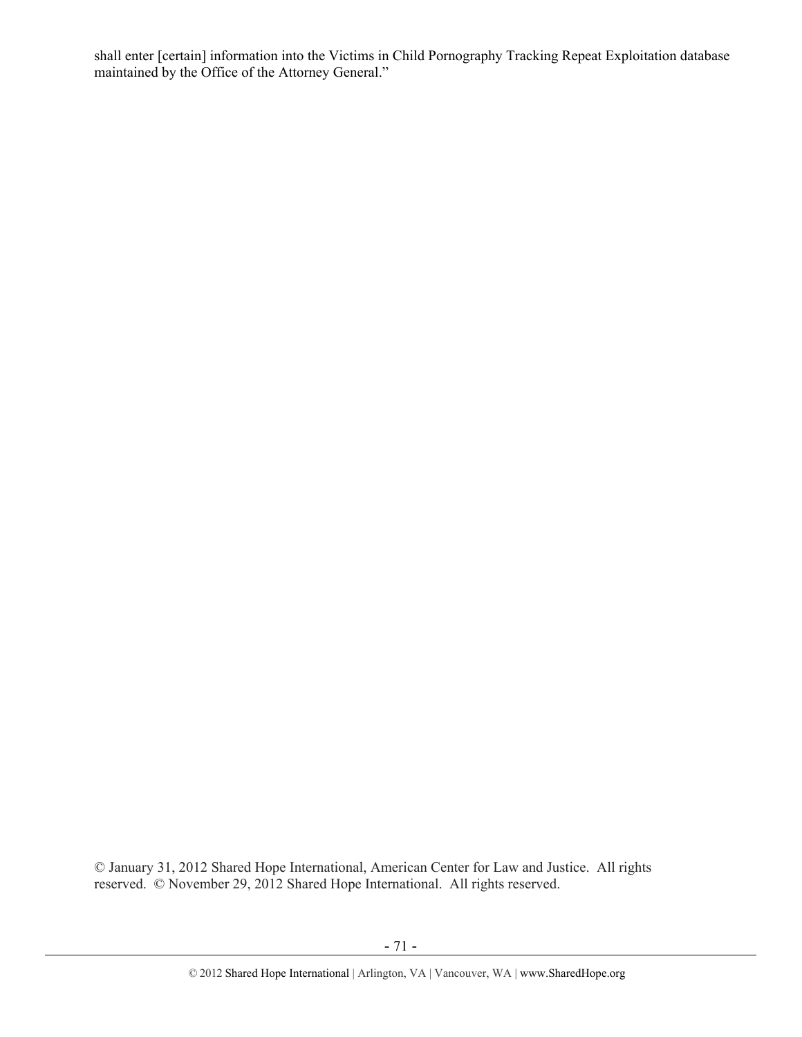shall enter [certain] information into the Victims in Child Pornography Tracking Repeat Exploitation database maintained by the Office of the Attorney General."

© January 31, 2012 Shared Hope International, American Center for Law and Justice. All rights reserved. © November 29, 2012 Shared Hope International. All rights reserved.